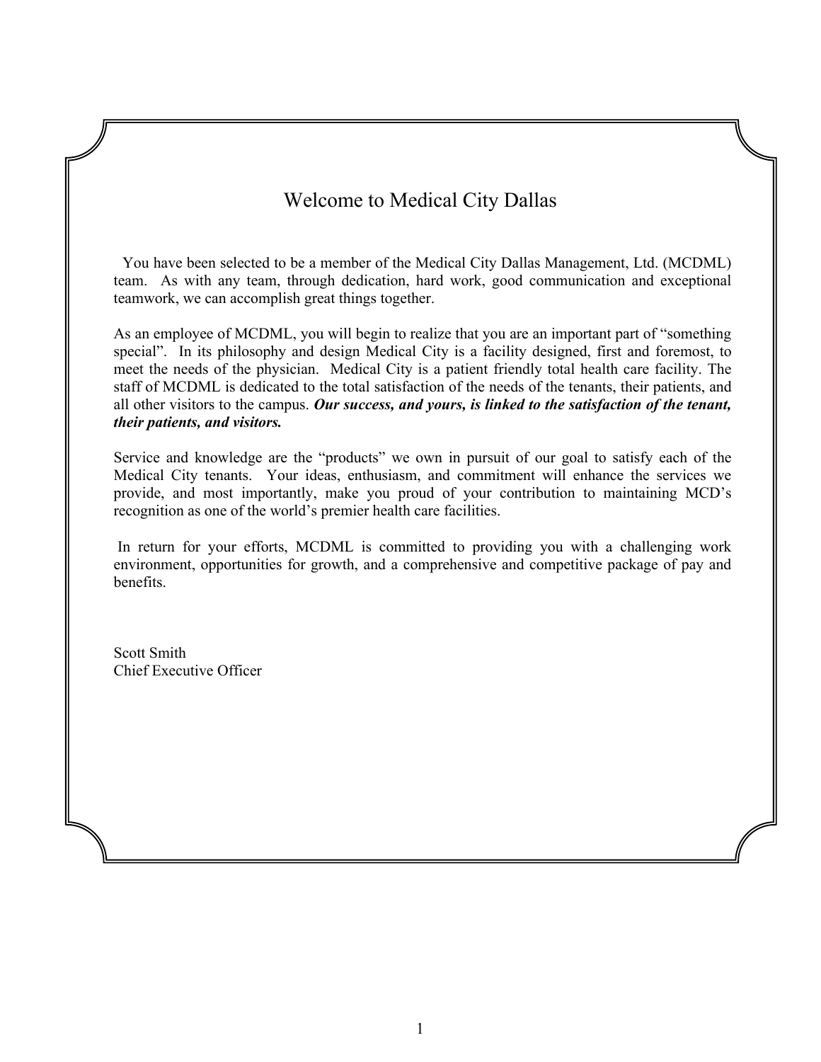# Welcome to Medical City Dallas

You have been selected to be a member of the Medical City Dallas Management, Ltd. (MCDML) team. As with any team, through dedication, hard work, good communication and exceptional teamwork, we can accomplish great things together.

As an employee of MCDML, you will begin to realize that you are an important part of "something special". In its philosophy and design Medical City is a facility designed, first and foremost, to meet the needs of the physician. Medical City is a patient friendly total health care facility. The staff of MCDML is dedicated to the total satisfaction of the needs of the tenants, their patients, and all other visitors to the campus. ***Our success, and yours, is linked to the satisfaction of the tenant, their patients, and visitors.***

Service and knowledge are the "products" we own in pursuit of our goal to satisfy each of the Medical City tenants. Your ideas, enthusiasm, and commitment will enhance the services we provide, and most importantly, make you proud of your contribution to maintaining MCD's recognition as one of the world's premier health care facilities.

In return for your efforts, MCDML is committed to providing you with a challenging work environment, opportunities for growth, and a comprehensive and competitive package of pay and benefits.

Scott Smith
Chief Executive Officer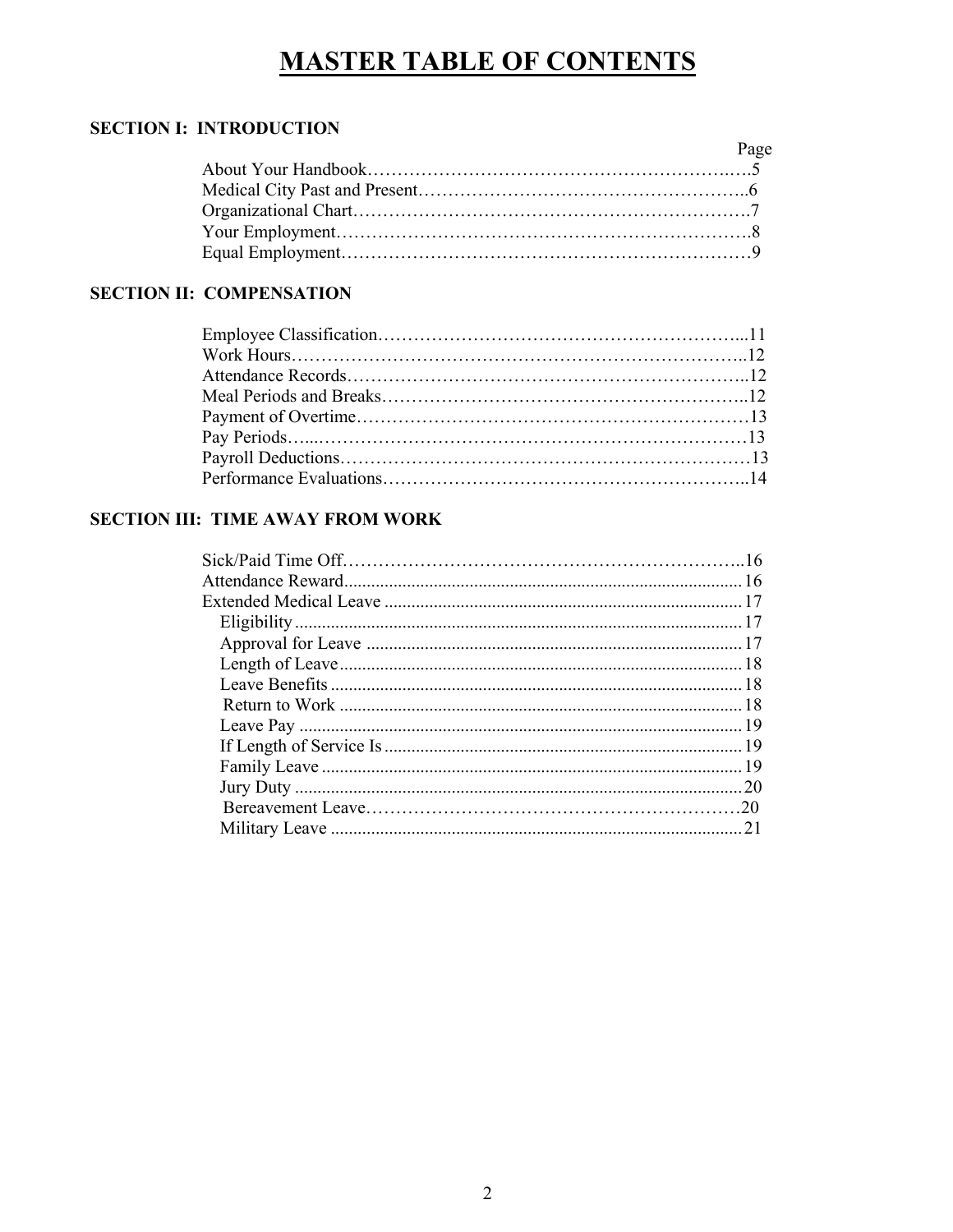# MASTER TABLE OF CONTENTS

## SECTION I: INTRODUCTION

| | Page |
|---|---|
| About Your Handbook | 5 |
| Medical City Past and Present | 6 |
| Organizational Chart | 7 |
| Your Employment | 8 |
| Equal Employment | 9 |

## SECTION II: COMPENSATION

| | Page |
|---|---|
| Employee Classification | 11 |
| Work Hours | 12 |
| Attendance Records | 12 |
| Meal Periods and Breaks | 12 |
| Payment of Overtime | 13 |
| Pay Periods | 13 |
| Payroll Deductions | 13 |
| Performance Evaluations | 14 |

## SECTION III: TIME AWAY FROM WORK

| | Page |
|---|---|
| Sick/Paid Time Off | 16 |
| Attendance Reward | 16 |
| Extended Medical Leave | 17 |
| Eligibility | 17 |
| Approval for Leave | 17 |
| Length of Leave | 18 |
| Leave Benefits | 18 |
| Return to Work | 18 |
| Leave Pay | 19 |
| If Length of Service Is | 19 |
| Family Leave | 19 |
| Jury Duty | 20 |
| Bereavement Leave | 20 |
| Military Leave | 21 |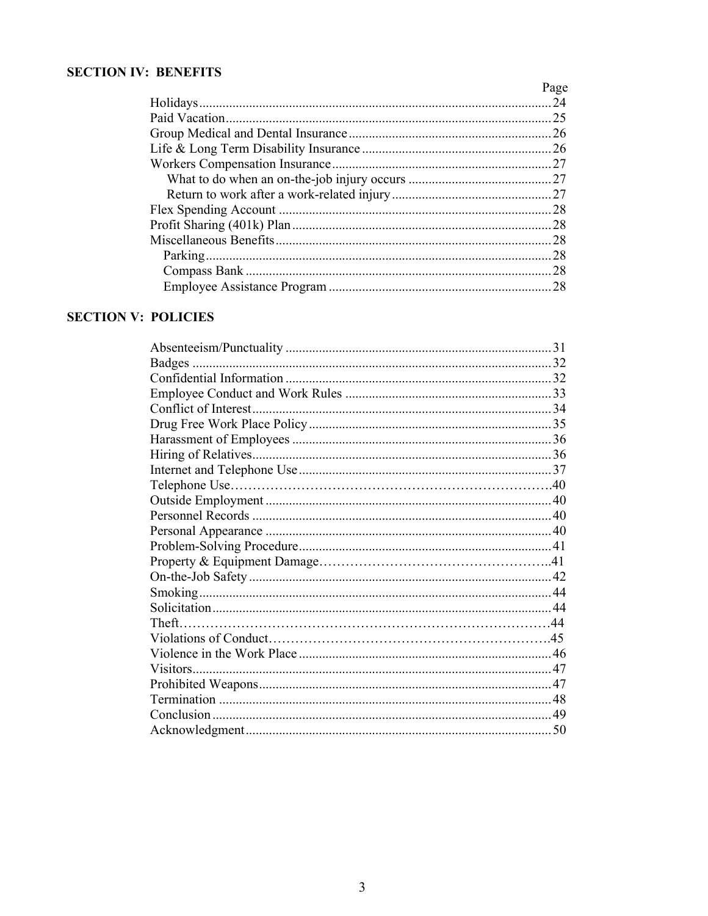## SECTION IV: BENEFITS

| | Page |
|---|---|
| Holidays | 24 |
| Paid Vacation | 25 |
| Group Medical and Dental Insurance | 26 |
| Life & Long Term Disability Insurance | 26 |
| Workers Compensation Insurance | 27 |
| What to do when an on-the-job injury occurs | 27 |
| Return to work after a work-related injury | 27 |
| Flex Spending Account | 28 |
| Profit Sharing (401k) Plan | 28 |
| Miscellaneous Benefits | 28 |
| Parking | 28 |
| Compass Bank | 28 |
| Employee Assistance Program | 28 |

## SECTION V: POLICIES

| | |
|---|---|
| Absenteeism/Punctuality | 31 |
| Badges | 32 |
| Confidential Information | 32 |
| Employee Conduct and Work Rules | 33 |
| Conflict of Interest | 34 |
| Drug Free Work Place Policy | 35 |
| Harassment of Employees | 36 |
| Hiring of Relatives | 36 |
| Internet and Telephone Use | 37 |
| Telephone Use | 40 |
| Outside Employment | 40 |
| Personnel Records | 40 |
| Personal Appearance | 40 |
| Problem-Solving Procedure | 41 |
| Property & Equipment Damage | 41 |
| On-the-Job Safety | 42 |
| Smoking | 44 |
| Solicitation | 44 |
| Theft | 44 |
| Violations of Conduct | 45 |
| Violence in the Work Place | 46 |
| Visitors | 47 |
| Prohibited Weapons | 47 |
| Termination | 48 |
| Conclusion | 49 |
| Acknowledgment | 50 |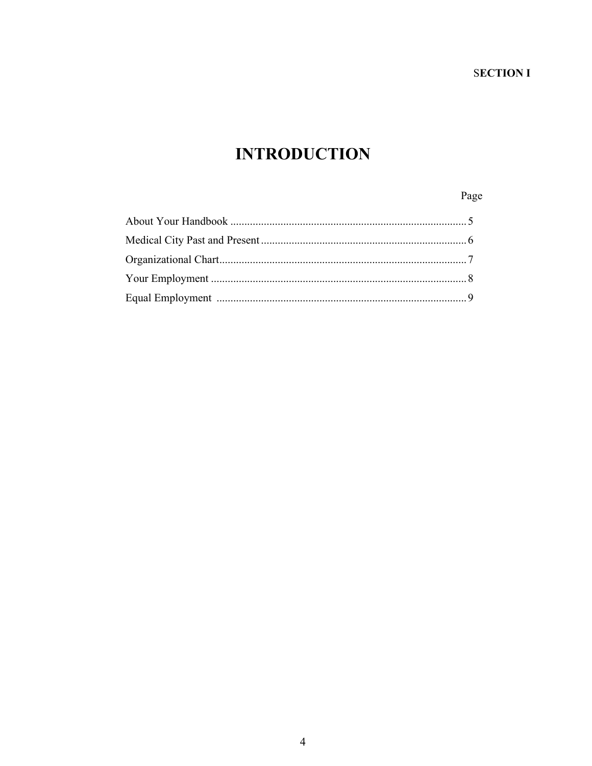**SECTION I**

# INTRODUCTION

| | Page |
|---|---|
| About Your Handbook | 5 |
| Medical City Past and Present | 6 |
| Organizational Chart | 7 |
| Your Employment | 8 |
| Equal Employment | 9 |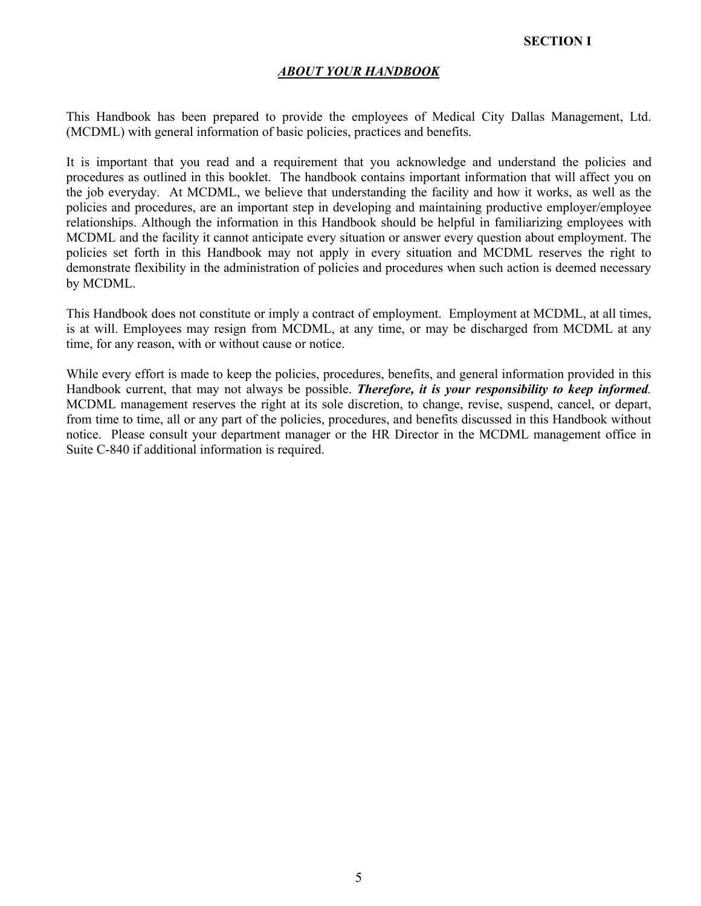**SECTION I**

## *ABOUT YOUR HANDBOOK*

This Handbook has been prepared to provide the employees of Medical City Dallas Management, Ltd. (MCDML) with general information of basic policies, practices and benefits.

It is important that you read and a requirement that you acknowledge and understand the policies and procedures as outlined in this booklet. The handbook contains important information that will affect you on the job everyday. At MCDML, we believe that understanding the facility and how it works, as well as the policies and procedures, are an important step in developing and maintaining productive employer/employee relationships. Although the information in this Handbook should be helpful in familiarizing employees with MCDML and the facility it cannot anticipate every situation or answer every question about employment. The policies set forth in this Handbook may not apply in every situation and MCDML reserves the right to demonstrate flexibility in the administration of policies and procedures when such action is deemed necessary by MCDML.

This Handbook does not constitute or imply a contract of employment. Employment at MCDML, at all times, is at will. Employees may resign from MCDML, at any time, or may be discharged from MCDML at any time, for any reason, with or without cause or notice.

While every effort is made to keep the policies, procedures, benefits, and general information provided in this Handbook current, that may not always be possible. ***Therefore, it is your responsibility to keep informed***. MCDML management reserves the right at its sole discretion, to change, revise, suspend, cancel, or depart, from time to time, all or any part of the policies, procedures, and benefits discussed in this Handbook without notice. Please consult your department manager or the HR Director in the MCDML management office in Suite C-840 if additional information is required.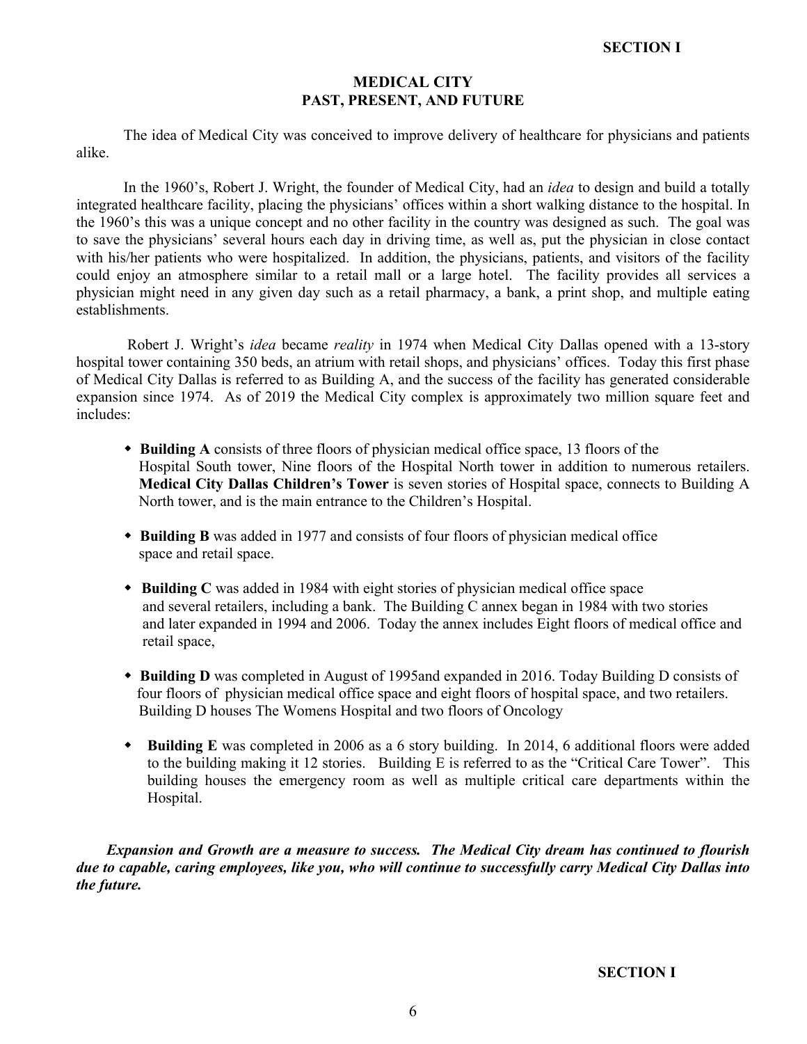## MEDICAL CITY
## PAST, PRESENT, AND FUTURE

The idea of Medical City was conceived to improve delivery of healthcare for physicians and patients alike.

In the 1960's, Robert J. Wright, the founder of Medical City, had an *idea* to design and build a totally integrated healthcare facility, placing the physicians' offices within a short walking distance to the hospital. In the 1960's this was a unique concept and no other facility in the country was designed as such. The goal was to save the physicians' several hours each day in driving time, as well as, put the physician in close contact with his/her patients who were hospitalized. In addition, the physicians, patients, and visitors of the facility could enjoy an atmosphere similar to a retail mall or a large hotel. The facility provides all services a physician might need in any given day such as a retail pharmacy, a bank, a print shop, and multiple eating establishments.

Robert J. Wright's *idea* became *reality* in 1974 when Medical City Dallas opened with a 13-story hospital tower containing 350 beds, an atrium with retail shops, and physicians' offices. Today this first phase of Medical City Dallas is referred to as Building A, and the success of the facility has generated considerable expansion since 1974. As of 2019 the Medical City complex is approximately two million square feet and includes:

- **Building A** consists of three floors of physician medical office space, 13 floors of the Hospital South tower, Nine floors of the Hospital North tower in addition to numerous retailers. **Medical City Dallas Children's Tower** is seven stories of Hospital space, connects to Building A North tower, and is the main entrance to the Children's Hospital.
- **Building B** was added in 1977 and consists of four floors of physician medical office space and retail space.
- **Building C** was added in 1984 with eight stories of physician medical office space and several retailers, including a bank. The Building C annex began in 1984 with two stories and later expanded in 1994 and 2006. Today the annex includes Eight floors of medical office and retail space,
- **Building D** was completed in August of 1995and expanded in 2016. Today Building D consists of four floors of physician medical office space and eight floors of hospital space, and two retailers. Building D houses The Womens Hospital and two floors of Oncology
- **Building E** was completed in 2006 as a 6 story building. In 2014, 6 additional floors were added to the building making it 12 stories. Building E is referred to as the "Critical Care Tower". This building houses the emergency room as well as multiple critical care departments within the Hospital.

***Expansion and Growth are a measure to success. The Medical City dream has continued to flourish due to capable, caring employees, like you, who will continue to successfully carry Medical City Dallas into the future.***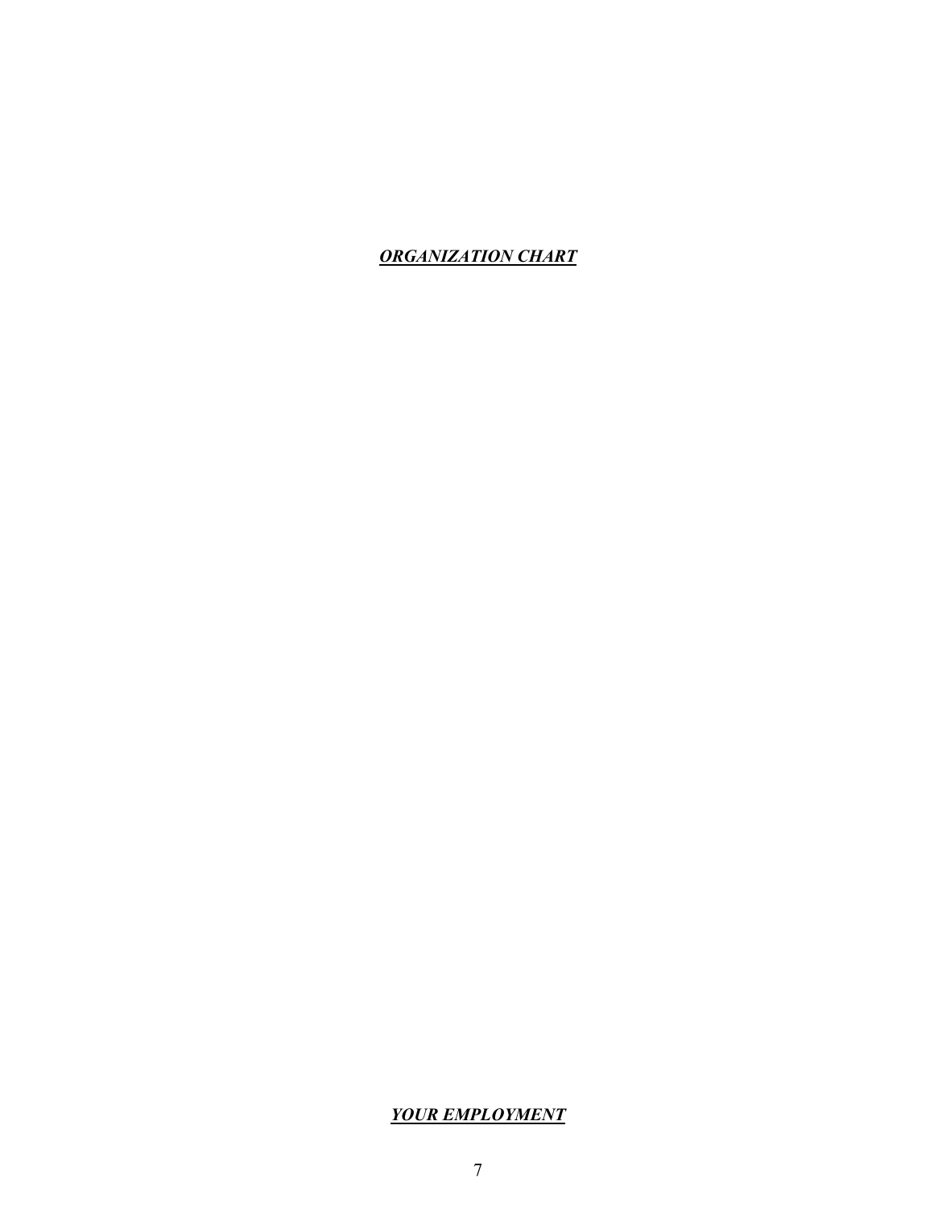## ***ORGANIZATION CHART***

## ***YOUR EMPLOYMENT***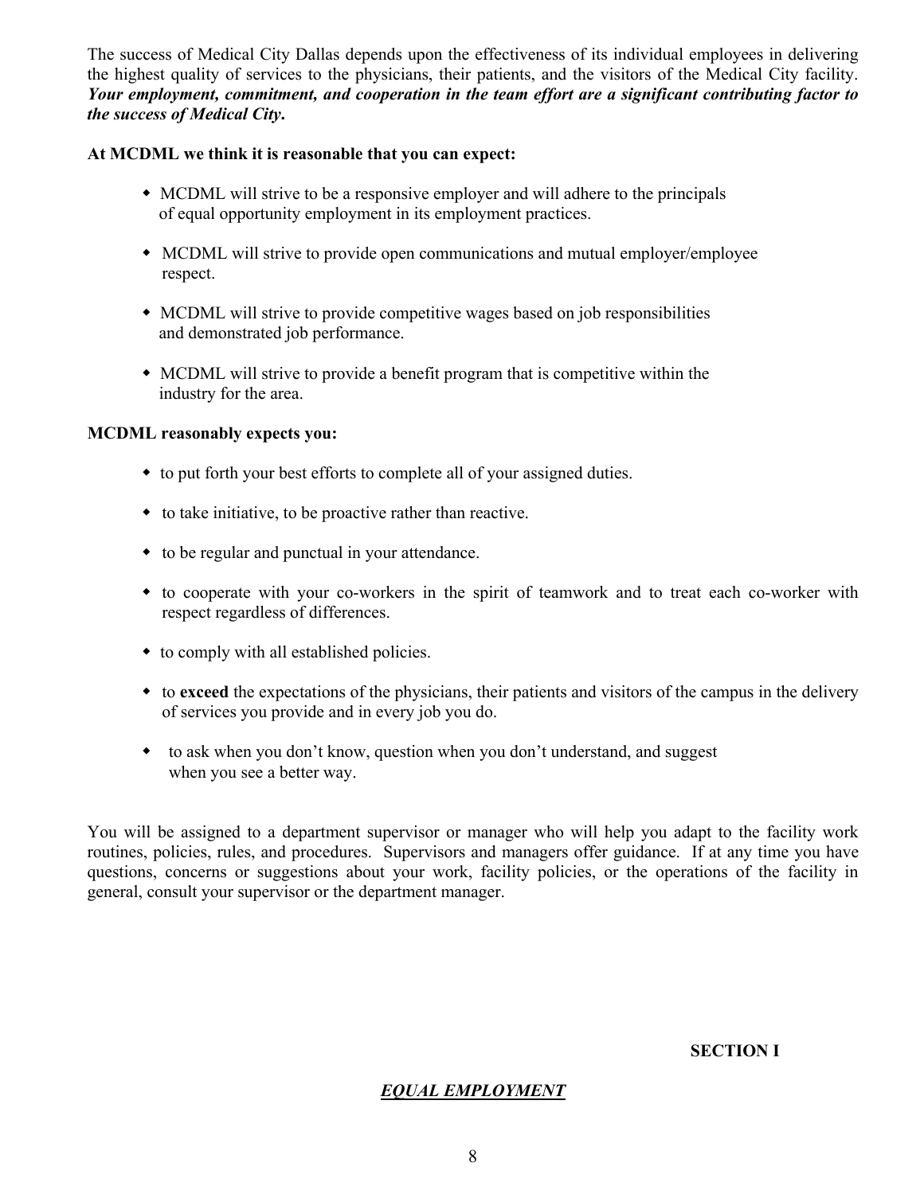The success of Medical City Dallas depends upon the effectiveness of its individual employees in delivering the highest quality of services to the physicians, their patients, and the visitors of the Medical City facility. ***Your employment, commitment, and cooperation in the team effort are a significant contributing factor to the success of Medical City.***

**At MCDML we think it is reasonable that you can expect:**

- MCDML will strive to be a responsive employer and will adhere to the principals of equal opportunity employment in its employment practices.
- MCDML will strive to provide open communications and mutual employer/employee respect.
- MCDML will strive to provide competitive wages based on job responsibilities and demonstrated job performance.
- MCDML will strive to provide a benefit program that is competitive within the industry for the area.

**MCDML reasonably expects you:**

- to put forth your best efforts to complete all of your assigned duties.
- to take initiative, to be proactive rather than reactive.
- to be regular and punctual in your attendance.
- to cooperate with your co-workers in the spirit of teamwork and to treat each co-worker with respect regardless of differences.
- to comply with all established policies.
- to **exceed** the expectations of the physicians, their patients and visitors of the campus in the delivery of services you provide and in every job you do.
- to ask when you don't know, question when you don't understand, and suggest when you see a better way.

You will be assigned to a department supervisor or manager who will help you adapt to the facility work routines, policies, rules, and procedures. Supervisors and managers offer guidance. If at any time you have questions, concerns or suggestions about your work, facility policies, or the operations of the facility in general, consult your supervisor or the department manager.

**SECTION I**

## ***EQUAL EMPLOYMENT***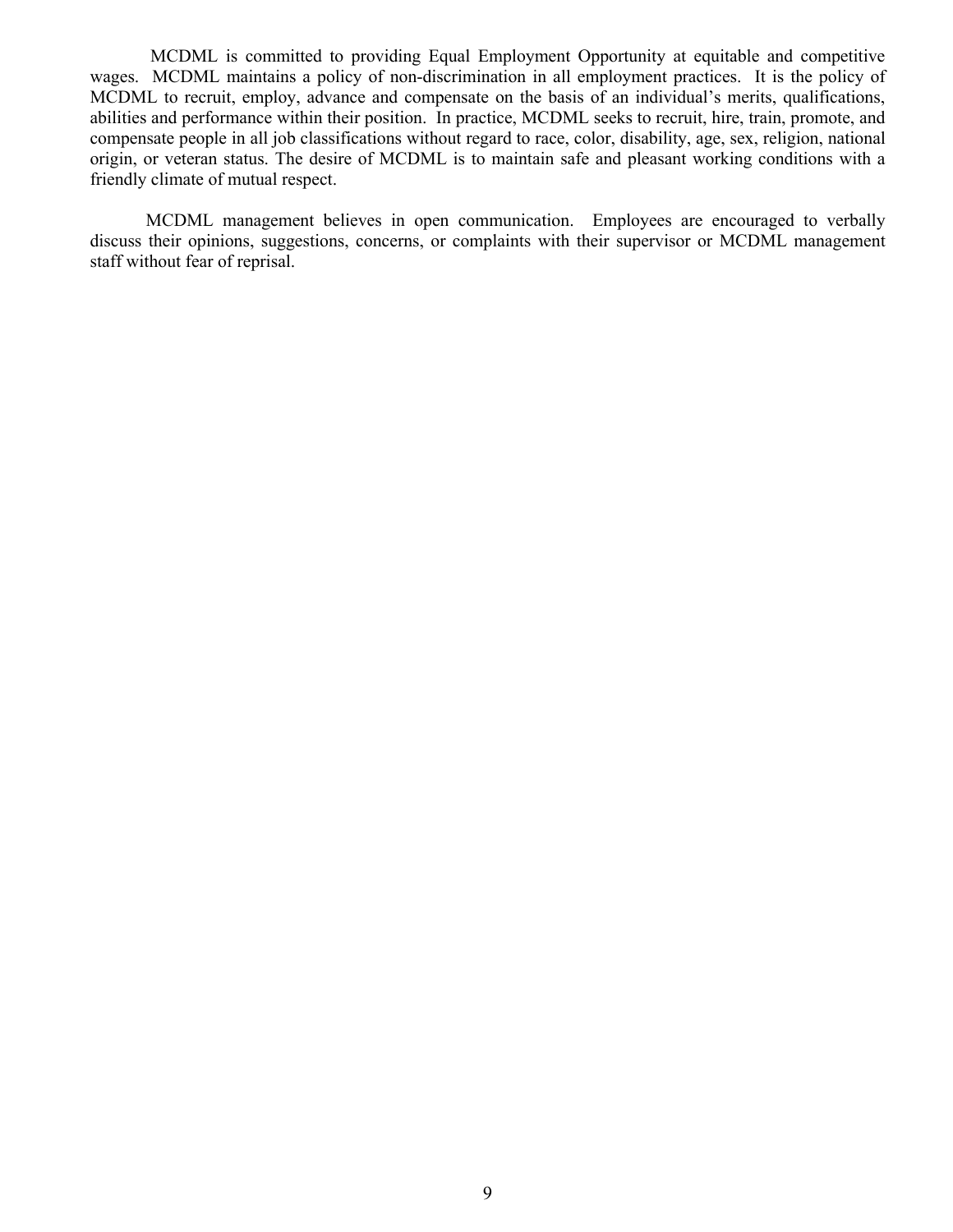MCDML is committed to providing Equal Employment Opportunity at equitable and competitive wages. MCDML maintains a policy of non-discrimination in all employment practices. It is the policy of MCDML to recruit, employ, advance and compensate on the basis of an individual's merits, qualifications, abilities and performance within their position. In practice, MCDML seeks to recruit, hire, train, promote, and compensate people in all job classifications without regard to race, color, disability, age, sex, religion, national origin, or veteran status. The desire of MCDML is to maintain safe and pleasant working conditions with a friendly climate of mutual respect.

MCDML management believes in open communication. Employees are encouraged to verbally discuss their opinions, suggestions, concerns, or complaints with their supervisor or MCDML management staff without fear of reprisal.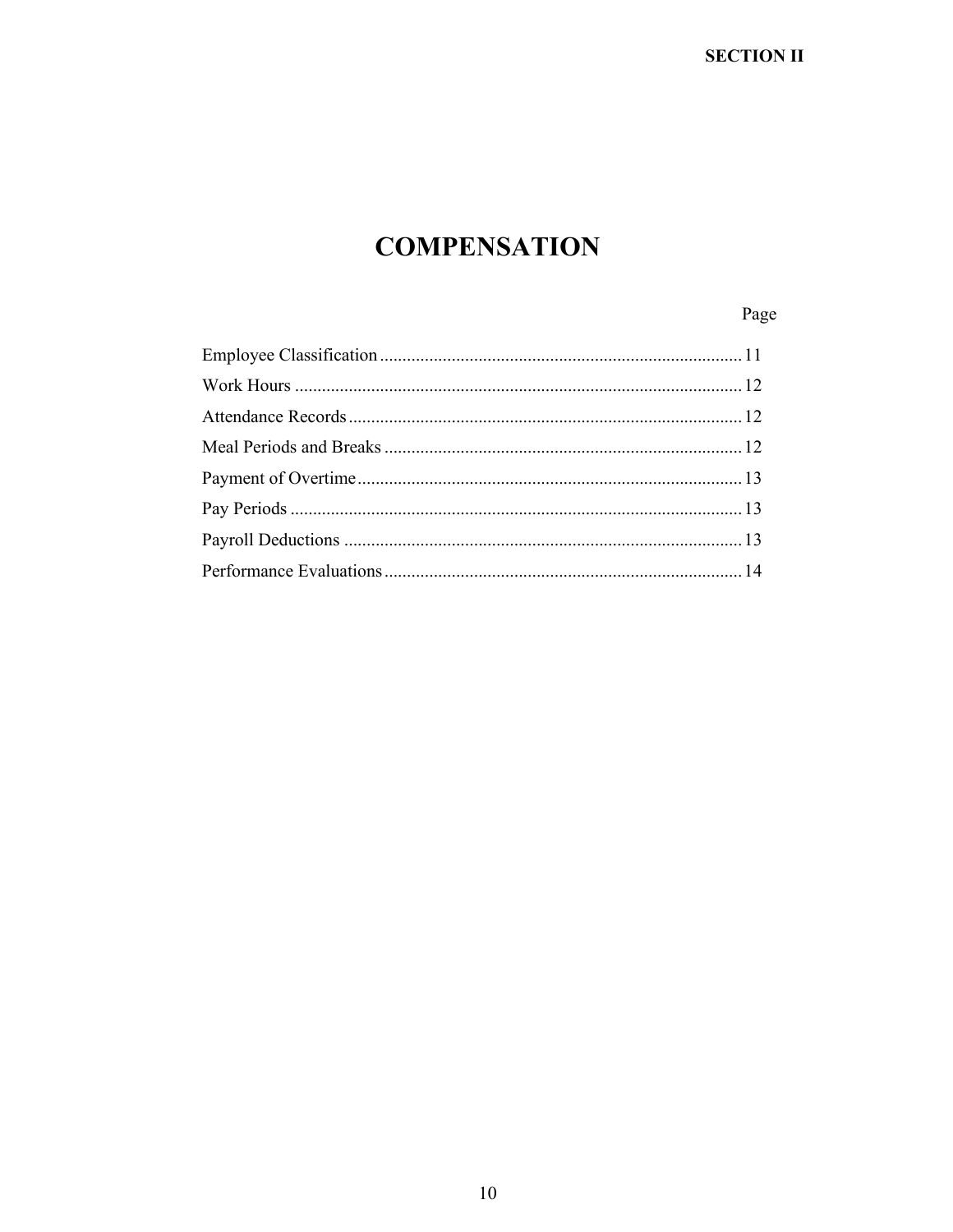SECTION II

# COMPENSATION

| | Page |
|---|---|
| Employee Classification | 11 |
| Work Hours | 12 |
| Attendance Records | 12 |
| Meal Periods and Breaks | 12 |
| Payment of Overtime | 13 |
| Pay Periods | 13 |
| Payroll Deductions | 13 |
| Performance Evaluations | 14 |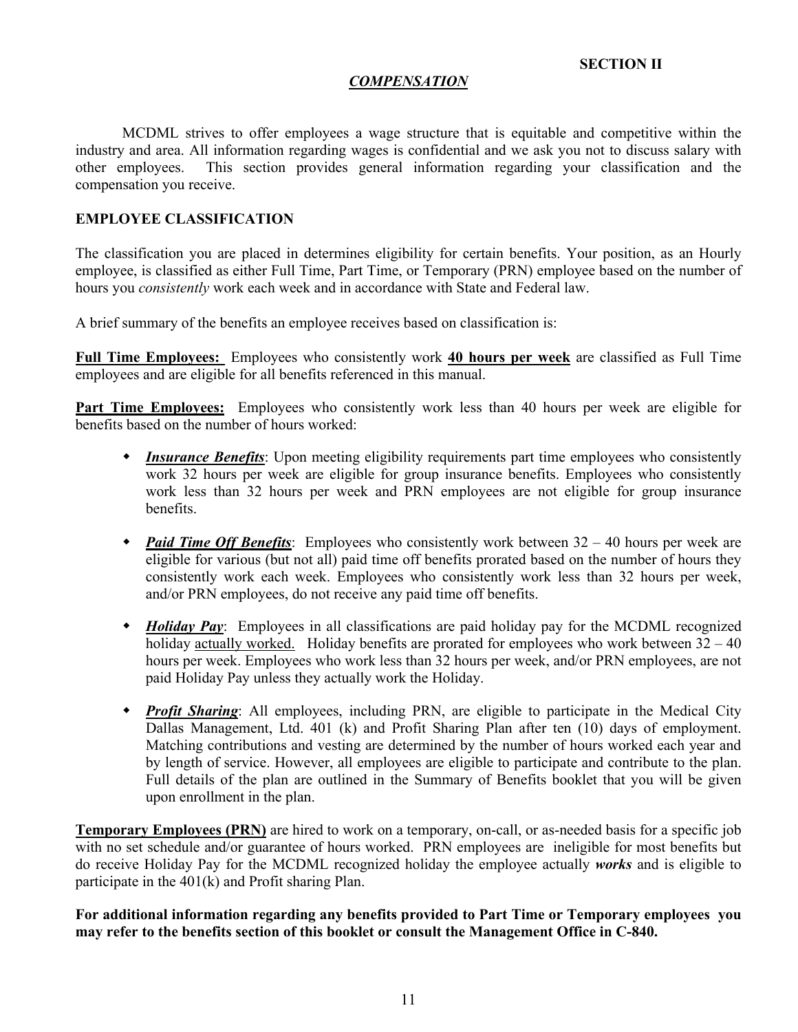**SECTION II**

## *COMPENSATION*

MCDML strives to offer employees a wage structure that is equitable and competitive within the industry and area. All information regarding wages is confidential and we ask you not to discuss salary with other employees. This section provides general information regarding your classification and the compensation you receive.

### EMPLOYEE CLASSIFICATION

The classification you are placed in determines eligibility for certain benefits. Your position, as an Hourly employee, is classified as either Full Time, Part Time, or Temporary (PRN) employee based on the number of hours you *consistently* work each week and in accordance with State and Federal law.

A brief summary of the benefits an employee receives based on classification is:

**Full Time Employees:** Employees who consistently work **40 hours per week** are classified as Full Time employees and are eligible for all benefits referenced in this manual.

**Part Time Employees:** Employees who consistently work less than 40 hours per week are eligible for benefits based on the number of hours worked:

- ***Insurance Benefits***: Upon meeting eligibility requirements part time employees who consistently work 32 hours per week are eligible for group insurance benefits. Employees who consistently work less than 32 hours per week and PRN employees are not eligible for group insurance benefits.
- ***Paid Time Off Benefits***: Employees who consistently work between 32 – 40 hours per week are eligible for various (but not all) paid time off benefits prorated based on the number of hours they consistently work each week. Employees who consistently work less than 32 hours per week, and/or PRN employees, do not receive any paid time off benefits.
- ***Holiday Pay***: Employees in all classifications are paid holiday pay for the MCDML recognized holiday actually worked. Holiday benefits are prorated for employees who work between 32 – 40 hours per week. Employees who work less than 32 hours per week, and/or PRN employees, are not paid Holiday Pay unless they actually work the Holiday.
- ***Profit Sharing***: All employees, including PRN, are eligible to participate in the Medical City Dallas Management, Ltd. 401 (k) and Profit Sharing Plan after ten (10) days of employment. Matching contributions and vesting are determined by the number of hours worked each year and by length of service. However, all employees are eligible to participate and contribute to the plan. Full details of the plan are outlined in the Summary of Benefits booklet that you will be given upon enrollment in the plan.

**Temporary Employees (PRN)** are hired to work on a temporary, on-call, or as-needed basis for a specific job with no set schedule and/or guarantee of hours worked. PRN employees are ineligible for most benefits but do receive Holiday Pay for the MCDML recognized holiday the employee actually ***works*** and is eligible to participate in the 401(k) and Profit sharing Plan.

**For additional information regarding any benefits provided to Part Time or Temporary employees you may refer to the benefits section of this booklet or consult the Management Office in C-840.**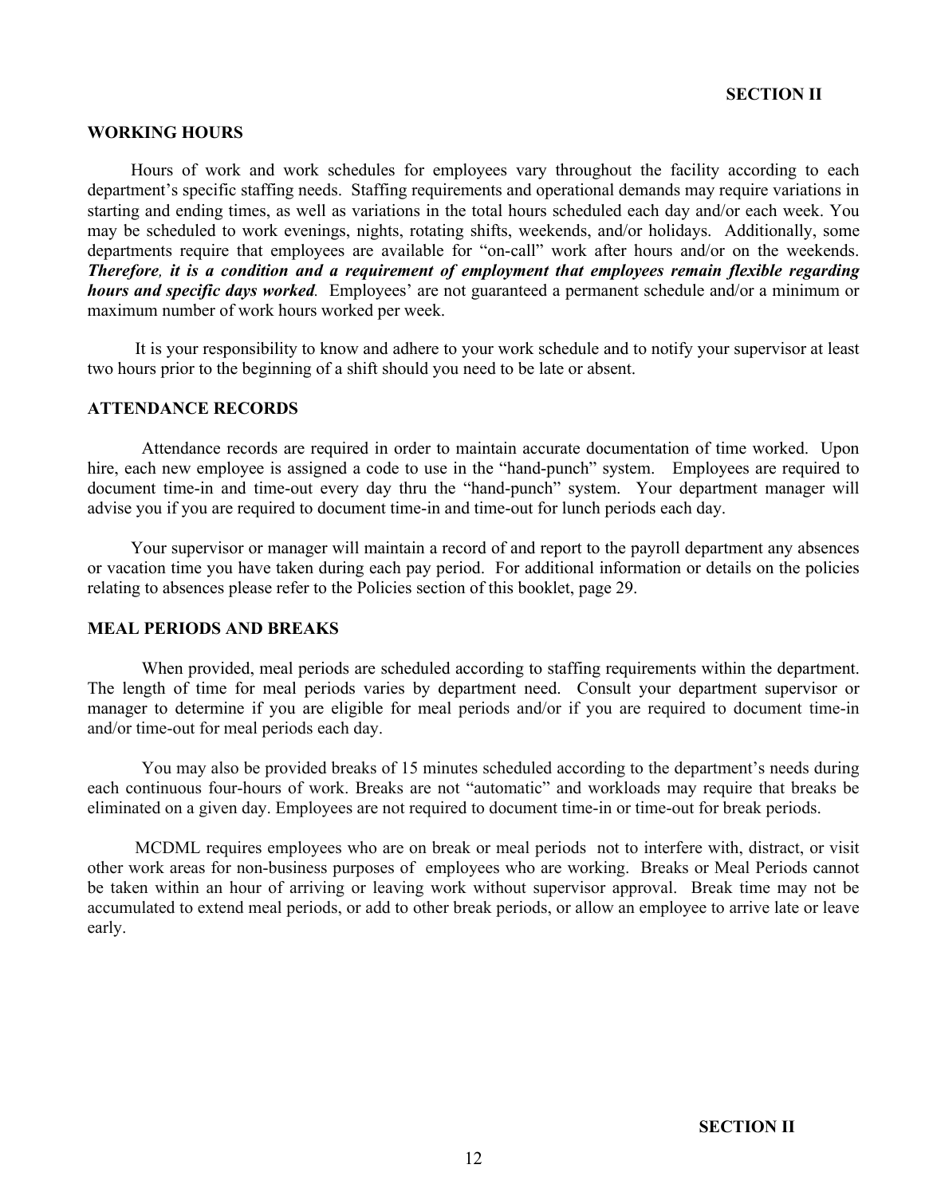## WORKING HOURS

Hours of work and work schedules for employees vary throughout the facility according to each department's specific staffing needs. Staffing requirements and operational demands may require variations in starting and ending times, as well as variations in the total hours scheduled each day and/or each week. You may be scheduled to work evenings, nights, rotating shifts, weekends, and/or holidays. Additionally, some departments require that employees are available for "on-call" work after hours and/or on the weekends. ***Therefore, it is a condition and a requirement of employment that employees remain flexible regarding hours and specific days worked.*** Employees' are not guaranteed a permanent schedule and/or a minimum or maximum number of work hours worked per week.

It is your responsibility to know and adhere to your work schedule and to notify your supervisor at least two hours prior to the beginning of a shift should you need to be late or absent.

## ATTENDANCE RECORDS

Attendance records are required in order to maintain accurate documentation of time worked. Upon hire, each new employee is assigned a code to use in the "hand-punch" system. Employees are required to document time-in and time-out every day thru the "hand-punch" system. Your department manager will advise you if you are required to document time-in and time-out for lunch periods each day.

Your supervisor or manager will maintain a record of and report to the payroll department any absences or vacation time you have taken during each pay period. For additional information or details on the policies relating to absences please refer to the Policies section of this booklet, page 29.

## MEAL PERIODS AND BREAKS

When provided, meal periods are scheduled according to staffing requirements within the department. The length of time for meal periods varies by department need. Consult your department supervisor or manager to determine if you are eligible for meal periods and/or if you are required to document time-in and/or time-out for meal periods each day.

You may also be provided breaks of 15 minutes scheduled according to the department's needs during each continuous four-hours of work. Breaks are not "automatic" and workloads may require that breaks be eliminated on a given day. Employees are not required to document time-in or time-out for break periods.

MCDML requires employees who are on break or meal periods not to interfere with, distract, or visit other work areas for non-business purposes of employees who are working. Breaks or Meal Periods cannot be taken within an hour of arriving or leaving work without supervisor approval. Break time may not be accumulated to extend meal periods, or add to other break periods, or allow an employee to arrive late or leave early.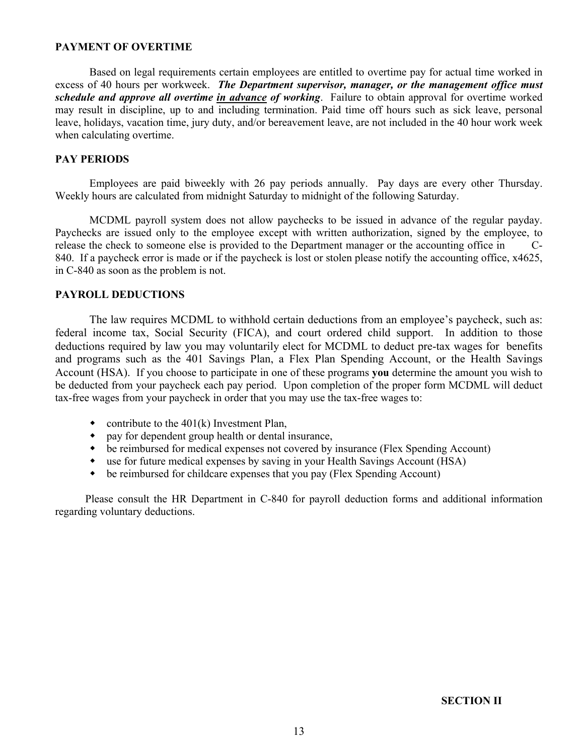## PAYMENT OF OVERTIME

Based on legal requirements certain employees are entitled to overtime pay for actual time worked in excess of 40 hours per workweek. ***The Department supervisor, manager, or the management office must schedule and approve all overtime <u>in advance</u> of working***. Failure to obtain approval for overtime worked may result in discipline, up to and including termination. Paid time off hours such as sick leave, personal leave, holidays, vacation time, jury duty, and/or bereavement leave, are not included in the 40 hour work week when calculating overtime.

## PAY PERIODS

Employees are paid biweekly with 26 pay periods annually. Pay days are every other Thursday. Weekly hours are calculated from midnight Saturday to midnight of the following Saturday.

MCDML payroll system does not allow paychecks to be issued in advance of the regular payday. Paychecks are issued only to the employee except with written authorization, signed by the employee, to release the check to someone else is provided to the Department manager or the accounting office in C-840. If a paycheck error is made or if the paycheck is lost or stolen please notify the accounting office, x4625, in C-840 as soon as the problem is not.

## PAYROLL DEDUCTIONS

The law requires MCDML to withhold certain deductions from an employee's paycheck, such as: federal income tax, Social Security (FICA), and court ordered child support. In addition to those deductions required by law you may voluntarily elect for MCDML to deduct pre-tax wages for benefits and programs such as the 401 Savings Plan, a Flex Plan Spending Account, or the Health Savings Account (HSA). If you choose to participate in one of these programs **you** determine the amount you wish to be deducted from your paycheck each pay period. Upon completion of the proper form MCDML will deduct tax-free wages from your paycheck in order that you may use the tax-free wages to:

- contribute to the 401(k) Investment Plan,
- pay for dependent group health or dental insurance,
- be reimbursed for medical expenses not covered by insurance (Flex Spending Account)
- use for future medical expenses by saving in your Health Savings Account (HSA)
- be reimbursed for childcare expenses that you pay (Flex Spending Account)

Please consult the HR Department in C-840 for payroll deduction forms and additional information regarding voluntary deductions.

**SECTION II**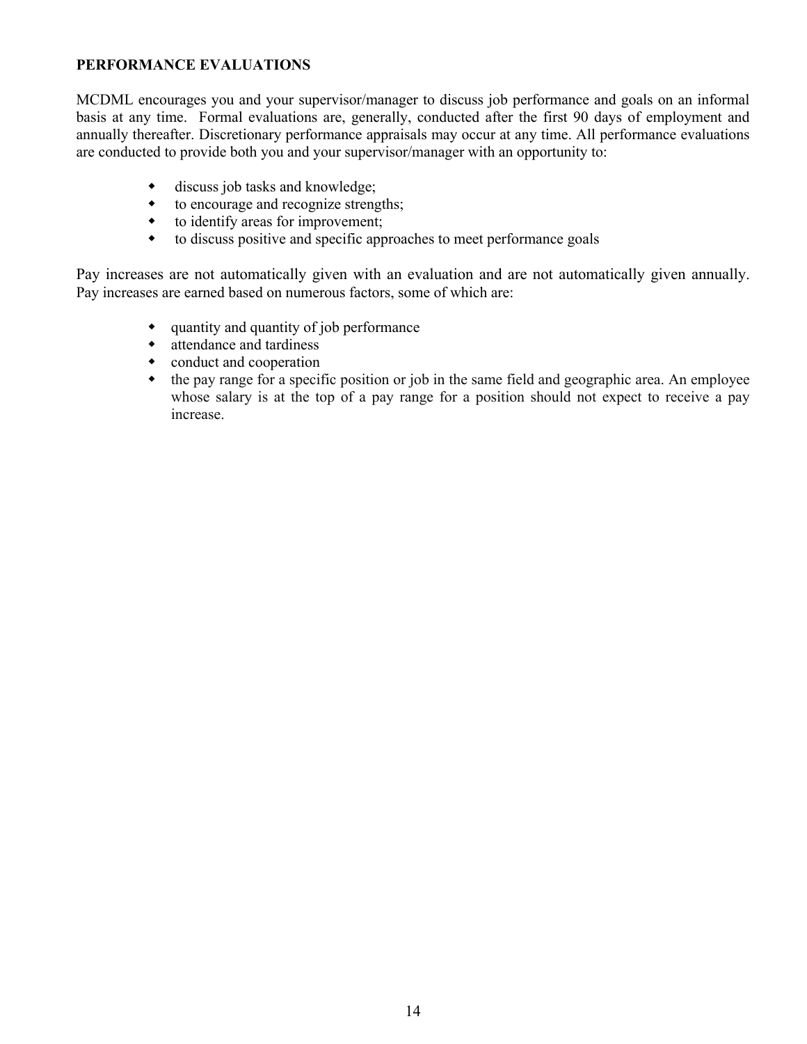**PERFORMANCE EVALUATIONS**

MCDML encourages you and your supervisor/manager to discuss job performance and goals on an informal basis at any time. Formal evaluations are, generally, conducted after the first 90 days of employment and annually thereafter. Discretionary performance appraisals may occur at any time. All performance evaluations are conducted to provide both you and your supervisor/manager with an opportunity to:

- discuss job tasks and knowledge;
- to encourage and recognize strengths;
- to identify areas for improvement;
- to discuss positive and specific approaches to meet performance goals

Pay increases are not automatically given with an evaluation and are not automatically given annually. Pay increases are earned based on numerous factors, some of which are:

- quantity and quantity of job performance
- attendance and tardiness
- conduct and cooperation
- the pay range for a specific position or job in the same field and geographic area. An employee whose salary is at the top of a pay range for a position should not expect to receive a pay increase.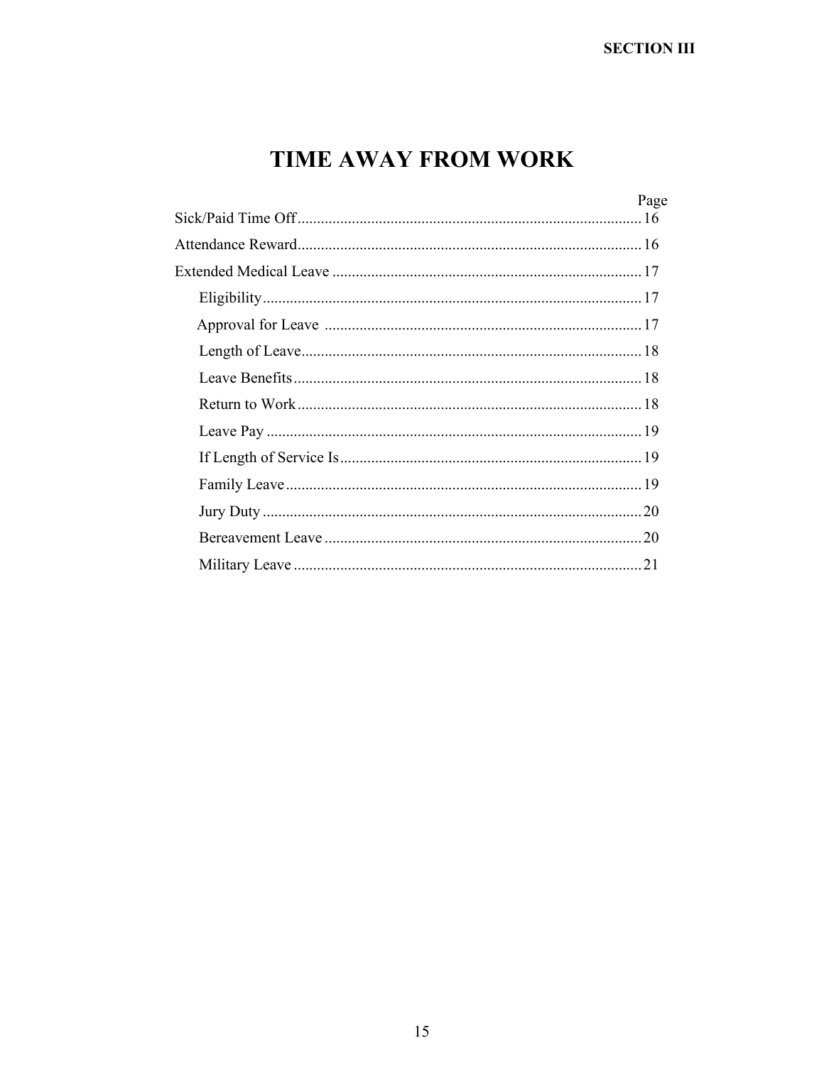# TIME AWAY FROM WORK

| | Page |
|---|---|
| Sick/Paid Time Off | 16 |
| Attendance Reward | 16 |
| Extended Medical Leave | 17 |
| &nbsp;&nbsp;&nbsp;&nbsp;Eligibility | 17 |
| &nbsp;&nbsp;&nbsp;&nbsp;Approval for Leave | 17 |
| &nbsp;&nbsp;&nbsp;&nbsp;Length of Leave | 18 |
| &nbsp;&nbsp;&nbsp;&nbsp;Leave Benefits | 18 |
| &nbsp;&nbsp;&nbsp;&nbsp;Return to Work | 18 |
| &nbsp;&nbsp;&nbsp;&nbsp;Leave Pay | 19 |
| &nbsp;&nbsp;&nbsp;&nbsp;If Length of Service Is | 19 |
| &nbsp;&nbsp;&nbsp;&nbsp;Family Leave | 19 |
| &nbsp;&nbsp;&nbsp;&nbsp;Jury Duty | 20 |
| &nbsp;&nbsp;&nbsp;&nbsp;Bereavement Leave | 20 |
| &nbsp;&nbsp;&nbsp;&nbsp;Military Leave | 21 |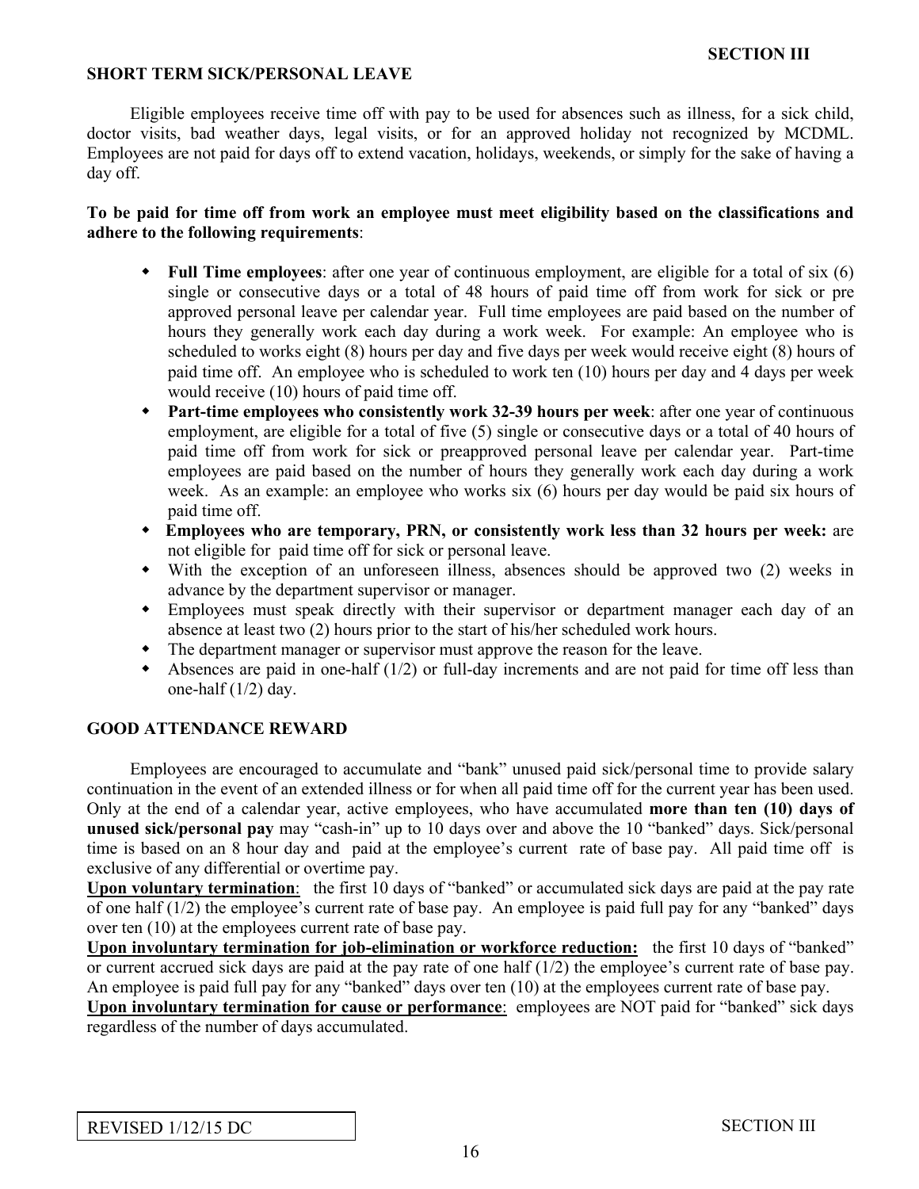## SHORT TERM SICK/PERSONAL LEAVE

Eligible employees receive time off with pay to be used for absences such as illness, for a sick child, doctor visits, bad weather days, legal visits, or for an approved holiday not recognized by MCDML. Employees are not paid for days off to extend vacation, holidays, weekends, or simply for the sake of having a day off.

**To be paid for time off from work an employee must meet eligibility based on the classifications and adhere to the following requirements**:

- **Full Time employees**: after one year of continuous employment, are eligible for a total of six (6) single or consecutive days or a total of 48 hours of paid time off from work for sick or pre approved personal leave per calendar year. Full time employees are paid based on the number of hours they generally work each day during a work week. For example: An employee who is scheduled to works eight (8) hours per day and five days per week would receive eight (8) hours of paid time off. An employee who is scheduled to work ten (10) hours per day and 4 days per week would receive (10) hours of paid time off.
- **Part-time employees who consistently work 32-39 hours per week**: after one year of continuous employment, are eligible for a total of five (5) single or consecutive days or a total of 40 hours of paid time off from work for sick or preapproved personal leave per calendar year. Part-time employees are paid based on the number of hours they generally work each day during a work week. As an example: an employee who works six (6) hours per day would be paid six hours of paid time off.
- **Employees who are temporary, PRN, or consistently work less than 32 hours per week:** are not eligible for paid time off for sick or personal leave.
- With the exception of an unforeseen illness, absences should be approved two (2) weeks in advance by the department supervisor or manager.
- Employees must speak directly with their supervisor or department manager each day of an absence at least two (2) hours prior to the start of his/her scheduled work hours.
- The department manager or supervisor must approve the reason for the leave.
- Absences are paid in one-half (1/2) or full-day increments and are not paid for time off less than one-half (1/2) day.

## GOOD ATTENDANCE REWARD

Employees are encouraged to accumulate and "bank" unused paid sick/personal time to provide salary continuation in the event of an extended illness or for when all paid time off for the current year has been used. Only at the end of a calendar year, active employees, who have accumulated **more than ten (10) days of unused sick/personal pay** may "cash-in" up to 10 days over and above the 10 "banked" days. Sick/personal time is based on an 8 hour day and paid at the employee's current rate of base pay. All paid time off is exclusive of any differential or overtime pay.

**Upon voluntary termination**: the first 10 days of "banked" or accumulated sick days are paid at the pay rate of one half (1/2) the employee's current rate of base pay. An employee is paid full pay for any "banked" days over ten (10) at the employees current rate of base pay.

**Upon involuntary termination for job-elimination or workforce reduction:** the first 10 days of "banked" or current accrued sick days are paid at the pay rate of one half (1/2) the employee's current rate of base pay. An employee is paid full pay for any "banked" days over ten (10) at the employees current rate of base pay.

**Upon involuntary termination for cause or performance**: employees are NOT paid for "banked" sick days regardless of the number of days accumulated.

REVISED 1/12/15 DC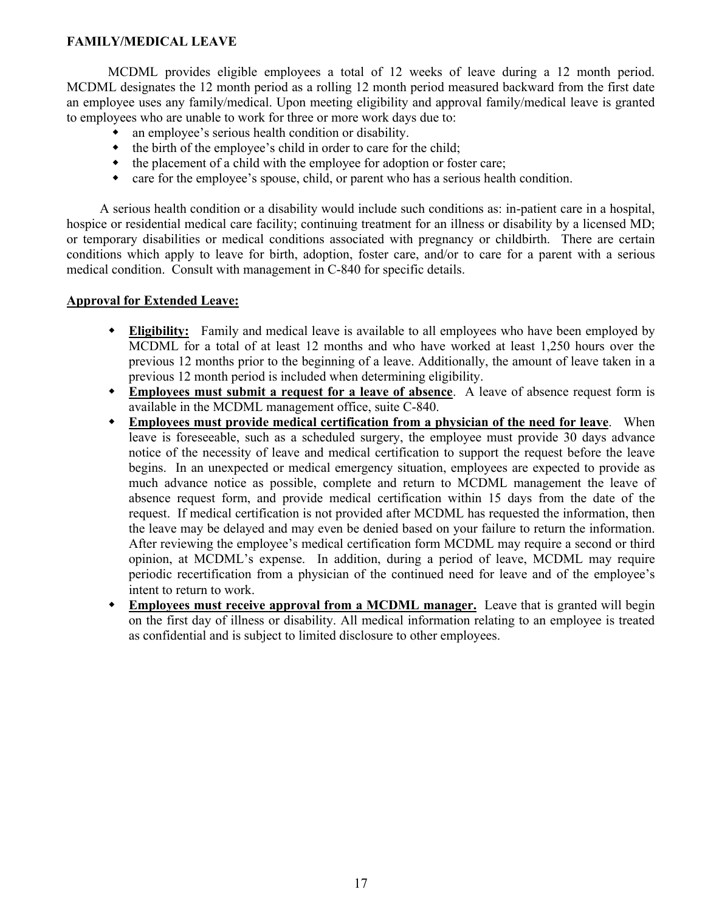**FAMILY/MEDICAL LEAVE**

MCDML provides eligible employees a total of 12 weeks of leave during a 12 month period. MCDML designates the 12 month period as a rolling 12 month period measured backward from the first date an employee uses any family/medical. Upon meeting eligibility and approval family/medical leave is granted to employees who are unable to work for three or more work days due to:

- an employee's serious health condition or disability.
- the birth of the employee's child in order to care for the child;
- the placement of a child with the employee for adoption or foster care;
- care for the employee's spouse, child, or parent who has a serious health condition.

A serious health condition or a disability would include such conditions as: in-patient care in a hospital, hospice or residential medical care facility; continuing treatment for an illness or disability by a licensed MD; or temporary disabilities or medical conditions associated with pregnancy or childbirth. There are certain conditions which apply to leave for birth, adoption, foster care, and/or to care for a parent with a serious medical condition. Consult with management in C-840 for specific details.

**Approval for Extended Leave:**

- **Eligibility:** Family and medical leave is available to all employees who have been employed by MCDML for a total of at least 12 months and who have worked at least 1,250 hours over the previous 12 months prior to the beginning of a leave. Additionally, the amount of leave taken in a previous 12 month period is included when determining eligibility.
- **Employees must submit a request for a leave of absence**. A leave of absence request form is available in the MCDML management office, suite C-840.
- **Employees must provide medical certification from a physician of the need for leave**. When leave is foreseeable, such as a scheduled surgery, the employee must provide 30 days advance notice of the necessity of leave and medical certification to support the request before the leave begins. In an unexpected or medical emergency situation, employees are expected to provide as much advance notice as possible, complete and return to MCDML management the leave of absence request form, and provide medical certification within 15 days from the date of the request. If medical certification is not provided after MCDML has requested the information, then the leave may be delayed and may even be denied based on your failure to return the information. After reviewing the employee's medical certification form MCDML may require a second or third opinion, at MCDML's expense. In addition, during a period of leave, MCDML may require periodic recertification from a physician of the continued need for leave and of the employee's intent to return to work.
- **Employees must receive approval from a MCDML manager.** Leave that is granted will begin on the first day of illness or disability. All medical information relating to an employee is treated as confidential and is subject to limited disclosure to other employees.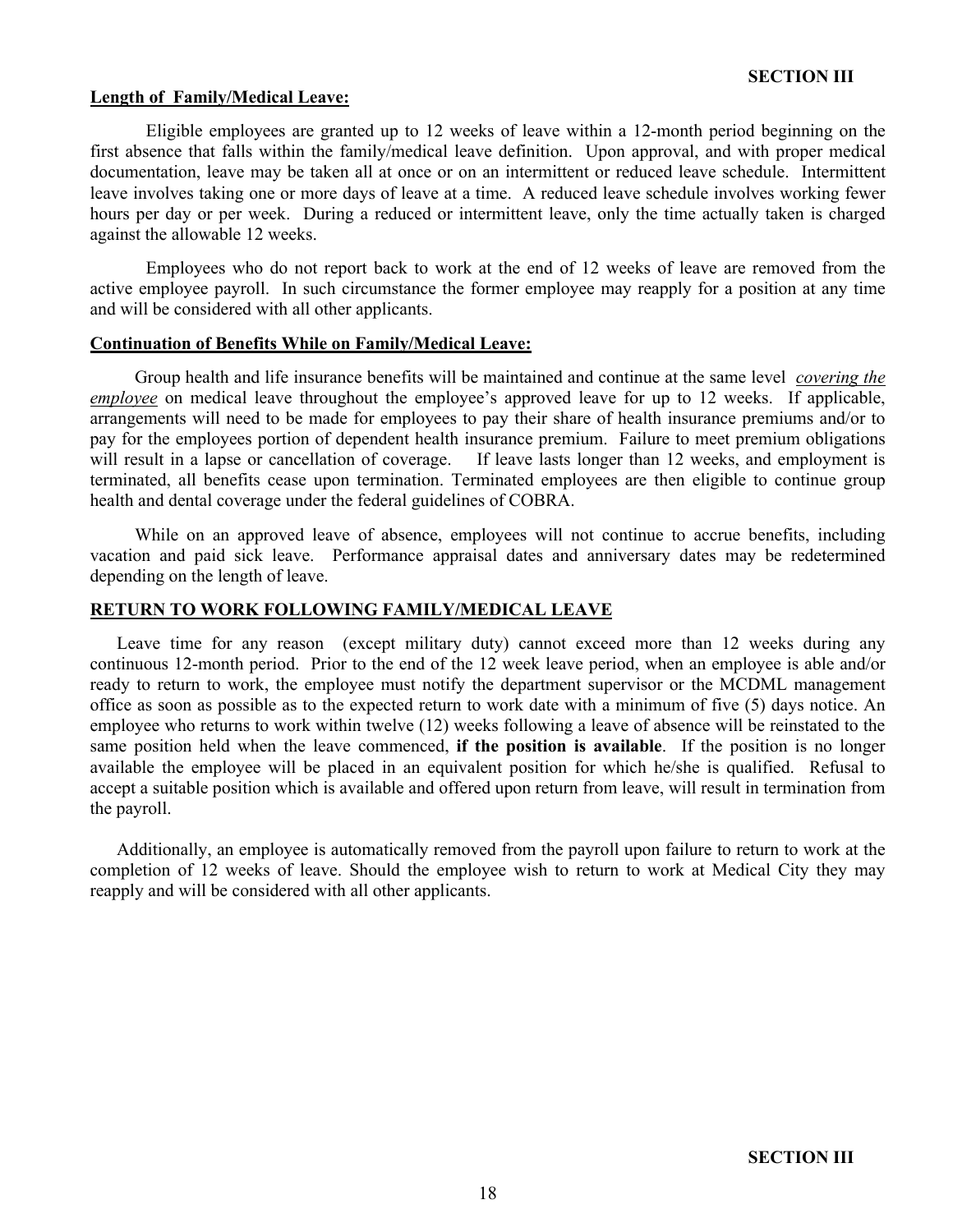## Length of Family/Medical Leave:

Eligible employees are granted up to 12 weeks of leave within a 12-month period beginning on the first absence that falls within the family/medical leave definition. Upon approval, and with proper medical documentation, leave may be taken all at once or on an intermittent or reduced leave schedule. Intermittent leave involves taking one or more days of leave at a time. A reduced leave schedule involves working fewer hours per day or per week. During a reduced or intermittent leave, only the time actually taken is charged against the allowable 12 weeks.

Employees who do not report back to work at the end of 12 weeks of leave are removed from the active employee payroll. In such circumstance the former employee may reapply for a position at any time and will be considered with all other applicants.

## Continuation of Benefits While on Family/Medical Leave:

Group health and life insurance benefits will be maintained and continue at the same level *covering the employee* on medical leave throughout the employee's approved leave for up to 12 weeks. If applicable, arrangements will need to be made for employees to pay their share of health insurance premiums and/or to pay for the employees portion of dependent health insurance premium. Failure to meet premium obligations will result in a lapse or cancellation of coverage. If leave lasts longer than 12 weeks, and employment is terminated, all benefits cease upon termination. Terminated employees are then eligible to continue group health and dental coverage under the federal guidelines of COBRA.

While on an approved leave of absence, employees will not continue to accrue benefits, including vacation and paid sick leave. Performance appraisal dates and anniversary dates may be redetermined depending on the length of leave.

## RETURN TO WORK FOLLOWING FAMILY/MEDICAL LEAVE

Leave time for any reason (except military duty) cannot exceed more than 12 weeks during any continuous 12-month period. Prior to the end of the 12 week leave period, when an employee is able and/or ready to return to work, the employee must notify the department supervisor or the MCDML management office as soon as possible as to the expected return to work date with a minimum of five (5) days notice. An employee who returns to work within twelve (12) weeks following a leave of absence will be reinstated to the same position held when the leave commenced, **if the position is available**. If the position is no longer available the employee will be placed in an equivalent position for which he/she is qualified. Refusal to accept a suitable position which is available and offered upon return from leave, will result in termination from the payroll.

Additionally, an employee is automatically removed from the payroll upon failure to return to work at the completion of 12 weeks of leave. Should the employee wish to return to work at Medical City they may reapply and will be considered with all other applicants.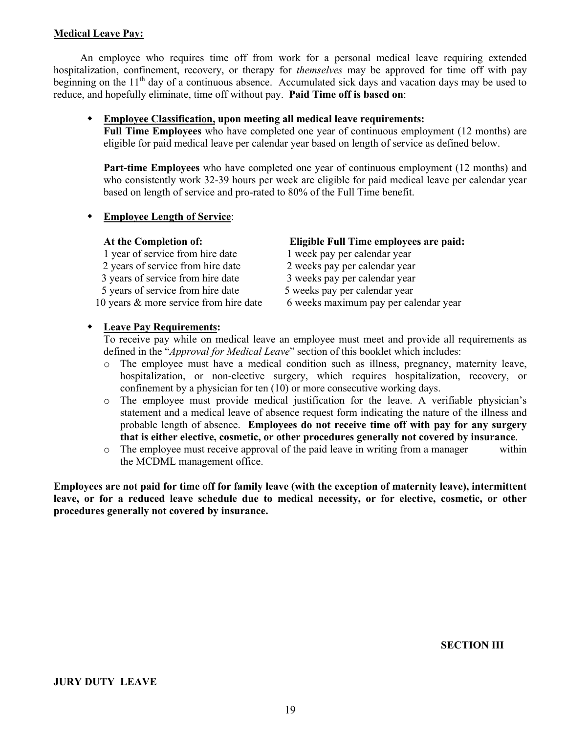**Medical Leave Pay:**

An employee who requires time off from work for a personal medical leave requiring extended hospitalization, confinement, recovery, or therapy for *themselves* may be approved for time off with pay beginning on the 11th day of a continuous absence. Accumulated sick days and vacation days may be used to reduce, and hopefully eliminate, time off without pay. **Paid Time off is based on**:

- **Employee Classification, upon meeting all medical leave requirements:**
  **Full Time Employees** who have completed one year of continuous employment (12 months) are eligible for paid medical leave per calendar year based on length of service as defined below.

  **Part-time Employees** who have completed one year of continuous employment (12 months) and who consistently work 32-39 hours per week are eligible for paid medical leave per calendar year based on length of service and pro-rated to 80% of the Full Time benefit.

- **Employee Length of Service**:

| At the Completion of: | Eligible Full Time employees are paid: |
| --- | --- |
| 1 year of service from hire date | 1 week pay per calendar year |
| 2 years of service from hire date | 2 weeks pay per calendar year |
| 3 years of service from hire date | 3 weeks pay per calendar year |
| 5 years of service from hire date | 5 weeks pay per calendar year |
| 10 years & more service from hire date | 6 weeks maximum pay per calendar year |

- **Leave Pay Requirements:**
  To receive pay while on medical leave an employee must meet and provide all requirements as defined in the "*Approval for Medical Leave*" section of this booklet which includes:
  - The employee must have a medical condition such as illness, pregnancy, maternity leave, hospitalization, or non-elective surgery, which requires hospitalization, recovery, or confinement by a physician for ten (10) or more consecutive working days.
  - The employee must provide medical justification for the leave. A verifiable physician's statement and a medical leave of absence request form indicating the nature of the illness and probable length of absence. **Employees do not receive time off with pay for any surgery that is either elective, cosmetic, or other procedures generally not covered by insurance**.
  - The employee must receive approval of the paid leave in writing from a manager within the MCDML management office.

**Employees are not paid for time off for family leave (with the exception of maternity leave), intermittent leave, or for a reduced leave schedule due to medical necessity, or for elective, cosmetic, or other procedures generally not covered by insurance.**

**SECTION III**

**JURY DUTY LEAVE**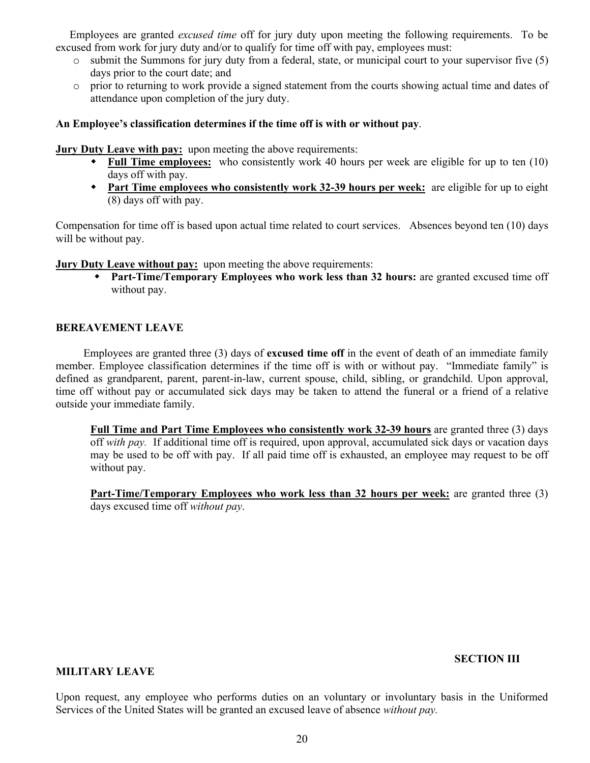Employees are granted *excused time* off for jury duty upon meeting the following requirements. To be excused from work for jury duty and/or to qualify for time off with pay, employees must:

- submit the Summons for jury duty from a federal, state, or municipal court to your supervisor five (5) days prior to the court date; and
- prior to returning to work provide a signed statement from the courts showing actual time and dates of attendance upon completion of the jury duty.

**An Employee's classification determines if the time off is with or without pay**.

**Jury Duty Leave with pay:** upon meeting the above requirements:

- **Full Time employees:** who consistently work 40 hours per week are eligible for up to ten (10) days off with pay.
- **Part Time employees who consistently work 32-39 hours per week:** are eligible for up to eight (8) days off with pay.

Compensation for time off is based upon actual time related to court services. Absences beyond ten (10) days will be without pay.

**Jury Duty Leave without pay:** upon meeting the above requirements:

- **Part-Time/Temporary Employees who work less than 32 hours:** are granted excused time off without pay.

## BEREAVEMENT LEAVE

Employees are granted three (3) days of **excused time off** in the event of death of an immediate family member. Employee classification determines if the time off is with or without pay. "Immediate family" is defined as grandparent, parent, parent-in-law, current spouse, child, sibling, or grandchild. Upon approval, time off without pay or accumulated sick days may be taken to attend the funeral or a friend of a relative outside your immediate family.

**Full Time and Part Time Employees who consistently work 32-39 hours** are granted three (3) days off *with pay.* If additional time off is required, upon approval, accumulated sick days or vacation days may be used to be off with pay. If all paid time off is exhausted, an employee may request to be off without pay.

**Part-Time/Temporary Employees who work less than 32 hours per week:** are granted three (3) days excused time off *without pay*.

**SECTION III**

## MILITARY LEAVE

Upon request, any employee who performs duties on an voluntary or involuntary basis in the Uniformed Services of the United States will be granted an excused leave of absence *without pay.*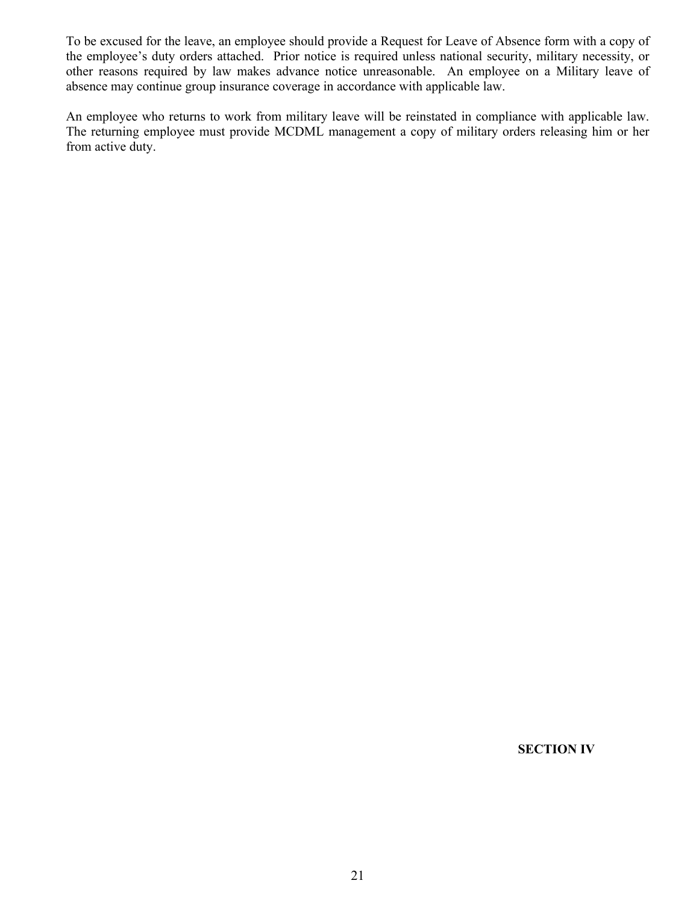To be excused for the leave, an employee should provide a Request for Leave of Absence form with a copy of the employee's duty orders attached. Prior notice is required unless national security, military necessity, or other reasons required by law makes advance notice unreasonable. An employee on a Military leave of absence may continue group insurance coverage in accordance with applicable law.

An employee who returns to work from military leave will be reinstated in compliance with applicable law. The returning employee must provide MCDML management a copy of military orders releasing him or her from active duty.

**SECTION IV**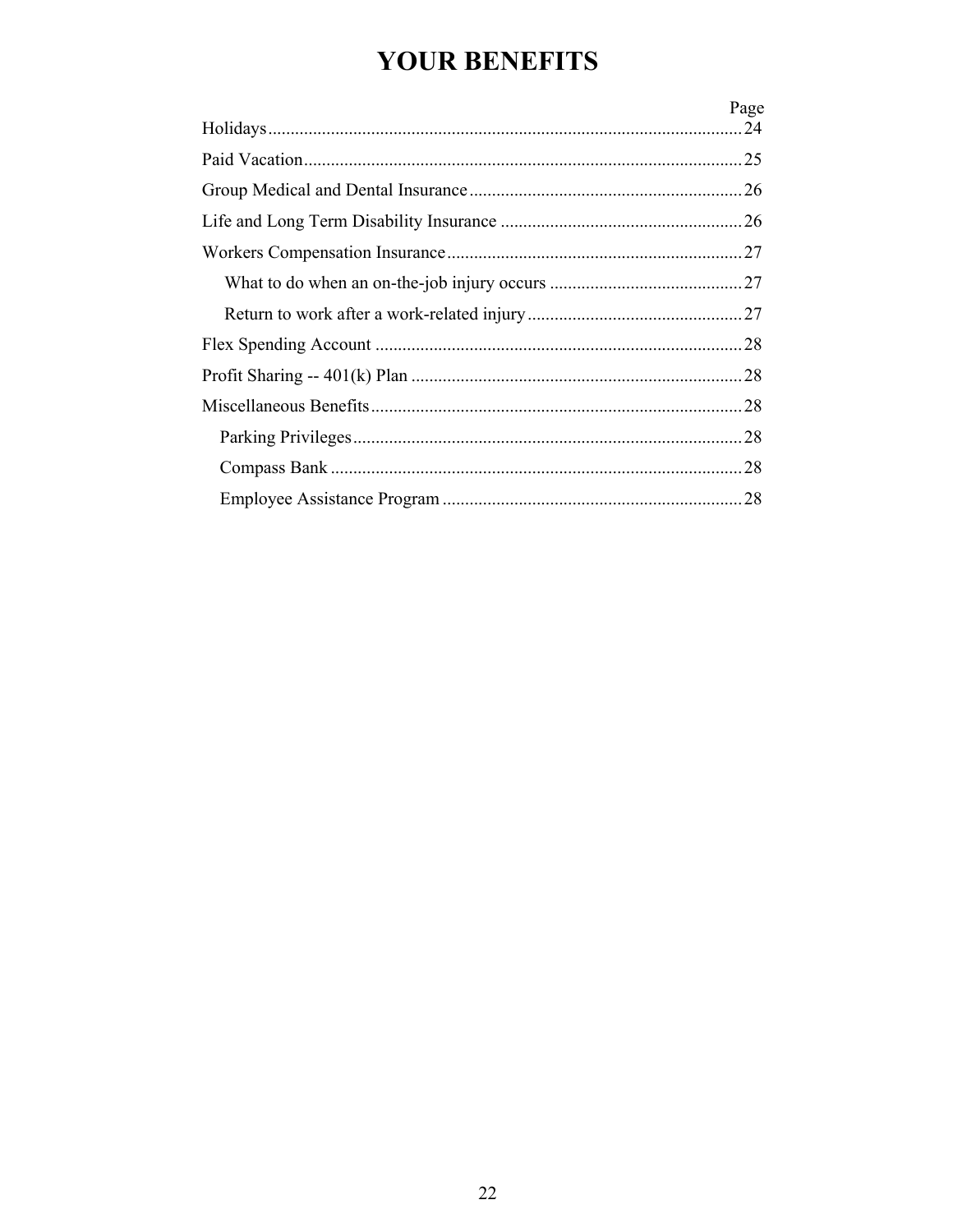# YOUR BENEFITS

| | Page |
|---|---|
| Holidays | 24 |
| Paid Vacation | 25 |
| Group Medical and Dental Insurance | 26 |
| Life and Long Term Disability Insurance | 26 |
| Workers Compensation Insurance | 27 |
| What to do when an on-the-job injury occurs | 27 |
| Return to work after a work-related injury | 27 |
| Flex Spending Account | 28 |
| Profit Sharing -- 401(k) Plan | 28 |
| Miscellaneous Benefits | 28 |
| Parking Privileges | 28 |
| Compass Bank | 28 |
| Employee Assistance Program | 28 |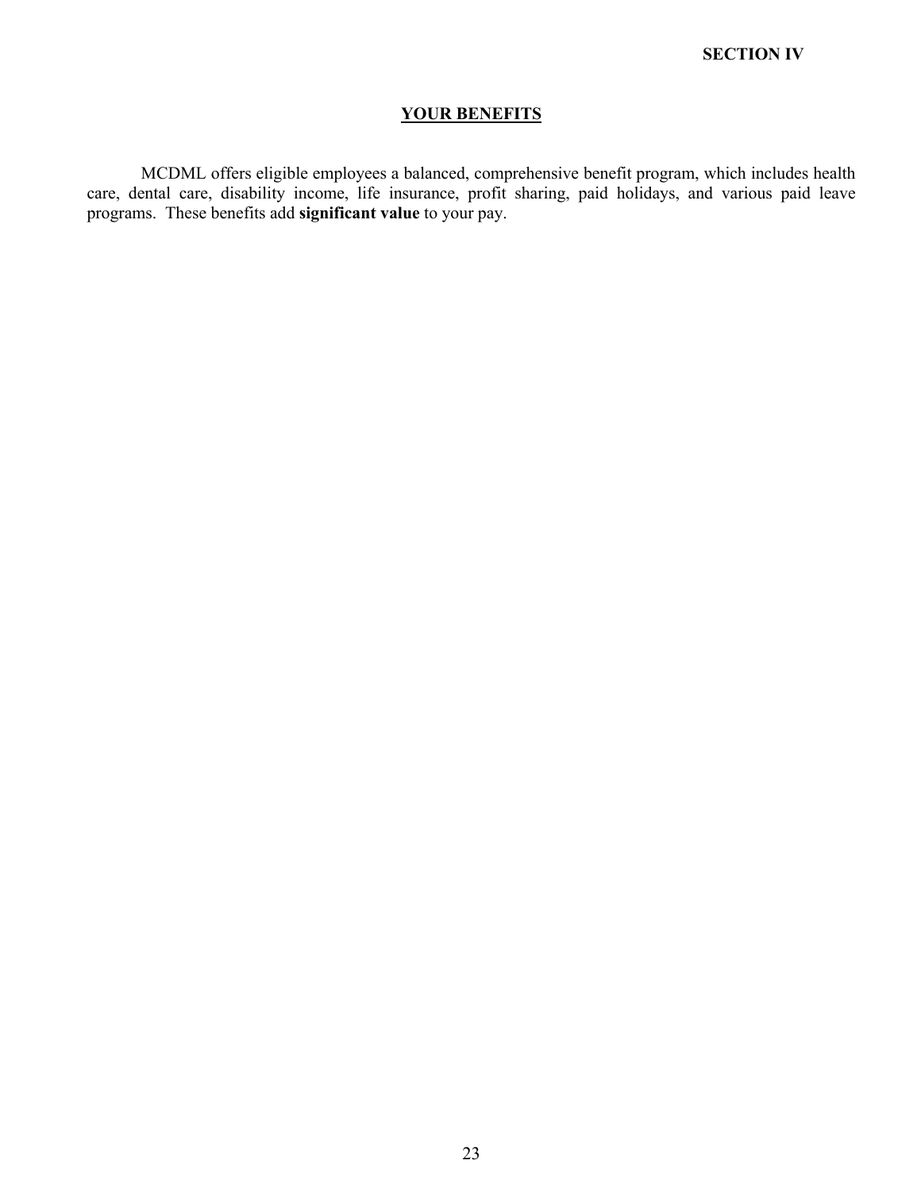**SECTION IV**

## YOUR BENEFITS

MCDML offers eligible employees a balanced, comprehensive benefit program, which includes health care, dental care, disability income, life insurance, profit sharing, paid holidays, and various paid leave programs. These benefits add **significant value** to your pay.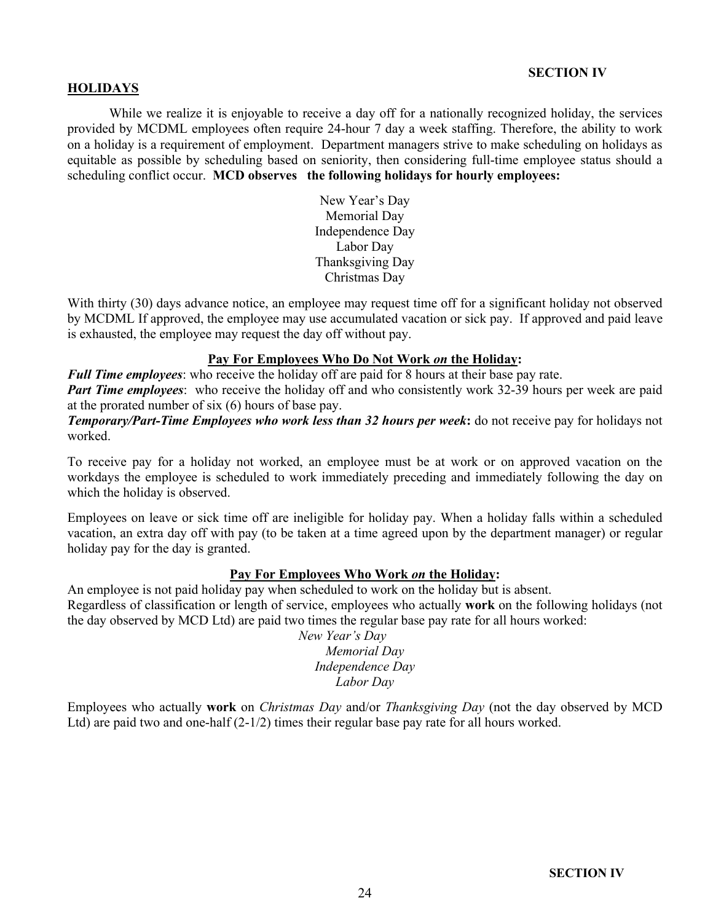**SECTION IV**

## HOLIDAYS

While we realize it is enjoyable to receive a day off for a nationally recognized holiday, the services provided by MCDML employees often require 24-hour 7 day a week staffing. Therefore, the ability to work on a holiday is a requirement of employment. Department managers strive to make scheduling on holidays as equitable as possible by scheduling based on seniority, then considering full-time employee status should a scheduling conflict occur. **MCD observes the following holidays for hourly employees:**

New Year's Day
Memorial Day
Independence Day
Labor Day
Thanksgiving Day
Christmas Day

With thirty (30) days advance notice, an employee may request time off for a significant holiday not observed by MCDML If approved, the employee may use accumulated vacation or sick pay. If approved and paid leave is exhausted, the employee may request the day off without pay.

### Pay For Employees Who Do Not Work *on* the Holiday:

***Full Time employees***: who receive the holiday off are paid for 8 hours at their base pay rate.

***Part Time employees***: who receive the holiday off and who consistently work 32-39 hours per week are paid at the prorated number of six (6) hours of base pay.

***Temporary/Part-Time Employees who work less than 32 hours per week*****:** do not receive pay for holidays not worked.

To receive pay for a holiday not worked, an employee must be at work or on approved vacation on the workdays the employee is scheduled to work immediately preceding and immediately following the day on which the holiday is observed.

Employees on leave or sick time off are ineligible for holiday pay. When a holiday falls within a scheduled vacation, an extra day off with pay (to be taken at a time agreed upon by the department manager) or regular holiday pay for the day is granted.

### Pay For Employees Who Work *on* the Holiday:

An employee is not paid holiday pay when scheduled to work on the holiday but is absent.
Regardless of classification or length of service, employees who actually **work** on the following holidays (not the day observed by MCD Ltd) are paid two times the regular base pay rate for all hours worked:

*New Year's Day*
*Memorial Day*
*Independence Day*
*Labor Day*

Employees who actually **work** on *Christmas Day* and/or *Thanksgiving Day* (not the day observed by MCD Ltd) are paid two and one-half (2-1/2) times their regular base pay rate for all hours worked.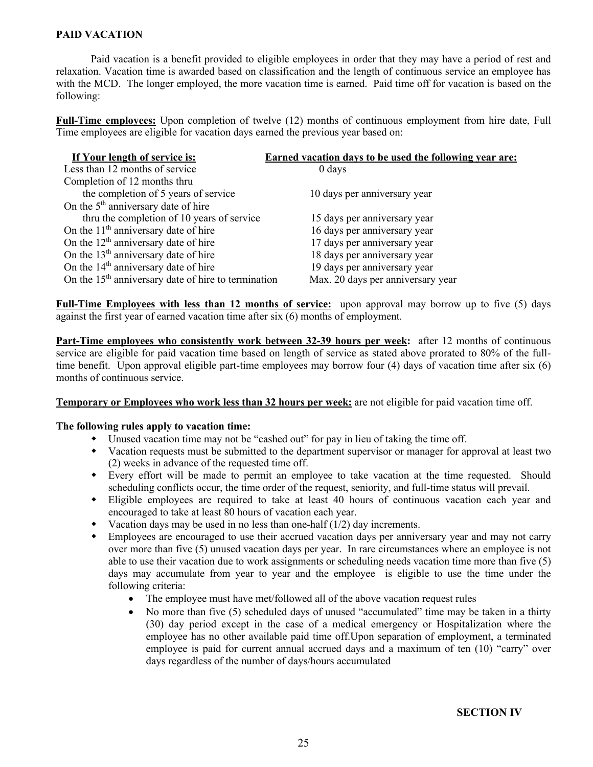## PAID VACATION

Paid vacation is a benefit provided to eligible employees in order that they may have a period of rest and relaxation. Vacation time is awarded based on classification and the length of continuous service an employee has with the MCD. The longer employed, the more vacation time is earned. Paid time off for vacation is based on the following:

**Full-Time employees:** Upon completion of twelve (12) months of continuous employment from hire date, Full Time employees are eligible for vacation days earned the previous year based on:

| If Your length of service is: | Earned vacation days to be used the following year are: |
|---|---|
| Less than 12 months of service | 0 days |
| Completion of 12 months thru the completion of 5 years of service | 10 days per anniversary year |
| On the 5th anniversary date of hire thru the completion of 10 years of service | 15 days per anniversary year |
| On the 11th anniversary date of hire | 16 days per anniversary year |
| On the 12th anniversary date of hire | 17 days per anniversary year |
| On the 13th anniversary date of hire | 18 days per anniversary year |
| On the 14th anniversary date of hire | 19 days per anniversary year |
| On the 15th anniversary date of hire to termination | Max. 20 days per anniversary year |

**Full-Time Employees with less than 12 months of service:** upon approval may borrow up to five (5) days against the first year of earned vacation time after six (6) months of employment.

**Part-Time employees who consistently work between 32-39 hours per week:** after 12 months of continuous service are eligible for paid vacation time based on length of service as stated above prorated to 80% of the full-time benefit. Upon approval eligible part-time employees may borrow four (4) days of vacation time after six (6) months of continuous service.

**Temporary or Employees who work less than 32 hours per week:** are not eligible for paid vacation time off.

**The following rules apply to vacation time:**

- Unused vacation time may not be "cashed out" for pay in lieu of taking the time off.
- Vacation requests must be submitted to the department supervisor or manager for approval at least two (2) weeks in advance of the requested time off.
- Every effort will be made to permit an employee to take vacation at the time requested. Should scheduling conflicts occur, the time order of the request, seniority, and full-time status will prevail.
- Eligible employees are required to take at least 40 hours of continuous vacation each year and encouraged to take at least 80 hours of vacation each year.
- Vacation days may be used in no less than one-half (1/2) day increments.
- Employees are encouraged to use their accrued vacation days per anniversary year and may not carry over more than five (5) unused vacation days per year. In rare circumstances where an employee is not able to use their vacation due to work assignments or scheduling needs vacation time more than five (5) days may accumulate from year to year and the employee is eligible to use the time under the following criteria:
  - The employee must have met/followed all of the above vacation request rules
  - No more than five (5) scheduled days of unused "accumulated" time may be taken in a thirty (30) day period except in the case of a medical emergency or Hospitalization where the employee has no other available paid time off.Upon separation of employment, a terminated employee is paid for current annual accrued days and a maximum of ten (10) "carry" over days regardless of the number of days/hours accumulated

**SECTION IV**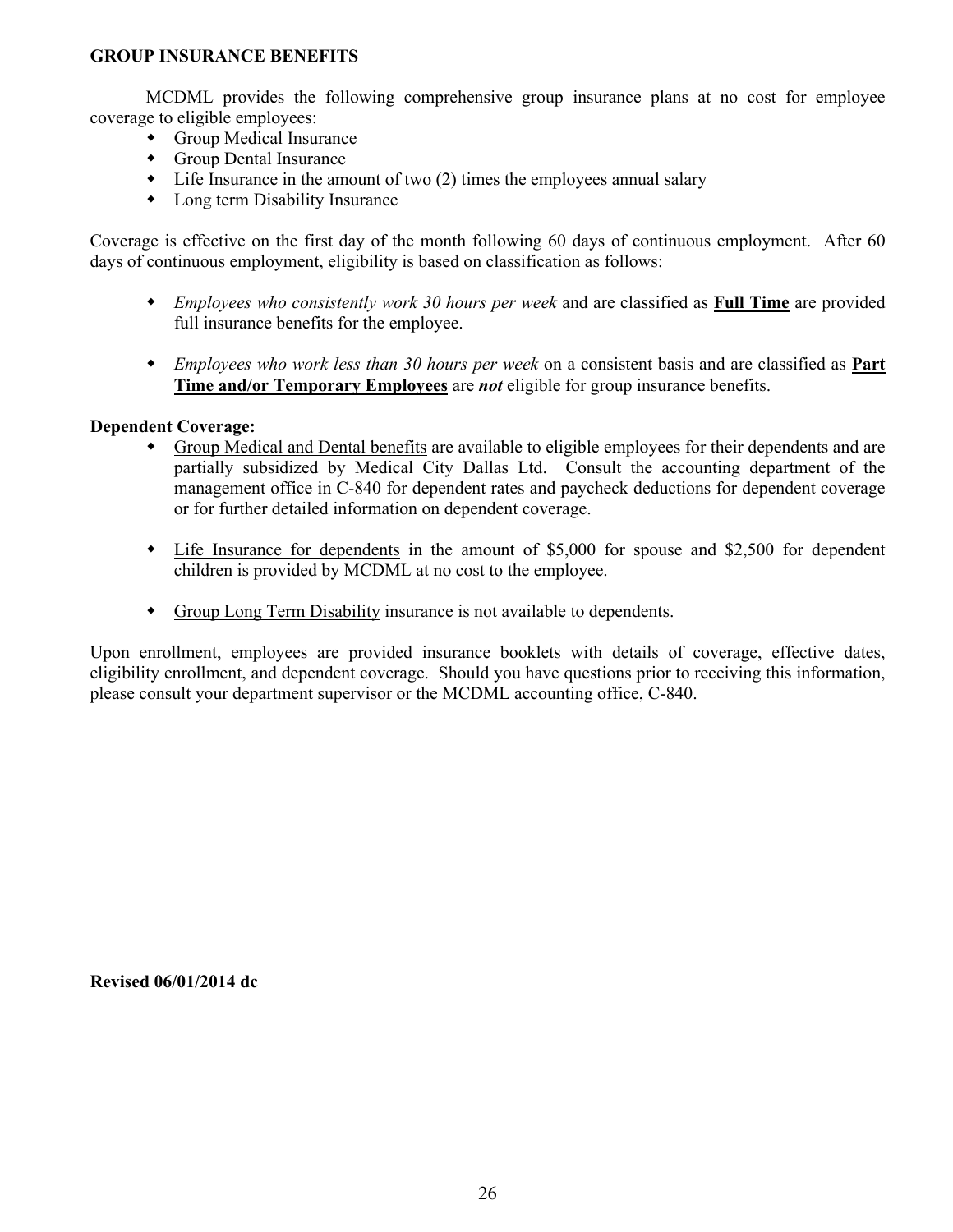## GROUP INSURANCE BENEFITS

MCDML provides the following comprehensive group insurance plans at no cost for employee coverage to eligible employees:

- Group Medical Insurance
- Group Dental Insurance
- Life Insurance in the amount of two (2) times the employees annual salary
- Long term Disability Insurance

Coverage is effective on the first day of the month following 60 days of continuous employment. After 60 days of continuous employment, eligibility is based on classification as follows:

- *Employees who consistently work 30 hours per week* and are classified as <u>**Full Time**</u> are provided full insurance benefits for the employee.

- *Employees who work less than 30 hours per week* on a consistent basis and are classified as <u>**Part Time and/or Temporary Employees**</u> are ***not*** eligible for group insurance benefits.

**Dependent Coverage:**

- <u>Group Medical and Dental benefits</u> are available to eligible employees for their dependents and are partially subsidized by Medical City Dallas Ltd. Consult the accounting department of the management office in C-840 for dependent rates and paycheck deductions for dependent coverage or for further detailed information on dependent coverage.

- <u>Life Insurance for dependents</u> in the amount of $5,000 for spouse and $2,500 for dependent children is provided by MCDML at no cost to the employee.

- <u>Group Long Term Disability</u> insurance is not available to dependents.

Upon enrollment, employees are provided insurance booklets with details of coverage, effective dates, eligibility enrollment, and dependent coverage. Should you have questions prior to receiving this information, please consult your department supervisor or the MCDML accounting office, C-840.

**Revised 06/01/2014 dc**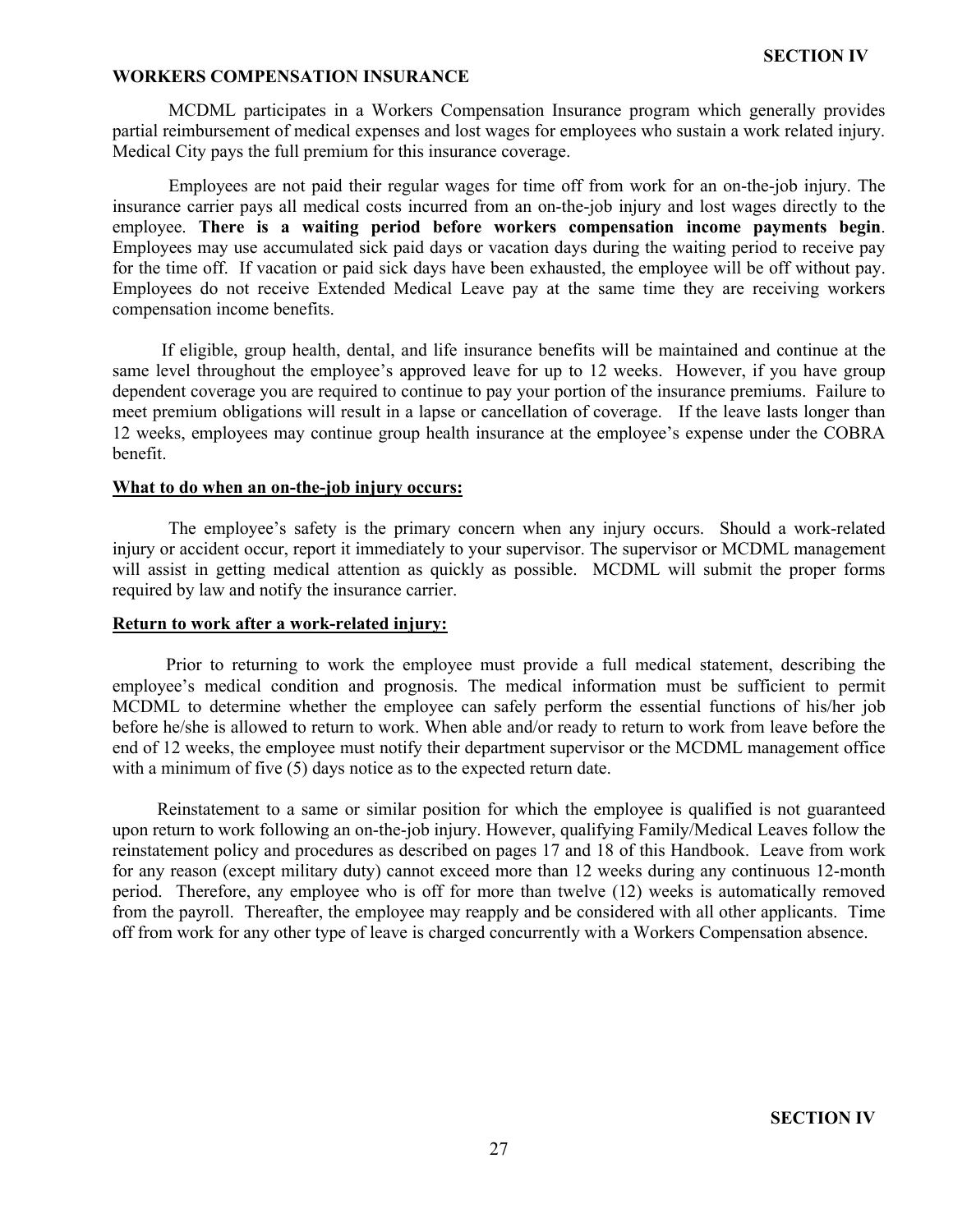## WORKERS COMPENSATION INSURANCE

MCDML participates in a Workers Compensation Insurance program which generally provides partial reimbursement of medical expenses and lost wages for employees who sustain a work related injury. Medical City pays the full premium for this insurance coverage.

Employees are not paid their regular wages for time off from work for an on-the-job injury. The insurance carrier pays all medical costs incurred from an on-the-job injury and lost wages directly to the employee. **There is a waiting period before workers compensation income payments begin**. Employees may use accumulated sick paid days or vacation days during the waiting period to receive pay for the time off. If vacation or paid sick days have been exhausted, the employee will be off without pay. Employees do not receive Extended Medical Leave pay at the same time they are receiving workers compensation income benefits.

If eligible, group health, dental, and life insurance benefits will be maintained and continue at the same level throughout the employee's approved leave for up to 12 weeks. However, if you have group dependent coverage you are required to continue to pay your portion of the insurance premiums. Failure to meet premium obligations will result in a lapse or cancellation of coverage. If the leave lasts longer than 12 weeks, employees may continue group health insurance at the employee's expense under the COBRA benefit.

### What to do when an on-the-job injury occurs:

The employee's safety is the primary concern when any injury occurs. Should a work-related injury or accident occur, report it immediately to your supervisor. The supervisor or MCDML management will assist in getting medical attention as quickly as possible. MCDML will submit the proper forms required by law and notify the insurance carrier.

### Return to work after a work-related injury:

Prior to returning to work the employee must provide a full medical statement, describing the employee's medical condition and prognosis. The medical information must be sufficient to permit MCDML to determine whether the employee can safely perform the essential functions of his/her job before he/she is allowed to return to work. When able and/or ready to return to work from leave before the end of 12 weeks, the employee must notify their department supervisor or the MCDML management office with a minimum of five (5) days notice as to the expected return date.

Reinstatement to a same or similar position for which the employee is qualified is not guaranteed upon return to work following an on-the-job injury. However, qualifying Family/Medical Leaves follow the reinstatement policy and procedures as described on pages 17 and 18 of this Handbook. Leave from work for any reason (except military duty) cannot exceed more than 12 weeks during any continuous 12-month period. Therefore, any employee who is off for more than twelve (12) weeks is automatically removed from the payroll. Thereafter, the employee may reapply and be considered with all other applicants. Time off from work for any other type of leave is charged concurrently with a Workers Compensation absence.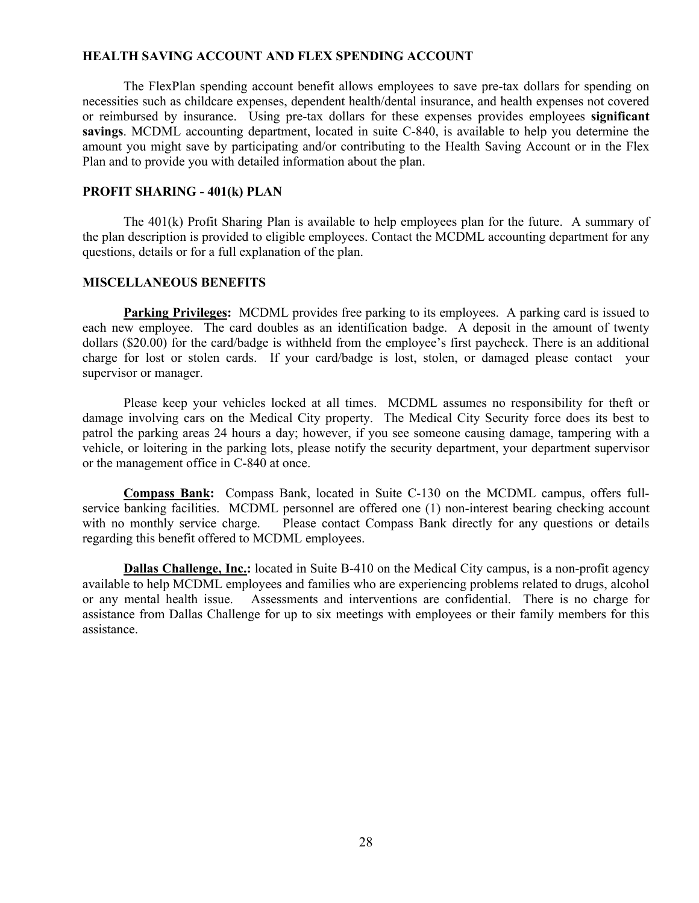## HEALTH SAVING ACCOUNT AND FLEX SPENDING ACCOUNT

The FlexPlan spending account benefit allows employees to save pre-tax dollars for spending on necessities such as childcare expenses, dependent health/dental insurance, and health expenses not covered or reimbursed by insurance. Using pre-tax dollars for these expenses provides employees **significant savings**. MCDML accounting department, located in suite C-840, is available to help you determine the amount you might save by participating and/or contributing to the Health Saving Account or in the Flex Plan and to provide you with detailed information about the plan.

## PROFIT SHARING - 401(k) PLAN

The 401(k) Profit Sharing Plan is available to help employees plan for the future. A summary of the plan description is provided to eligible employees. Contact the MCDML accounting department for any questions, details or for a full explanation of the plan.

## MISCELLANEOUS BENEFITS

**Parking Privileges:** MCDML provides free parking to its employees. A parking card is issued to each new employee. The card doubles as an identification badge. A deposit in the amount of twenty dollars ($20.00) for the card/badge is withheld from the employee's first paycheck. There is an additional charge for lost or stolen cards. If your card/badge is lost, stolen, or damaged please contact your supervisor or manager.

Please keep your vehicles locked at all times. MCDML assumes no responsibility for theft or damage involving cars on the Medical City property. The Medical City Security force does its best to patrol the parking areas 24 hours a day; however, if you see someone causing damage, tampering with a vehicle, or loitering in the parking lots, please notify the security department, your department supervisor or the management office in C-840 at once.

**Compass Bank:** Compass Bank, located in Suite C-130 on the MCDML campus, offers full-service banking facilities. MCDML personnel are offered one (1) non-interest bearing checking account with no monthly service charge. Please contact Compass Bank directly for any questions or details regarding this benefit offered to MCDML employees.

**Dallas Challenge, Inc.:** located in Suite B-410 on the Medical City campus, is a non-profit agency available to help MCDML employees and families who are experiencing problems related to drugs, alcohol or any mental health issue. Assessments and interventions are confidential. There is no charge for assistance from Dallas Challenge for up to six meetings with employees or their family members for this assistance.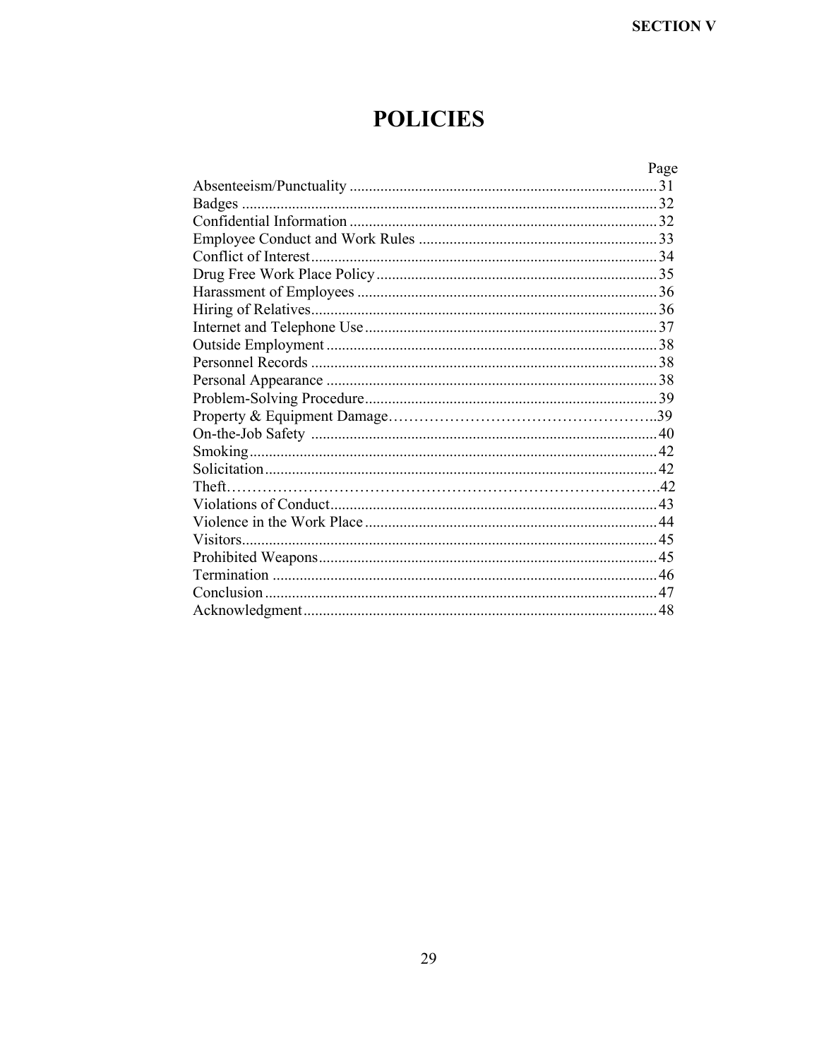**SECTION V**

# POLICIES

| | Page |
|---|---|
| Absenteeism/Punctuality | 31 |
| Badges | 32 |
| Confidential Information | 32 |
| Employee Conduct and Work Rules | 33 |
| Conflict of Interest | 34 |
| Drug Free Work Place Policy | 35 |
| Harassment of Employees | 36 |
| Hiring of Relatives | 36 |
| Internet and Telephone Use | 37 |
| Outside Employment | 38 |
| Personnel Records | 38 |
| Personal Appearance | 38 |
| Problem-Solving Procedure | 39 |
| Property & Equipment Damage | 39 |
| On-the-Job Safety | 40 |
| Smoking | 42 |
| Solicitation | 42 |
| Theft | 42 |
| Violations of Conduct | 43 |
| Violence in the Work Place | 44 |
| Visitors | 45 |
| Prohibited Weapons | 45 |
| Termination | 46 |
| Conclusion | 47 |
| Acknowledgment | 48 |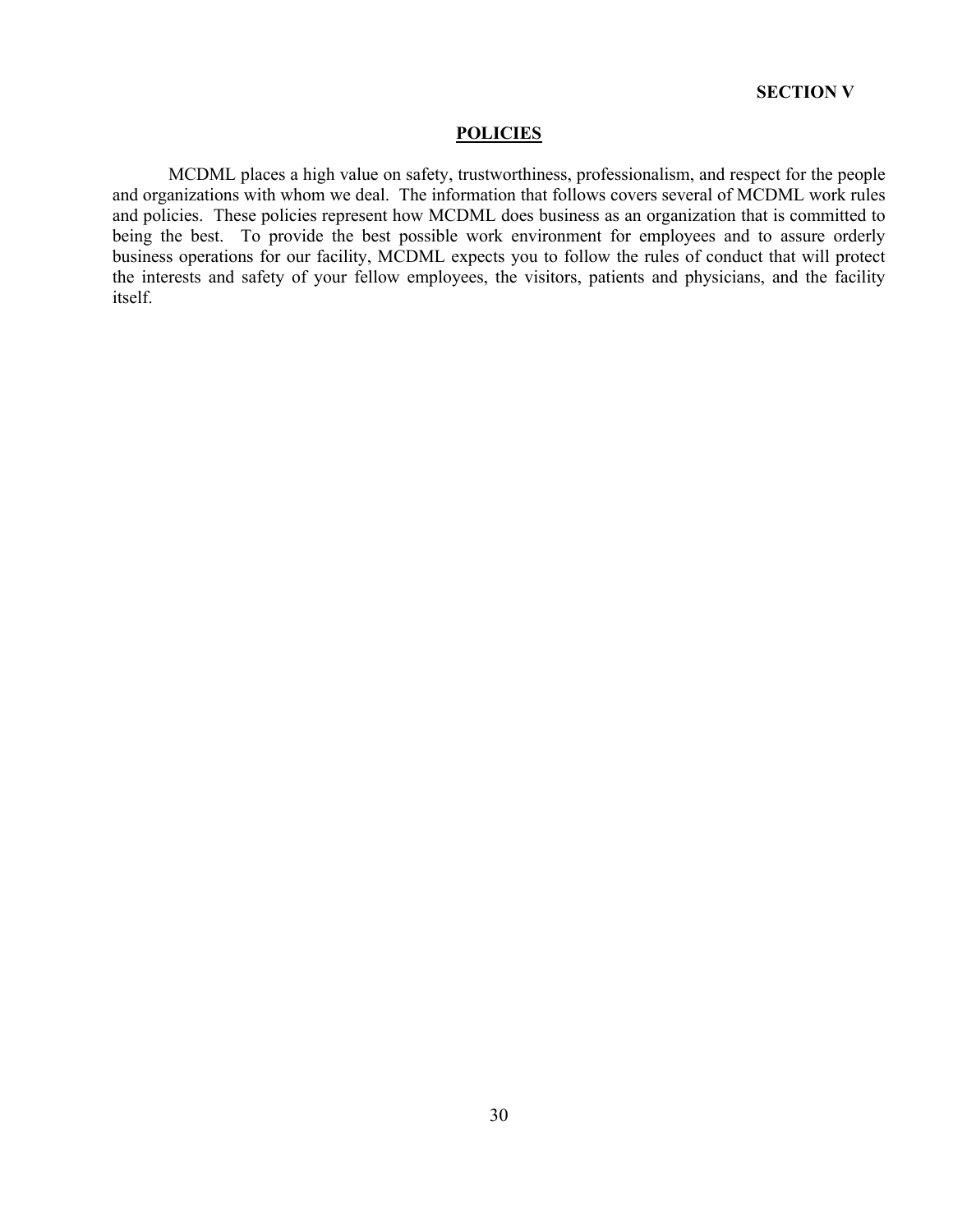**SECTION V**

## POLICIES

MCDML places a high value on safety, trustworthiness, professionalism, and respect for the people and organizations with whom we deal. The information that follows covers several of MCDML work rules and policies. These policies represent how MCDML does business as an organization that is committed to being the best. To provide the best possible work environment for employees and to assure orderly business operations for our facility, MCDML expects you to follow the rules of conduct that will protect the interests and safety of your fellow employees, the visitors, patients and physicians, and the facility itself.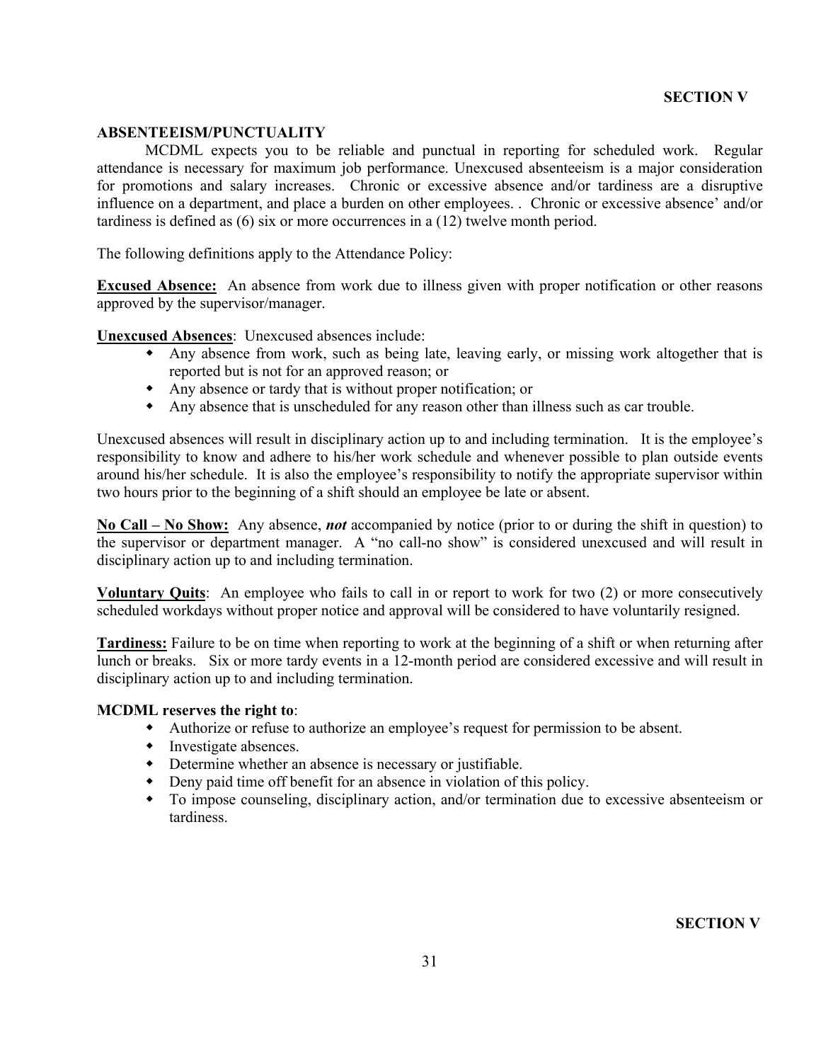## ABSENTEEISM/PUNCTUALITY

MCDML expects you to be reliable and punctual in reporting for scheduled work. Regular attendance is necessary for maximum job performance. Unexcused absenteeism is a major consideration for promotions and salary increases. Chronic or excessive absence and/or tardiness are a disruptive influence on a department, and place a burden on other employees. . Chronic or excessive absence' and/or tardiness is defined as (6) six or more occurrences in a (12) twelve month period.

The following definitions apply to the Attendance Policy:

**Excused Absence:** An absence from work due to illness given with proper notification or other reasons approved by the supervisor/manager.

**Unexcused Absences**: Unexcused absences include:

- Any absence from work, such as being late, leaving early, or missing work altogether that is reported but is not for an approved reason; or
- Any absence or tardy that is without proper notification; or
- Any absence that is unscheduled for any reason other than illness such as car trouble.

Unexcused absences will result in disciplinary action up to and including termination. It is the employee's responsibility to know and adhere to his/her work schedule and whenever possible to plan outside events around his/her schedule. It is also the employee's responsibility to notify the appropriate supervisor within two hours prior to the beginning of a shift should an employee be late or absent.

**No Call – No Show:** Any absence, ***not*** accompanied by notice (prior to or during the shift in question) to the supervisor or department manager. A "no call-no show" is considered unexcused and will result in disciplinary action up to and including termination.

**Voluntary Quits**: An employee who fails to call in or report to work for two (2) or more consecutively scheduled workdays without proper notice and approval will be considered to have voluntarily resigned.

**Tardiness:** Failure to be on time when reporting to work at the beginning of a shift or when returning after lunch or breaks. Six or more tardy events in a 12-month period are considered excessive and will result in disciplinary action up to and including termination.

**MCDML reserves the right to**:

- Authorize or refuse to authorize an employee's request for permission to be absent.
- Investigate absences.
- Determine whether an absence is necessary or justifiable.
- Deny paid time off benefit for an absence in violation of this policy.
- To impose counseling, disciplinary action, and/or termination due to excessive absenteeism or tardiness.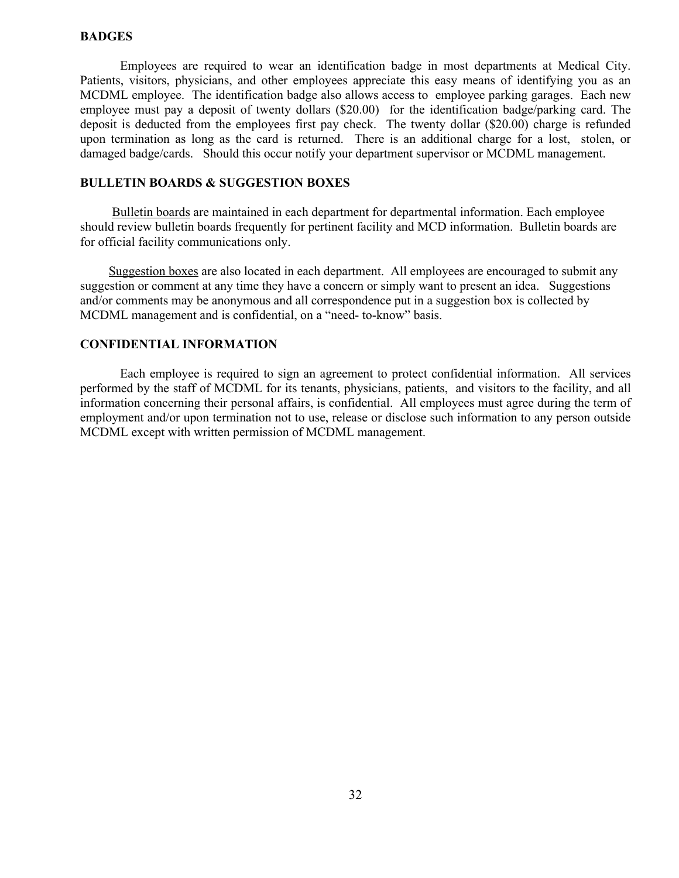## BADGES

Employees are required to wear an identification badge in most departments at Medical City. Patients, visitors, physicians, and other employees appreciate this easy means of identifying you as an MCDML employee. The identification badge also allows access to employee parking garages. Each new employee must pay a deposit of twenty dollars ($20.00) for the identification badge/parking card. The deposit is deducted from the employees first pay check. The twenty dollar ($20.00) charge is refunded upon termination as long as the card is returned. There is an additional charge for a lost, stolen, or damaged badge/cards. Should this occur notify your department supervisor or MCDML management.

## BULLETIN BOARDS & SUGGESTION BOXES

Bulletin boards are maintained in each department for departmental information. Each employee should review bulletin boards frequently for pertinent facility and MCD information. Bulletin boards are for official facility communications only.

Suggestion boxes are also located in each department. All employees are encouraged to submit any suggestion or comment at any time they have a concern or simply want to present an idea. Suggestions and/or comments may be anonymous and all correspondence put in a suggestion box is collected by MCDML management and is confidential, on a "need- to-know" basis.

## CONFIDENTIAL INFORMATION

Each employee is required to sign an agreement to protect confidential information. All services performed by the staff of MCDML for its tenants, physicians, patients, and visitors to the facility, and all information concerning their personal affairs, is confidential. All employees must agree during the term of employment and/or upon termination not to use, release or disclose such information to any person outside MCDML except with written permission of MCDML management.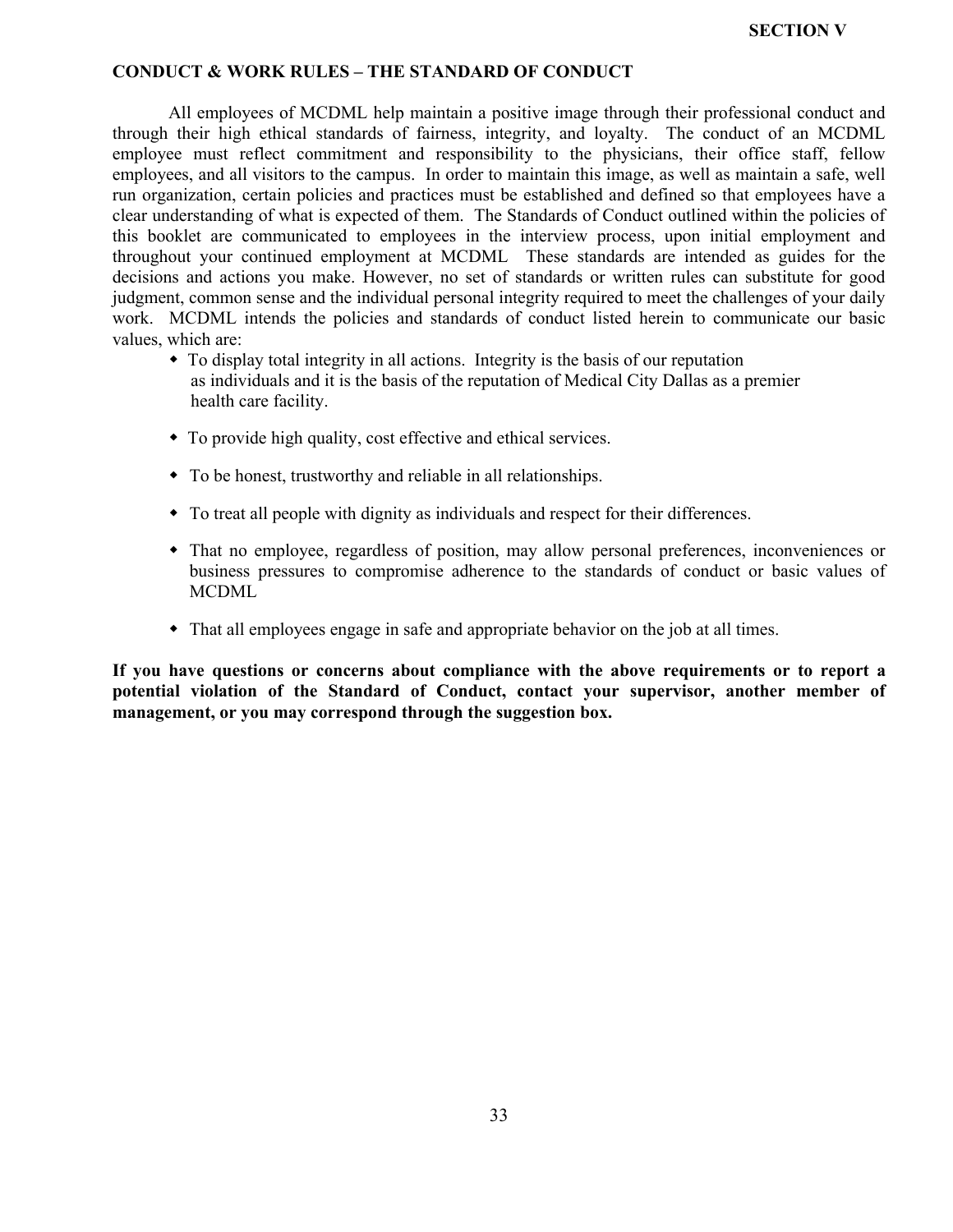**SECTION V**

## CONDUCT & WORK RULES – THE STANDARD OF CONDUCT

All employees of MCDML help maintain a positive image through their professional conduct and through their high ethical standards of fairness, integrity, and loyalty. The conduct of an MCDML employee must reflect commitment and responsibility to the physicians, their office staff, fellow employees, and all visitors to the campus. In order to maintain this image, as well as maintain a safe, well run organization, certain policies and practices must be established and defined so that employees have a clear understanding of what is expected of them. The Standards of Conduct outlined within the policies of this booklet are communicated to employees in the interview process, upon initial employment and throughout your continued employment at MCDML These standards are intended as guides for the decisions and actions you make. However, no set of standards or written rules can substitute for good judgment, common sense and the individual personal integrity required to meet the challenges of your daily work. MCDML intends the policies and standards of conduct listed herein to communicate our basic values, which are:

- To display total integrity in all actions. Integrity is the basis of our reputation as individuals and it is the basis of the reputation of Medical City Dallas as a premier health care facility.
- To provide high quality, cost effective and ethical services.
- To be honest, trustworthy and reliable in all relationships.
- To treat all people with dignity as individuals and respect for their differences.
- That no employee, regardless of position, may allow personal preferences, inconveniences or business pressures to compromise adherence to the standards of conduct or basic values of MCDML
- That all employees engage in safe and appropriate behavior on the job at all times.

**If you have questions or concerns about compliance with the above requirements or to report a potential violation of the Standard of Conduct, contact your supervisor, another member of management, or you may correspond through the suggestion box.**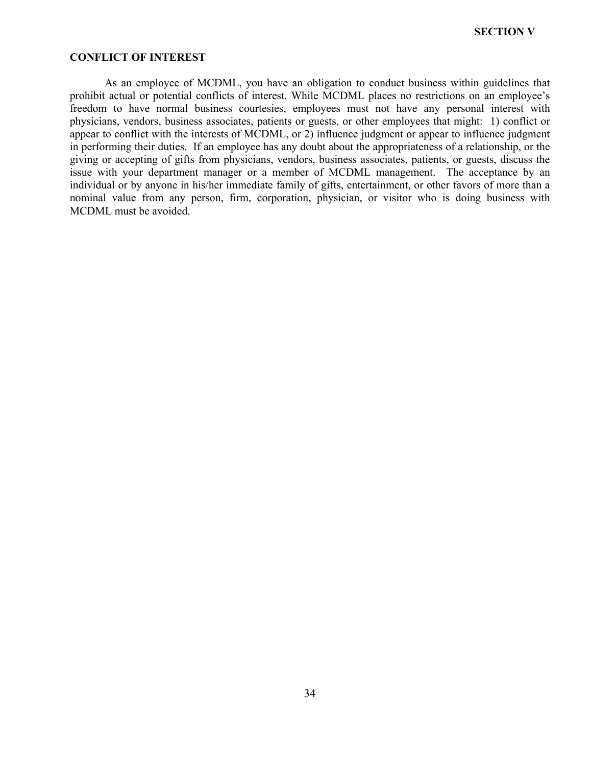## SECTION V

### CONFLICT OF INTEREST

As an employee of MCDML, you have an obligation to conduct business within guidelines that prohibit actual or potential conflicts of interest. While MCDML places no restrictions on an employee's freedom to have normal business courtesies, employees must not have any personal interest with physicians, vendors, business associates, patients or guests, or other employees that might: 1) conflict or appear to conflict with the interests of MCDML, or 2) influence judgment or appear to influence judgment in performing their duties. If an employee has any doubt about the appropriateness of a relationship, or the giving or accepting of gifts from physicians, vendors, business associates, patients, or guests, discuss the issue with your department manager or a member of MCDML management. The acceptance by an individual or by anyone in his/her immediate family of gifts, entertainment, or other favors of more than a nominal value from any person, firm, corporation, physician, or visitor who is doing business with MCDML must be avoided.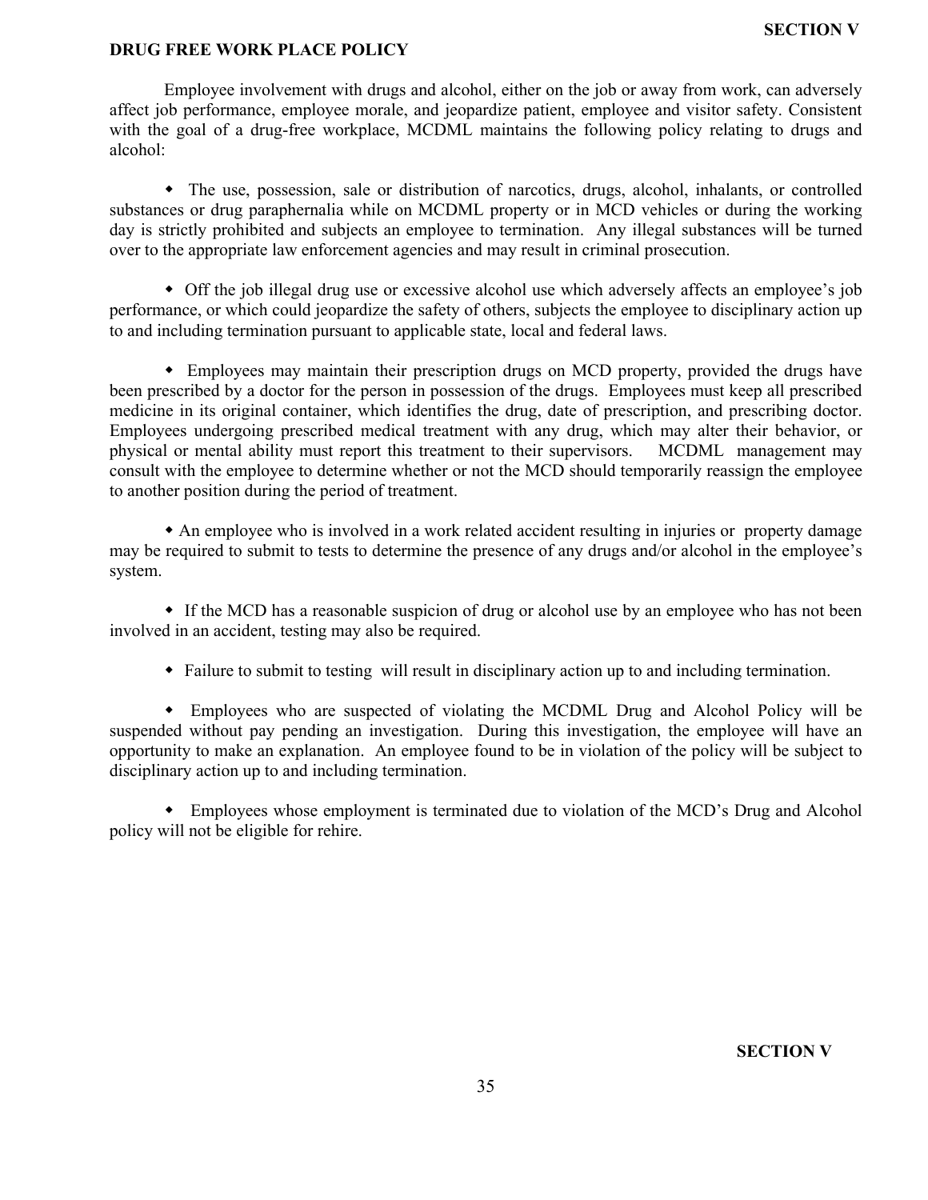## DRUG FREE WORK PLACE POLICY

Employee involvement with drugs and alcohol, either on the job or away from work, can adversely affect job performance, employee morale, and jeopardize patient, employee and visitor safety. Consistent with the goal of a drug-free workplace, MCDML maintains the following policy relating to drugs and alcohol:

- The use, possession, sale or distribution of narcotics, drugs, alcohol, inhalants, or controlled substances or drug paraphernalia while on MCDML property or in MCD vehicles or during the working day is strictly prohibited and subjects an employee to termination. Any illegal substances will be turned over to the appropriate law enforcement agencies and may result in criminal prosecution.

- Off the job illegal drug use or excessive alcohol use which adversely affects an employee's job performance, or which could jeopardize the safety of others, subjects the employee to disciplinary action up to and including termination pursuant to applicable state, local and federal laws.

- Employees may maintain their prescription drugs on MCD property, provided the drugs have been prescribed by a doctor for the person in possession of the drugs. Employees must keep all prescribed medicine in its original container, which identifies the drug, date of prescription, and prescribing doctor. Employees undergoing prescribed medical treatment with any drug, which may alter their behavior, or physical or mental ability must report this treatment to their supervisors. MCDML management may consult with the employee to determine whether or not the MCD should temporarily reassign the employee to another position during the period of treatment.

- An employee who is involved in a work related accident resulting in injuries or property damage may be required to submit to tests to determine the presence of any drugs and/or alcohol in the employee's system.

- If the MCD has a reasonable suspicion of drug or alcohol use by an employee who has not been involved in an accident, testing may also be required.

- Failure to submit to testing will result in disciplinary action up to and including termination.

- Employees who are suspected of violating the MCDML Drug and Alcohol Policy will be suspended without pay pending an investigation. During this investigation, the employee will have an opportunity to make an explanation. An employee found to be in violation of the policy will be subject to disciplinary action up to and including termination.

- Employees whose employment is terminated due to violation of the MCD's Drug and Alcohol policy will not be eligible for rehire.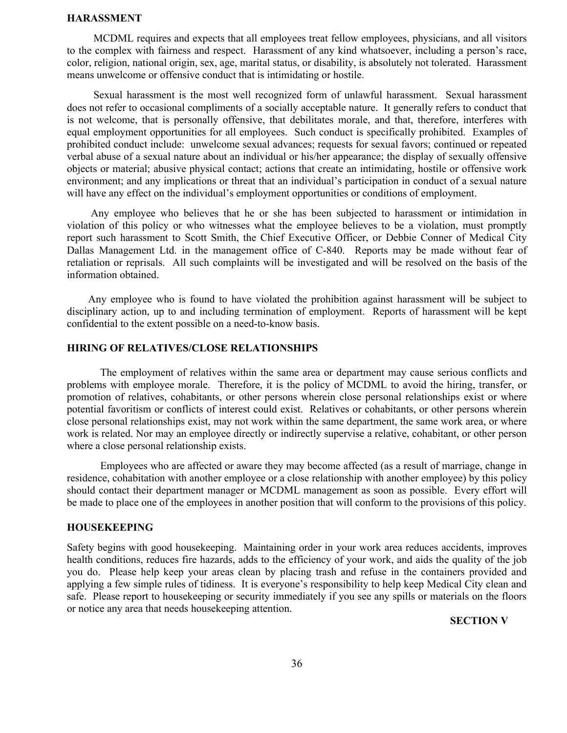## HARASSMENT

MCDML requires and expects that all employees treat fellow employees, physicians, and all visitors to the complex with fairness and respect. Harassment of any kind whatsoever, including a person's race, color, religion, national origin, sex, age, marital status, or disability, is absolutely not tolerated. Harassment means unwelcome or offensive conduct that is intimidating or hostile.

Sexual harassment is the most well recognized form of unlawful harassment. Sexual harassment does not refer to occasional compliments of a socially acceptable nature. It generally refers to conduct that is not welcome, that is personally offensive, that debilitates morale, and that, therefore, interferes with equal employment opportunities for all employees. Such conduct is specifically prohibited. Examples of prohibited conduct include: unwelcome sexual advances; requests for sexual favors; continued or repeated verbal abuse of a sexual nature about an individual or his/her appearance; the display of sexually offensive objects or material; abusive physical contact; actions that create an intimidating, hostile or offensive work environment; and any implications or threat that an individual's participation in conduct of a sexual nature will have any effect on the individual's employment opportunities or conditions of employment.

Any employee who believes that he or she has been subjected to harassment or intimidation in violation of this policy or who witnesses what the employee believes to be a violation, must promptly report such harassment to Scott Smith, the Chief Executive Officer, or Debbie Conner of Medical City Dallas Management Ltd. in the management office of C-840. Reports may be made without fear of retaliation or reprisals. All such complaints will be investigated and will be resolved on the basis of the information obtained.

Any employee who is found to have violated the prohibition against harassment will be subject to disciplinary action, up to and including termination of employment. Reports of harassment will be kept confidential to the extent possible on a need-to-know basis.

## HIRING OF RELATIVES/CLOSE RELATIONSHIPS

The employment of relatives within the same area or department may cause serious conflicts and problems with employee morale. Therefore, it is the policy of MCDML to avoid the hiring, transfer, or promotion of relatives, cohabitants, or other persons wherein close personal relationships exist or where potential favoritism or conflicts of interest could exist. Relatives or cohabitants, or other persons wherein close personal relationships exist, may not work within the same department, the same work area, or where work is related. Nor may an employee directly or indirectly supervise a relative, cohabitant, or other person where a close personal relationship exists.

Employees who are affected or aware they may become affected (as a result of marriage, change in residence, cohabitation with another employee or a close relationship with another employee) by this policy should contact their department manager or MCDML management as soon as possible. Every effort will be made to place one of the employees in another position that will conform to the provisions of this policy.

## HOUSEKEEPING

Safety begins with good housekeeping. Maintaining order in your work area reduces accidents, improves health conditions, reduces fire hazards, adds to the efficiency of your work, and aids the quality of the job you do. Please help keep your areas clean by placing trash and refuse in the containers provided and applying a few simple rules of tidiness. It is everyone's responsibility to help keep Medical City clean and safe. Please report to housekeeping or security immediately if you see any spills or materials on the floors or notice any area that needs housekeeping attention.

**SECTION V**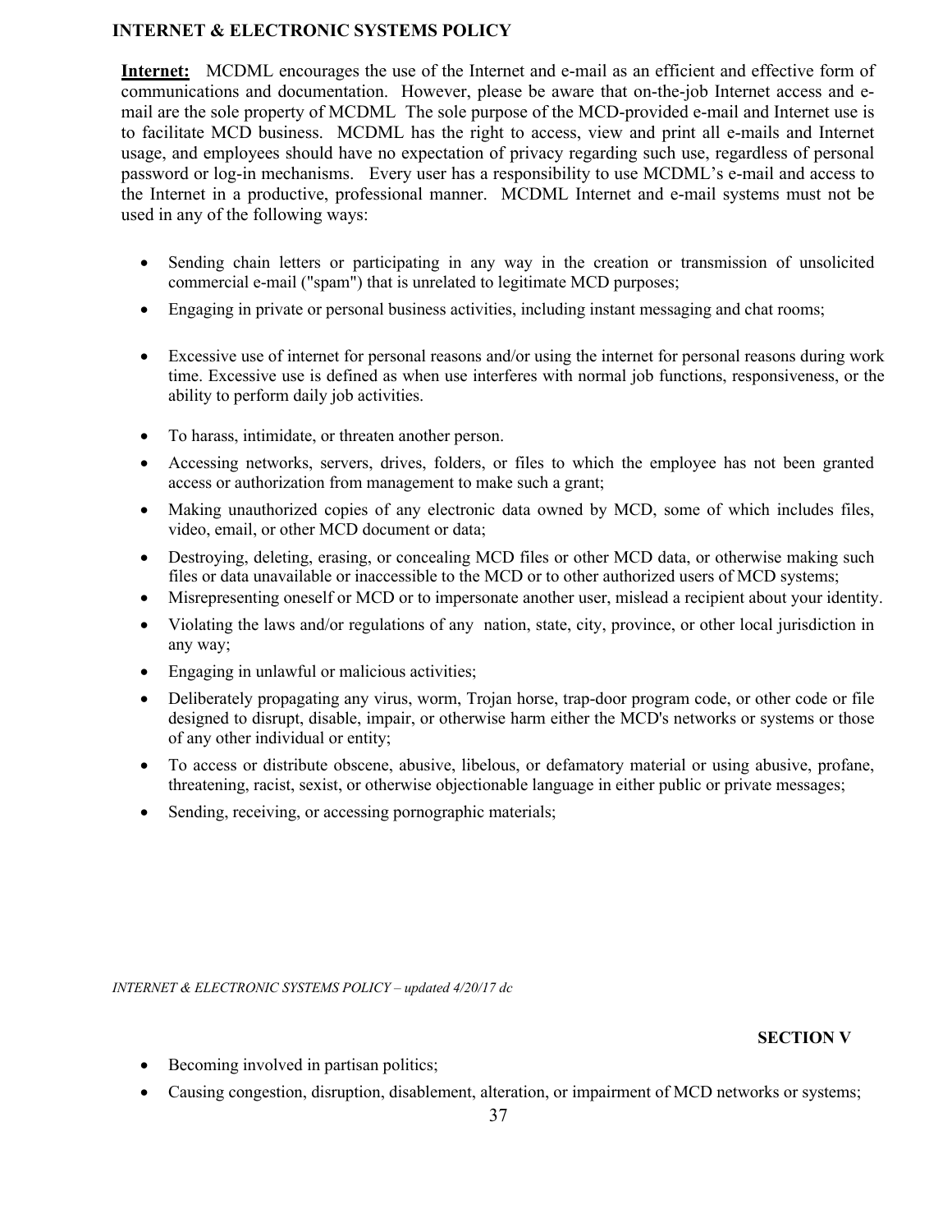## INTERNET & ELECTRONIC SYSTEMS POLICY

**Internet:** MCDML encourages the use of the Internet and e-mail as an efficient and effective form of communications and documentation. However, please be aware that on-the-job Internet access and e-mail are the sole property of MCDML The sole purpose of the MCD-provided e-mail and Internet use is to facilitate MCD business. MCDML has the right to access, view and print all e-mails and Internet usage, and employees should have no expectation of privacy regarding such use, regardless of personal password or log-in mechanisms. Every user has a responsibility to use MCDML's e-mail and access to the Internet in a productive, professional manner. MCDML Internet and e-mail systems must not be used in any of the following ways:

- Sending chain letters or participating in any way in the creation or transmission of unsolicited commercial e-mail ("spam") that is unrelated to legitimate MCD purposes;
- Engaging in private or personal business activities, including instant messaging and chat rooms;
- Excessive use of internet for personal reasons and/or using the internet for personal reasons during work time. Excessive use is defined as when use interferes with normal job functions, responsiveness, or the ability to perform daily job activities.
- To harass, intimidate, or threaten another person.
- Accessing networks, servers, drives, folders, or files to which the employee has not been granted access or authorization from management to make such a grant;
- Making unauthorized copies of any electronic data owned by MCD, some of which includes files, video, email, or other MCD document or data;
- Destroying, deleting, erasing, or concealing MCD files or other MCD data, or otherwise making such files or data unavailable or inaccessible to the MCD or to other authorized users of MCD systems;
- Misrepresenting oneself or MCD or to impersonate another user, mislead a recipient about your identity.
- Violating the laws and/or regulations of any nation, state, city, province, or other local jurisdiction in any way;
- Engaging in unlawful or malicious activities;
- Deliberately propagating any virus, worm, Trojan horse, trap-door program code, or other code or file designed to disrupt, disable, impair, or otherwise harm either the MCD's networks or systems or those of any other individual or entity;
- To access or distribute obscene, abusive, libelous, or defamatory material or using abusive, profane, threatening, racist, sexist, or otherwise objectionable language in either public or private messages;
- Sending, receiving, or accessing pornographic materials;
- Becoming involved in partisan politics;
- Causing congestion, disruption, disablement, alteration, or impairment of MCD networks or systems;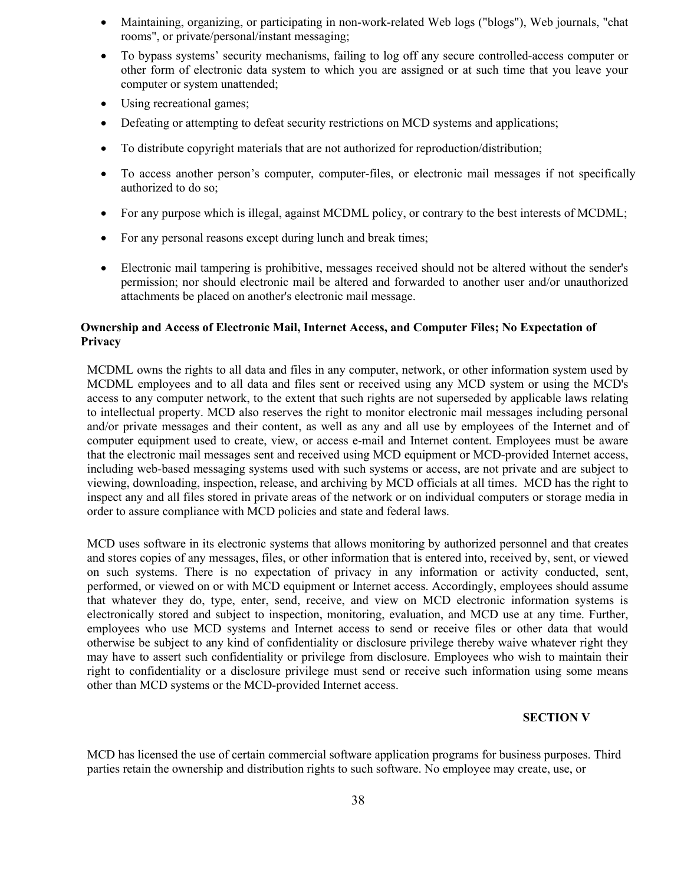- Maintaining, organizing, or participating in non-work-related Web logs ("blogs"), Web journals, "chat rooms", or private/personal/instant messaging;
- To bypass systems' security mechanisms, failing to log off any secure controlled-access computer or other form of electronic data system to which you are assigned or at such time that you leave your computer or system unattended;
- Using recreational games;
- Defeating or attempting to defeat security restrictions on MCD systems and applications;
- To distribute copyright materials that are not authorized for reproduction/distribution;
- To access another person's computer, computer-files, or electronic mail messages if not specifically authorized to do so;
- For any purpose which is illegal, against MCDML policy, or contrary to the best interests of MCDML;
- For any personal reasons except during lunch and break times;
- Electronic mail tampering is prohibitive, messages received should not be altered without the sender's permission; nor should electronic mail be altered and forwarded to another user and/or unauthorized attachments be placed on another's electronic mail message.

**Ownership and Access of Electronic Mail, Internet Access, and Computer Files; No Expectation of Privacy**

MCDML owns the rights to all data and files in any computer, network, or other information system used by MCDML employees and to all data and files sent or received using any MCD system or using the MCD's access to any computer network, to the extent that such rights are not superseded by applicable laws relating to intellectual property. MCD also reserves the right to monitor electronic mail messages including personal and/or private messages and their content, as well as any and all use by employees of the Internet and of computer equipment used to create, view, or access e-mail and Internet content. Employees must be aware that the electronic mail messages sent and received using MCD equipment or MCD-provided Internet access, including web-based messaging systems used with such systems or access, are not private and are subject to viewing, downloading, inspection, release, and archiving by MCD officials at all times. MCD has the right to inspect any and all files stored in private areas of the network or on individual computers or storage media in order to assure compliance with MCD policies and state and federal laws.

MCD uses software in its electronic systems that allows monitoring by authorized personnel and that creates and stores copies of any messages, files, or other information that is entered into, received by, sent, or viewed on such systems. There is no expectation of privacy in any information or activity conducted, sent, performed, or viewed on or with MCD equipment or Internet access. Accordingly, employees should assume that whatever they do, type, enter, send, receive, and view on MCD electronic information systems is electronically stored and subject to inspection, monitoring, evaluation, and MCD use at any time. Further, employees who use MCD systems and Internet access to send or receive files or other data that would otherwise be subject to any kind of confidentiality or disclosure privilege thereby waive whatever right they may have to assert such confidentiality or privilege from disclosure. Employees who wish to maintain their right to confidentiality or a disclosure privilege must send or receive such information using some means other than MCD systems or the MCD-provided Internet access.

**SECTION V**

MCD has licensed the use of certain commercial software application programs for business purposes. Third parties retain the ownership and distribution rights to such software. No employee may create, use, or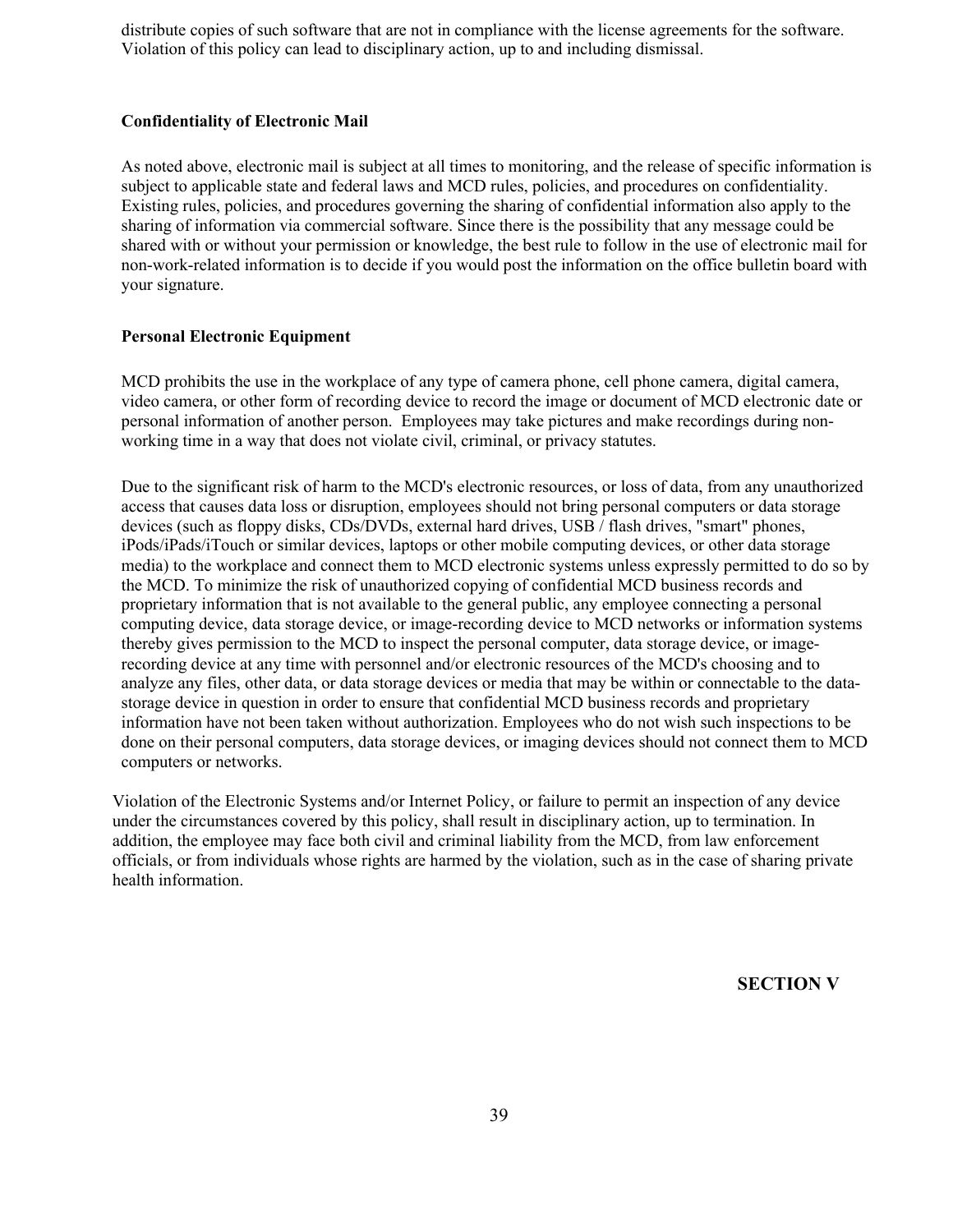distribute copies of such software that are not in compliance with the license agreements for the software. Violation of this policy can lead to disciplinary action, up to and including dismissal.

### Confidentiality of Electronic Mail

As noted above, electronic mail is subject at all times to monitoring, and the release of specific information is subject to applicable state and federal laws and MCD rules, policies, and procedures on confidentiality. Existing rules, policies, and procedures governing the sharing of confidential information also apply to the sharing of information via commercial software. Since there is the possibility that any message could be shared with or without your permission or knowledge, the best rule to follow in the use of electronic mail for non-work-related information is to decide if you would post the information on the office bulletin board with your signature.

### Personal Electronic Equipment

MCD prohibits the use in the workplace of any type of camera phone, cell phone camera, digital camera, video camera, or other form of recording device to record the image or document of MCD electronic date or personal information of another person. Employees may take pictures and make recordings during non-working time in a way that does not violate civil, criminal, or privacy statutes.

Due to the significant risk of harm to the MCD's electronic resources, or loss of data, from any unauthorized access that causes data loss or disruption, employees should not bring personal computers or data storage devices (such as floppy disks, CDs/DVDs, external hard drives, USB / flash drives, "smart" phones, iPods/iPads/iTouch or similar devices, laptops or other mobile computing devices, or other data storage media) to the workplace and connect them to MCD electronic systems unless expressly permitted to do so by the MCD. To minimize the risk of unauthorized copying of confidential MCD business records and proprietary information that is not available to the general public, any employee connecting a personal computing device, data storage device, or image-recording device to MCD networks or information systems thereby gives permission to the MCD to inspect the personal computer, data storage device, or image-recording device at any time with personnel and/or electronic resources of the MCD's choosing and to analyze any files, other data, or data storage devices or media that may be within or connectable to the data-storage device in question in order to ensure that confidential MCD business records and proprietary information have not been taken without authorization. Employees who do not wish such inspections to be done on their personal computers, data storage devices, or imaging devices should not connect them to MCD computers or networks.

Violation of the Electronic Systems and/or Internet Policy, or failure to permit an inspection of any device under the circumstances covered by this policy, shall result in disciplinary action, up to termination. In addition, the employee may face both civil and criminal liability from the MCD, from law enforcement officials, or from individuals whose rights are harmed by the violation, such as in the case of sharing private health information.

## SECTION V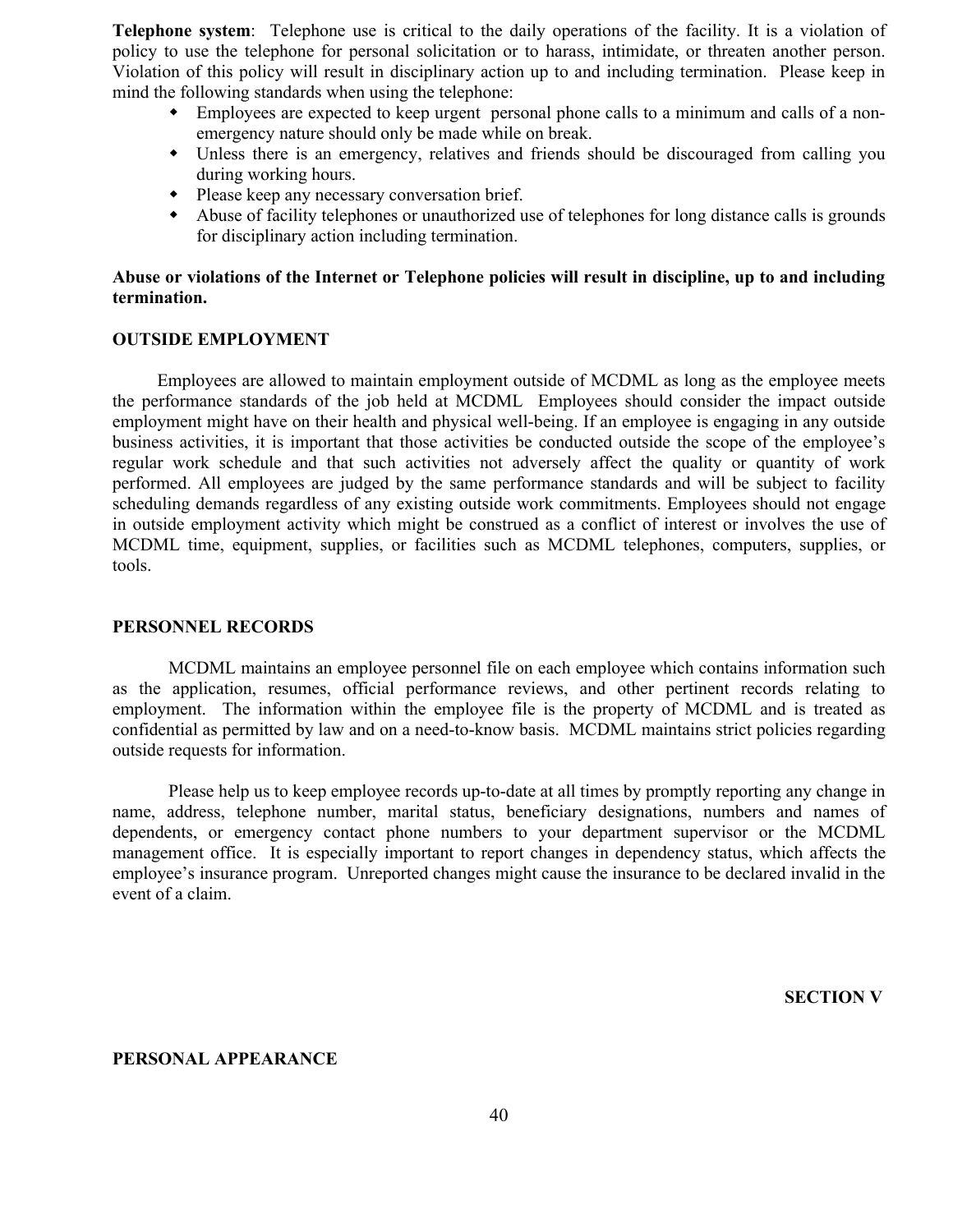**Telephone system**: Telephone use is critical to the daily operations of the facility. It is a violation of policy to use the telephone for personal solicitation or to harass, intimidate, or threaten another person. Violation of this policy will result in disciplinary action up to and including termination. Please keep in mind the following standards when using the telephone:

- Employees are expected to keep urgent personal phone calls to a minimum and calls of a non-emergency nature should only be made while on break.
- Unless there is an emergency, relatives and friends should be discouraged from calling you during working hours.
- Please keep any necessary conversation brief.
- Abuse of facility telephones or unauthorized use of telephones for long distance calls is grounds for disciplinary action including termination.

**Abuse or violations of the Internet or Telephone policies will result in discipline, up to and including termination.**

## OUTSIDE EMPLOYMENT

Employees are allowed to maintain employment outside of MCDML as long as the employee meets the performance standards of the job held at MCDML Employees should consider the impact outside employment might have on their health and physical well-being. If an employee is engaging in any outside business activities, it is important that those activities be conducted outside the scope of the employee's regular work schedule and that such activities not adversely affect the quality or quantity of work performed. All employees are judged by the same performance standards and will be subject to facility scheduling demands regardless of any existing outside work commitments. Employees should not engage in outside employment activity which might be construed as a conflict of interest or involves the use of MCDML time, equipment, supplies, or facilities such as MCDML telephones, computers, supplies, or tools.

## PERSONNEL RECORDS

MCDML maintains an employee personnel file on each employee which contains information such as the application, resumes, official performance reviews, and other pertinent records relating to employment. The information within the employee file is the property of MCDML and is treated as confidential as permitted by law and on a need-to-know basis. MCDML maintains strict policies regarding outside requests for information.

Please help us to keep employee records up-to-date at all times by promptly reporting any change in name, address, telephone number, marital status, beneficiary designations, numbers and names of dependents, or emergency contact phone numbers to your department supervisor or the MCDML management office. It is especially important to report changes in dependency status, which affects the employee's insurance program. Unreported changes might cause the insurance to be declared invalid in the event of a claim.

# SECTION V

## PERSONAL APPEARANCE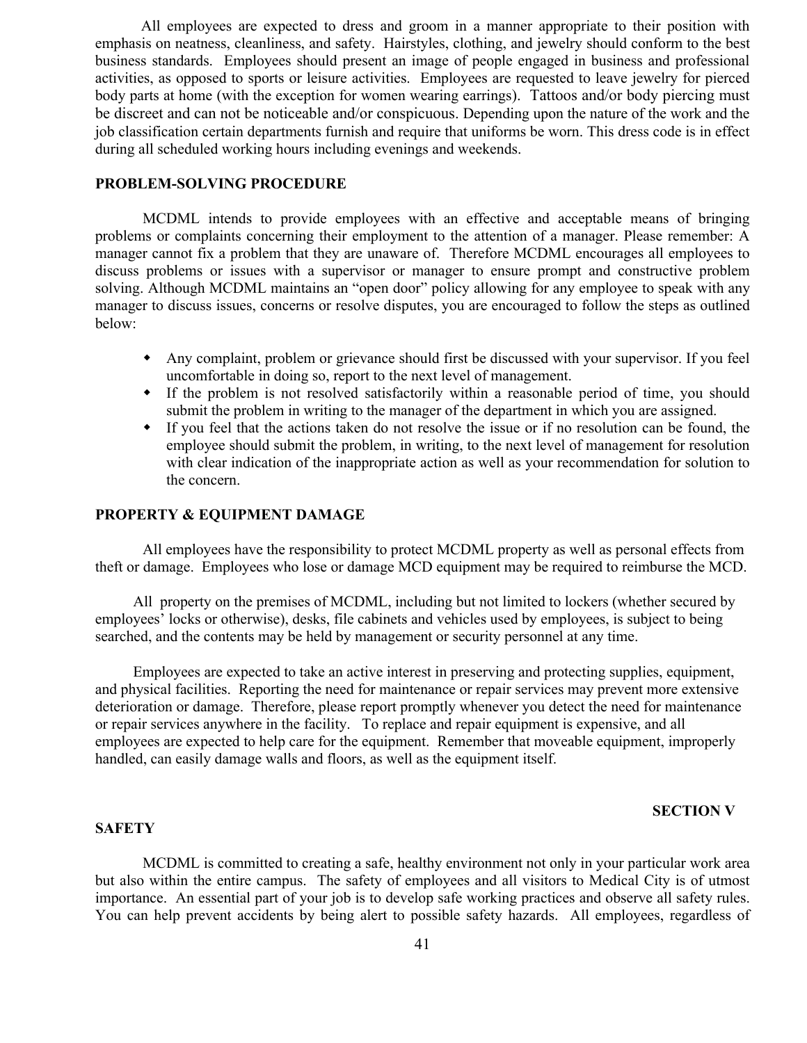All employees are expected to dress and groom in a manner appropriate to their position with emphasis on neatness, cleanliness, and safety. Hairstyles, clothing, and jewelry should conform to the best business standards. Employees should present an image of people engaged in business and professional activities, as opposed to sports or leisure activities. Employees are requested to leave jewelry for pierced body parts at home (with the exception for women wearing earrings). Tattoos and/or body piercing must be discreet and can not be noticeable and/or conspicuous. Depending upon the nature of the work and the job classification certain departments furnish and require that uniforms be worn. This dress code is in effect during all scheduled working hours including evenings and weekends.

## PROBLEM-SOLVING PROCEDURE

MCDML intends to provide employees with an effective and acceptable means of bringing problems or complaints concerning their employment to the attention of a manager. Please remember: A manager cannot fix a problem that they are unaware of. Therefore MCDML encourages all employees to discuss problems or issues with a supervisor or manager to ensure prompt and constructive problem solving. Although MCDML maintains an "open door" policy allowing for any employee to speak with any manager to discuss issues, concerns or resolve disputes, you are encouraged to follow the steps as outlined below:

- Any complaint, problem or grievance should first be discussed with your supervisor. If you feel uncomfortable in doing so, report to the next level of management.
- If the problem is not resolved satisfactorily within a reasonable period of time, you should submit the problem in writing to the manager of the department in which you are assigned.
- If you feel that the actions taken do not resolve the issue or if no resolution can be found, the employee should submit the problem, in writing, to the next level of management for resolution with clear indication of the inappropriate action as well as your recommendation for solution to the concern.

## PROPERTY & EQUIPMENT DAMAGE

All employees have the responsibility to protect MCDML property as well as personal effects from theft or damage. Employees who lose or damage MCD equipment may be required to reimburse the MCD.

All property on the premises of MCDML, including but not limited to lockers (whether secured by employees' locks or otherwise), desks, file cabinets and vehicles used by employees, is subject to being searched, and the contents may be held by management or security personnel at any time.

Employees are expected to take an active interest in preserving and protecting supplies, equipment, and physical facilities. Reporting the need for maintenance or repair services may prevent more extensive deterioration or damage. Therefore, please report promptly whenever you detect the need for maintenance or repair services anywhere in the facility. To replace and repair equipment is expensive, and all employees are expected to help care for the equipment. Remember that moveable equipment, improperly handled, can easily damage walls and floors, as well as the equipment itself.

# SECTION V

## SAFETY

MCDML is committed to creating a safe, healthy environment not only in your particular work area but also within the entire campus. The safety of employees and all visitors to Medical City is of utmost importance. An essential part of your job is to develop safe working practices and observe all safety rules. You can help prevent accidents by being alert to possible safety hazards. All employees, regardless of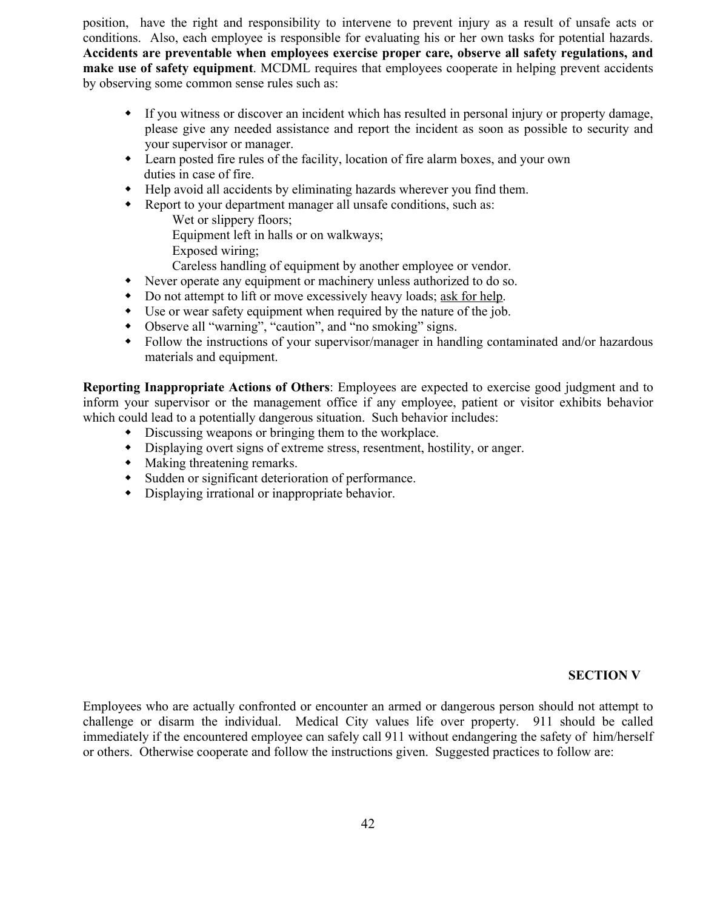position, have the right and responsibility to intervene to prevent injury as a result of unsafe acts or conditions. Also, each employee is responsible for evaluating his or her own tasks for potential hazards. **Accidents are preventable when employees exercise proper care, observe all safety regulations, and make use of safety equipment**. MCDML requires that employees cooperate in helping prevent accidents by observing some common sense rules such as:

- If you witness or discover an incident which has resulted in personal injury or property damage, please give any needed assistance and report the incident as soon as possible to security and your supervisor or manager.
- Learn posted fire rules of the facility, location of fire alarm boxes, and your own duties in case of fire.
- Help avoid all accidents by eliminating hazards wherever you find them.
- Report to your department manager all unsafe conditions, such as:
  - Wet or slippery floors;
  - Equipment left in halls or on walkways;
  - Exposed wiring;
  - Careless handling of equipment by another employee or vendor.
- Never operate any equipment or machinery unless authorized to do so.
- Do not attempt to lift or move excessively heavy loads; <u>ask for help</u>.
- Use or wear safety equipment when required by the nature of the job.
- Observe all "warning", "caution", and "no smoking" signs.
- Follow the instructions of your supervisor/manager in handling contaminated and/or hazardous materials and equipment.

**Reporting Inappropriate Actions of Others**: Employees are expected to exercise good judgment and to inform your supervisor or the management office if any employee, patient or visitor exhibits behavior which could lead to a potentially dangerous situation. Such behavior includes:

- Discussing weapons or bringing them to the workplace.
- Displaying overt signs of extreme stress, resentment, hostility, or anger.
- Making threatening remarks.
- Sudden or significant deterioration of performance.
- Displaying irrational or inappropriate behavior.

## SECTION V

Employees who are actually confronted or encounter an armed or dangerous person should not attempt to challenge or disarm the individual. Medical City values life over property. 911 should be called immediately if the encountered employee can safely call 911 without endangering the safety of him/herself or others. Otherwise cooperate and follow the instructions given. Suggested practices to follow are: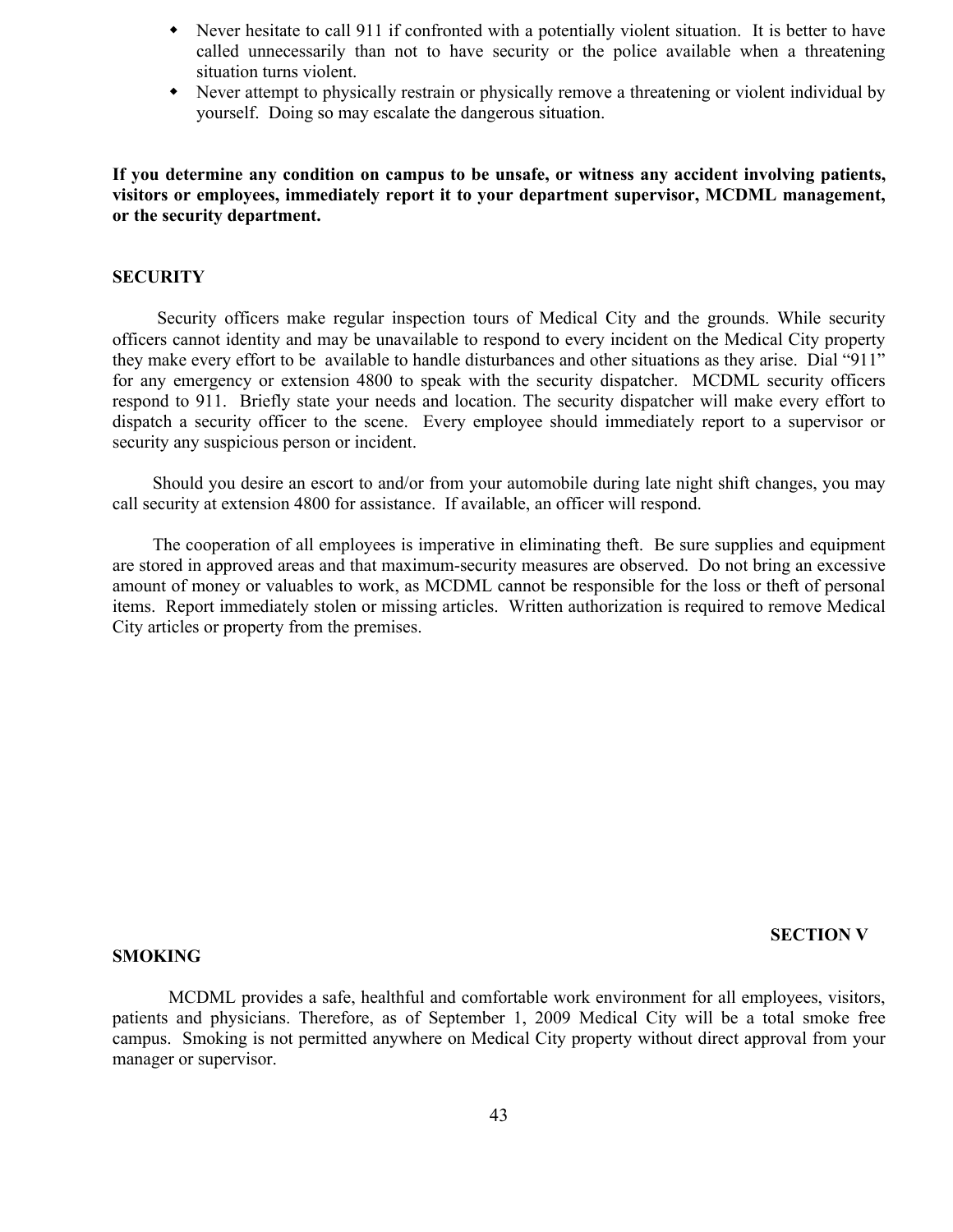- Never hesitate to call 911 if confronted with a potentially violent situation. It is better to have called unnecessarily than not to have security or the police available when a threatening situation turns violent.
- Never attempt to physically restrain or physically remove a threatening or violent individual by yourself. Doing so may escalate the dangerous situation.

**If you determine any condition on campus to be unsafe, or witness any accident involving patients, visitors or employees, immediately report it to your department supervisor, MCDML management, or the security department.**

## SECURITY

Security officers make regular inspection tours of Medical City and the grounds. While security officers cannot identity and may be unavailable to respond to every incident on the Medical City property they make every effort to be available to handle disturbances and other situations as they arise. Dial "911" for any emergency or extension 4800 to speak with the security dispatcher. MCDML security officers respond to 911. Briefly state your needs and location. The security dispatcher will make every effort to dispatch a security officer to the scene. Every employee should immediately report to a supervisor or security any suspicious person or incident.

Should you desire an escort to and/or from your automobile during late night shift changes, you may call security at extension 4800 for assistance. If available, an officer will respond.

The cooperation of all employees is imperative in eliminating theft. Be sure supplies and equipment are stored in approved areas and that maximum-security measures are observed. Do not bring an excessive amount of money or valuables to work, as MCDML cannot be responsible for the loss or theft of personal items. Report immediately stolen or missing articles. Written authorization is required to remove Medical City articles or property from the premises.

**SECTION V**

## SMOKING

MCDML provides a safe, healthful and comfortable work environment for all employees, visitors, patients and physicians. Therefore, as of September 1, 2009 Medical City will be a total smoke free campus. Smoking is not permitted anywhere on Medical City property without direct approval from your manager or supervisor.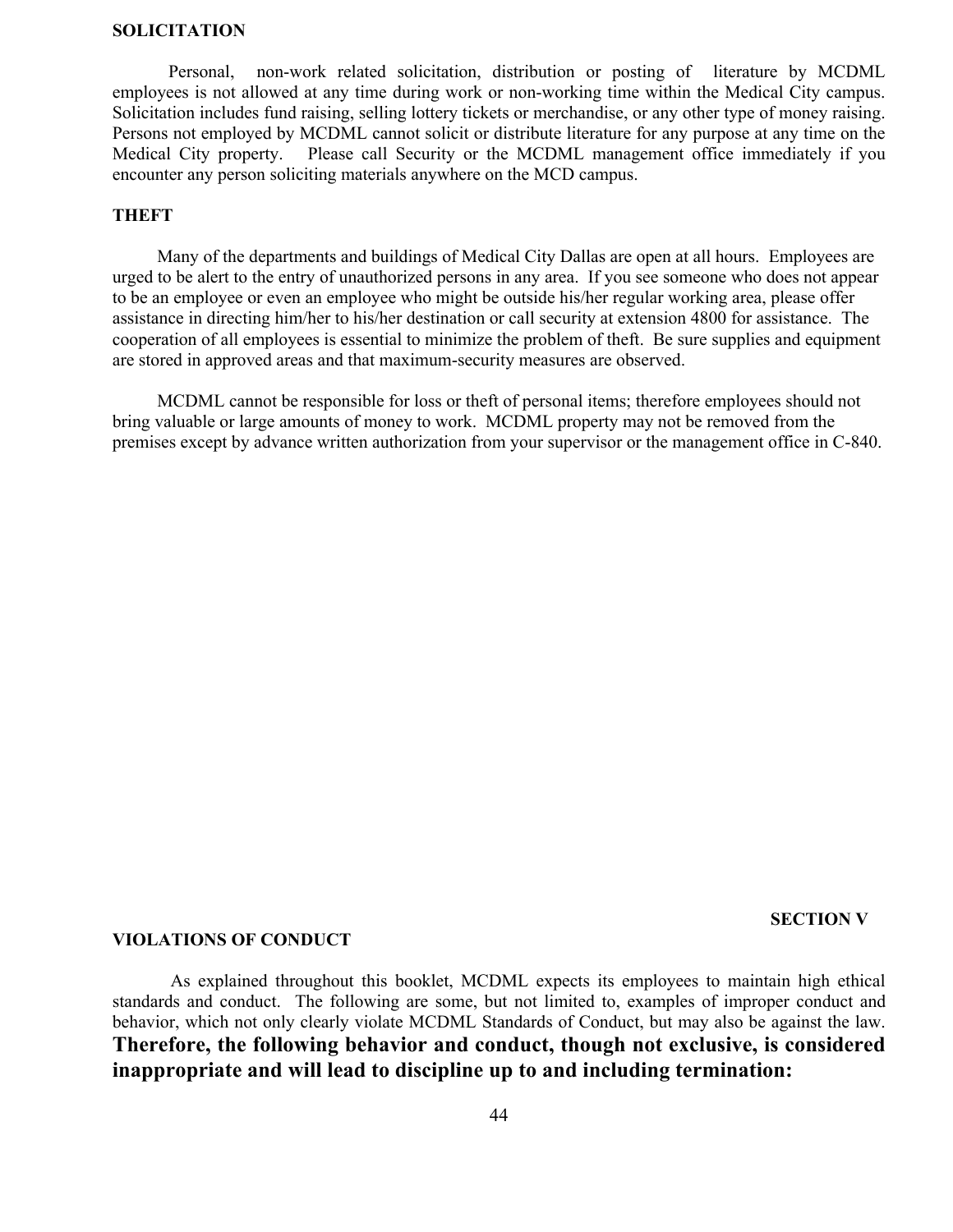## SOLICITATION

Personal, non-work related solicitation, distribution or posting of literature by MCDML employees is not allowed at any time during work or non-working time within the Medical City campus. Solicitation includes fund raising, selling lottery tickets or merchandise, or any other type of money raising. Persons not employed by MCDML cannot solicit or distribute literature for any purpose at any time on the Medical City property. Please call Security or the MCDML management office immediately if you encounter any person soliciting materials anywhere on the MCD campus.

## THEFT

Many of the departments and buildings of Medical City Dallas are open at all hours. Employees are urged to be alert to the entry of unauthorized persons in any area. If you see someone who does not appear to be an employee or even an employee who might be outside his/her regular working area, please offer assistance in directing him/her to his/her destination or call security at extension 4800 for assistance. The cooperation of all employees is essential to minimize the problem of theft. Be sure supplies and equipment are stored in approved areas and that maximum-security measures are observed.

MCDML cannot be responsible for loss or theft of personal items; therefore employees should not bring valuable or large amounts of money to work. MCDML property may not be removed from the premises except by advance written authorization from your supervisor or the management office in C-840.

# SECTION V

## VIOLATIONS OF CONDUCT

As explained throughout this booklet, MCDML expects its employees to maintain high ethical standards and conduct. The following are some, but not limited to, examples of improper conduct and behavior, which not only clearly violate MCDML Standards of Conduct, but may also be against the law. **Therefore, the following behavior and conduct, though not exclusive, is considered inappropriate and will lead to discipline up to and including termination:**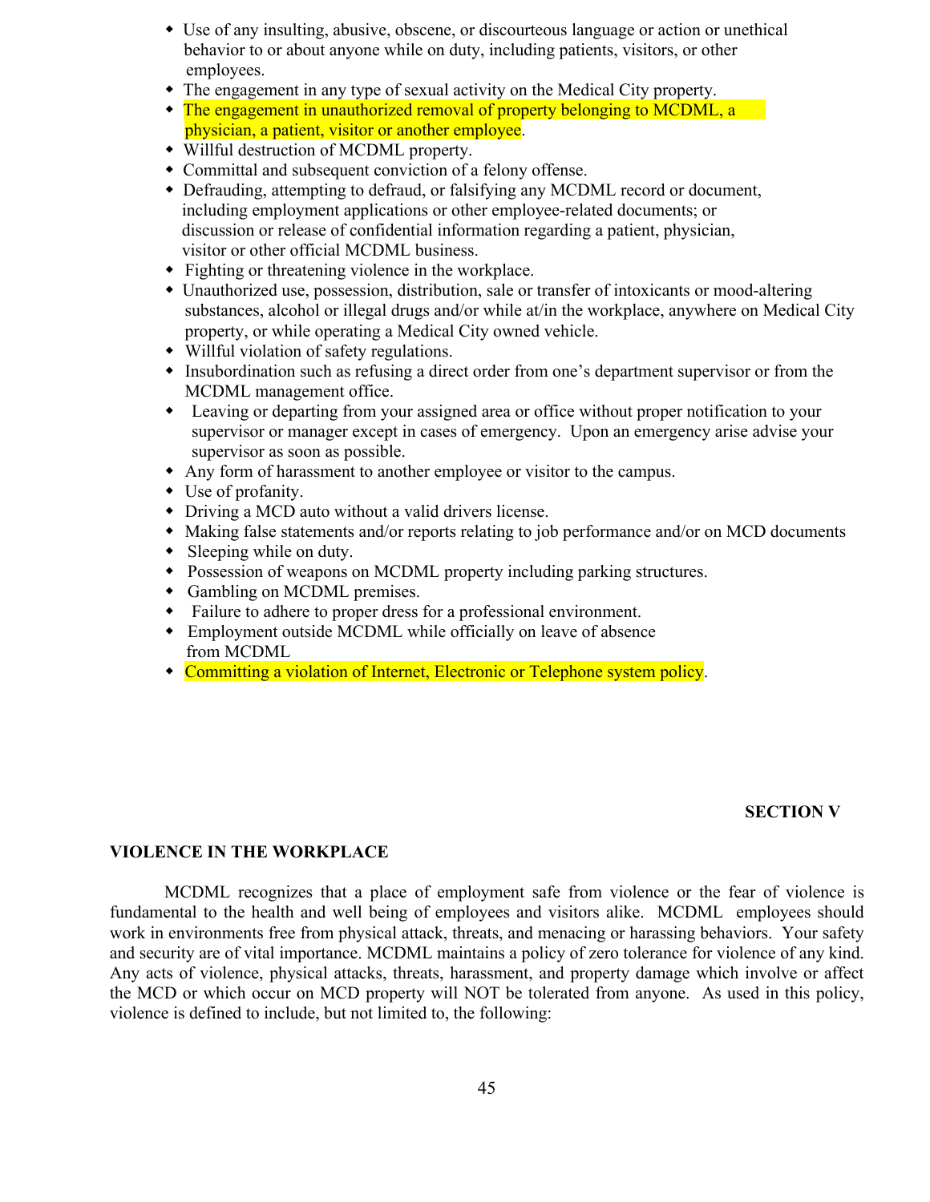- Use of any insulting, abusive, obscene, or discourteous language or action or unethical behavior to or about anyone while on duty, including patients, visitors, or other employees.
- The engagement in any type of sexual activity on the Medical City property.
- The engagement in unauthorized removal of property belonging to MCDML, a physician, a patient, visitor or another employee.
- Willful destruction of MCDML property.
- Committal and subsequent conviction of a felony offense.
- Defrauding, attempting to defraud, or falsifying any MCDML record or document, including employment applications or other employee-related documents; or discussion or release of confidential information regarding a patient, physician, visitor or other official MCDML business.
- Fighting or threatening violence in the workplace.
- Unauthorized use, possession, distribution, sale or transfer of intoxicants or mood-altering substances, alcohol or illegal drugs and/or while at/in the workplace, anywhere on Medical City property, or while operating a Medical City owned vehicle.
- Willful violation of safety regulations.
- Insubordination such as refusing a direct order from one's department supervisor or from the MCDML management office.
- Leaving or departing from your assigned area or office without proper notification to your supervisor or manager except in cases of emergency. Upon an emergency arise advise your supervisor as soon as possible.
- Any form of harassment to another employee or visitor to the campus.
- Use of profanity.
- Driving a MCD auto without a valid drivers license.
- Making false statements and/or reports relating to job performance and/or on MCD documents
- Sleeping while on duty.
- Possession of weapons on MCDML property including parking structures.
- Gambling on MCDML premises.
- Failure to adhere to proper dress for a professional environment.
- Employment outside MCDML while officially on leave of absence from MCDML
- Committing a violation of Internet, Electronic or Telephone system policy.

**SECTION V**

## VIOLENCE IN THE WORKPLACE

MCDML recognizes that a place of employment safe from violence or the fear of violence is fundamental to the health and well being of employees and visitors alike. MCDML employees should work in environments free from physical attack, threats, and menacing or harassing behaviors. Your safety and security are of vital importance. MCDML maintains a policy of zero tolerance for violence of any kind. Any acts of violence, physical attacks, threats, harassment, and property damage which involve or affect the MCD or which occur on MCD property will NOT be tolerated from anyone. As used in this policy, violence is defined to include, but not limited to, the following: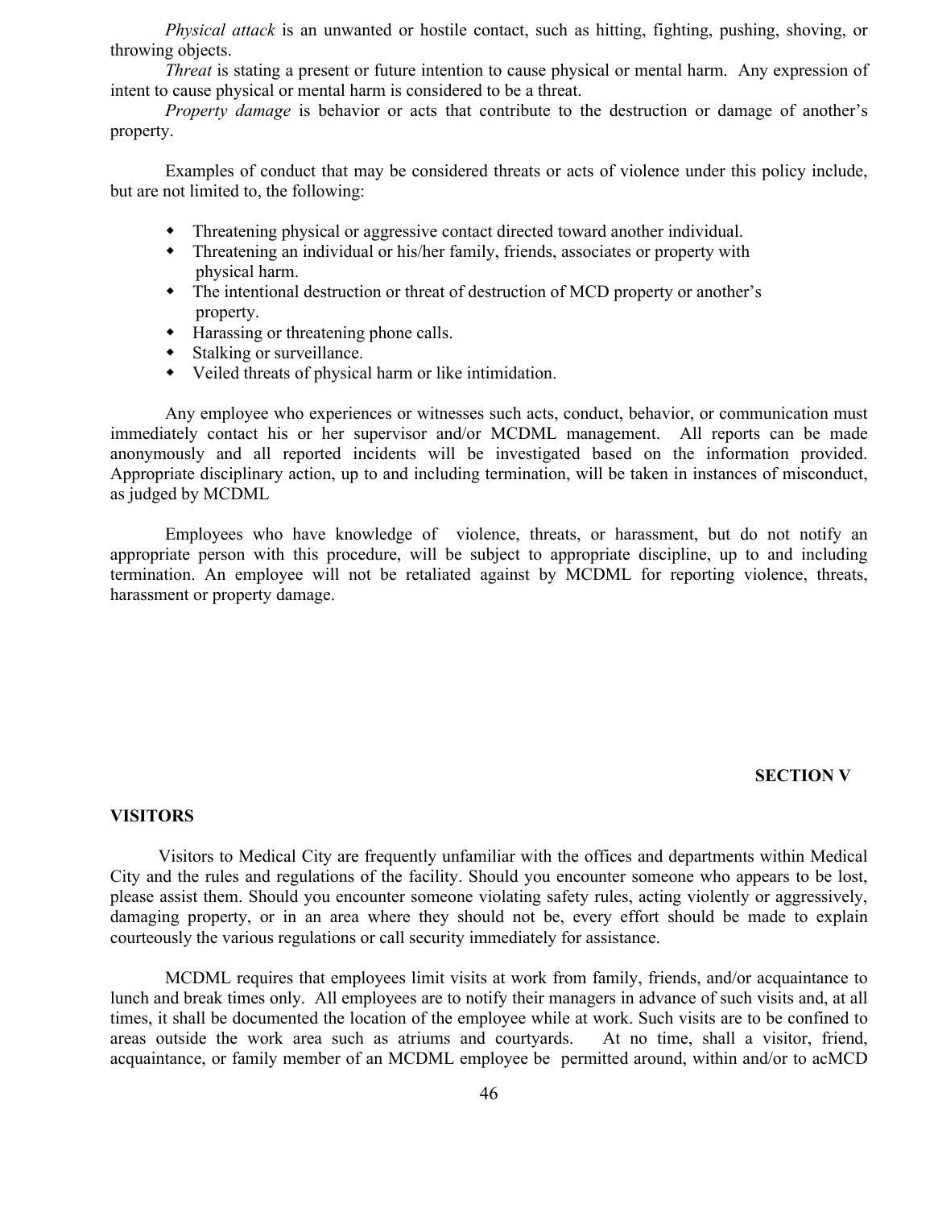*Physical attack* is an unwanted or hostile contact, such as hitting, fighting, pushing, shoving, or throwing objects.

*Threat* is stating a present or future intention to cause physical or mental harm. Any expression of intent to cause physical or mental harm is considered to be a threat.

*Property damage* is behavior or acts that contribute to the destruction or damage of another's property.

Examples of conduct that may be considered threats or acts of violence under this policy include, but are not limited to, the following:

- Threatening physical or aggressive contact directed toward another individual.
- Threatening an individual or his/her family, friends, associates or property with physical harm.
- The intentional destruction or threat of destruction of MCD property or another's property.
- Harassing or threatening phone calls.
- Stalking or surveillance.
- Veiled threats of physical harm or like intimidation.

Any employee who experiences or witnesses such acts, conduct, behavior, or communication must immediately contact his or her supervisor and/or MCDML management. All reports can be made anonymously and all reported incidents will be investigated based on the information provided. Appropriate disciplinary action, up to and including termination, will be taken in instances of misconduct, as judged by MCDML

Employees who have knowledge of violence, threats, or harassment, but do not notify an appropriate person with this procedure, will be subject to appropriate discipline, up to and including termination. An employee will not be retaliated against by MCDML for reporting violence, threats, harassment or property damage.

**SECTION V**

## VISITORS

Visitors to Medical City are frequently unfamiliar with the offices and departments within Medical City and the rules and regulations of the facility. Should you encounter someone who appears to be lost, please assist them. Should you encounter someone violating safety rules, acting violently or aggressively, damaging property, or in an area where they should not be, every effort should be made to explain courteously the various regulations or call security immediately for assistance.

MCDML requires that employees limit visits at work from family, friends, and/or acquaintance to lunch and break times only. All employees are to notify their managers in advance of such visits and, at all times, it shall be documented the location of the employee while at work. Such visits are to be confined to areas outside the work area such as atriums and courtyards. At no time, shall a visitor, friend, acquaintance, or family member of an MCDML employee be permitted around, within and/or to acMCD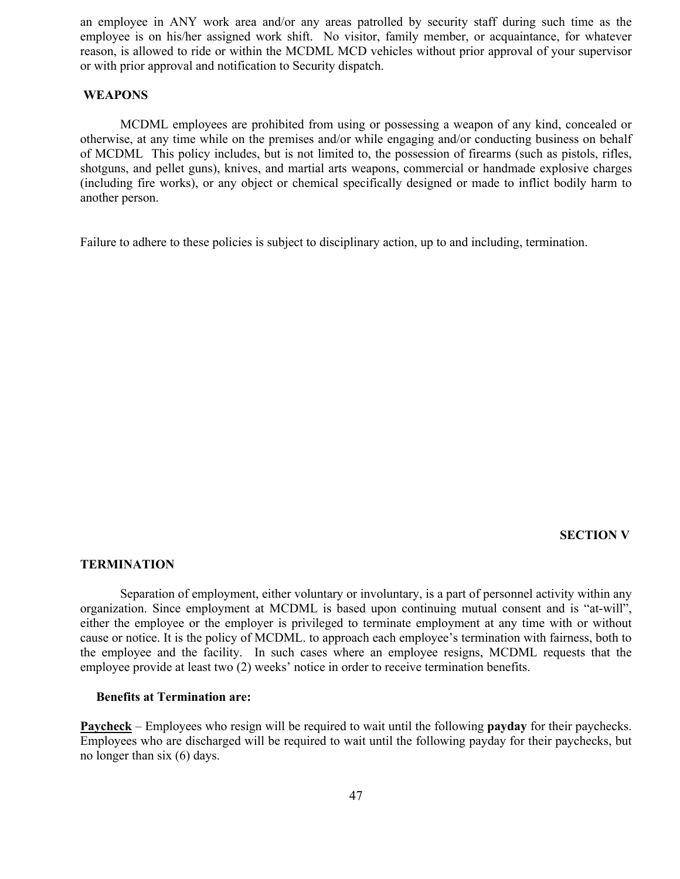an employee in ANY work area and/or any areas patrolled by security staff during such time as the employee is on his/her assigned work shift. No visitor, family member, or acquaintance, for whatever reason, is allowed to ride or within the MCDML MCD vehicles without prior approval of your supervisor or with prior approval and notification to Security dispatch.

## WEAPONS

MCDML employees are prohibited from using or possessing a weapon of any kind, concealed or otherwise, at any time while on the premises and/or while engaging and/or conducting business on behalf of MCDML This policy includes, but is not limited to, the possession of firearms (such as pistols, rifles, shotguns, and pellet guns), knives, and martial arts weapons, commercial or handmade explosive charges (including fire works), or any object or chemical specifically designed or made to inflict bodily harm to another person.

Failure to adhere to these policies is subject to disciplinary action, up to and including, termination.

# SECTION V

## TERMINATION

Separation of employment, either voluntary or involuntary, is a part of personnel activity within any organization. Since employment at MCDML is based upon continuing mutual consent and is "at-will", either the employee or the employer is privileged to terminate employment at any time with or without cause or notice. It is the policy of MCDML. to approach each employee's termination with fairness, both to the employee and the facility. In such cases where an employee resigns, MCDML requests that the employee provide at least two (2) weeks' notice in order to receive termination benefits.

**Benefits at Termination are:**

**Paycheck** – Employees who resign will be required to wait until the following **payday** for their paychecks. Employees who are discharged will be required to wait until the following payday for their paychecks, but no longer than six (6) days.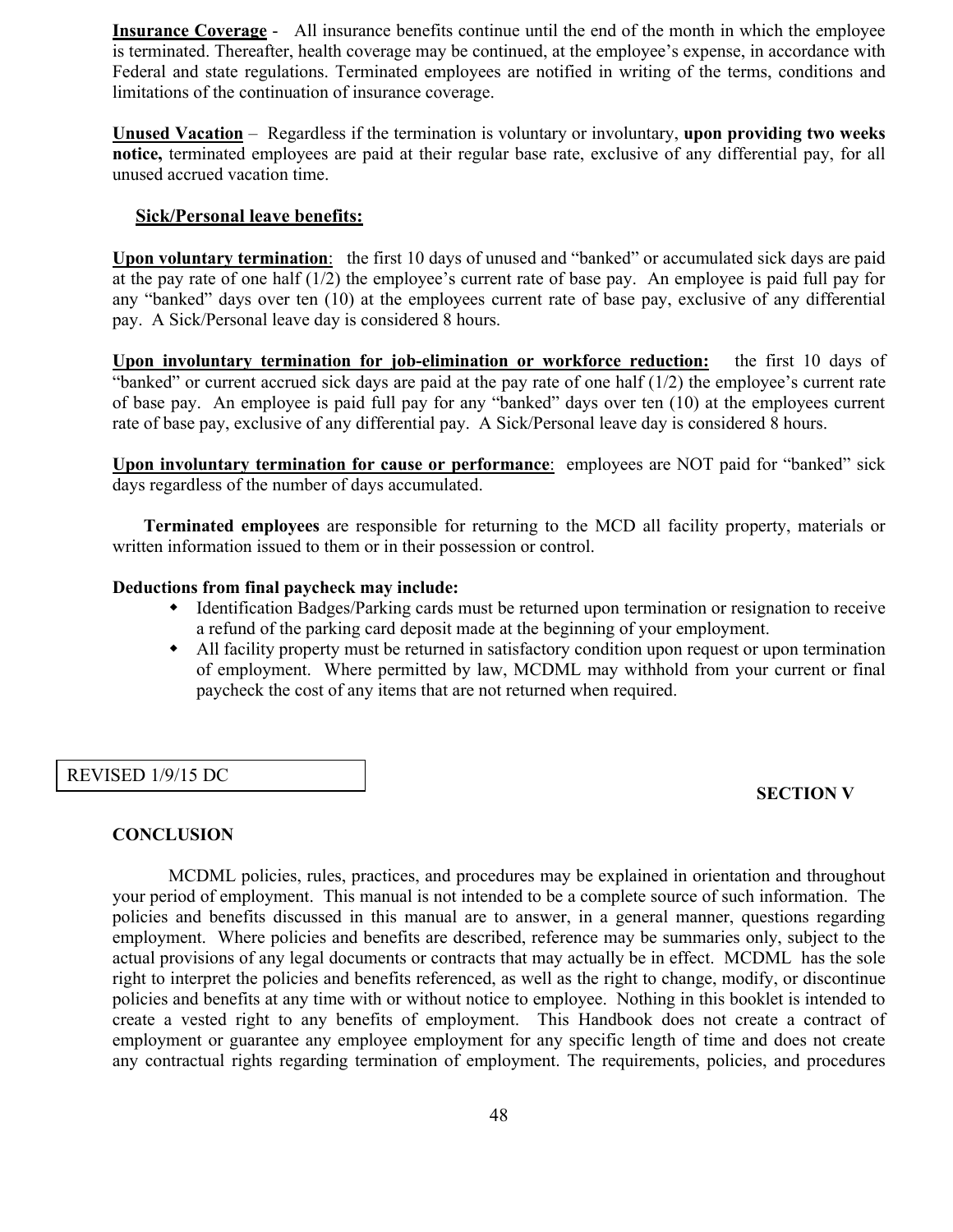**Insurance Coverage** - All insurance benefits continue until the end of the month in which the employee is terminated. Thereafter, health coverage may be continued, at the employee's expense, in accordance with Federal and state regulations. Terminated employees are notified in writing of the terms, conditions and limitations of the continuation of insurance coverage.

**Unused Vacation** – Regardless if the termination is voluntary or involuntary, **upon providing two weeks notice,** terminated employees are paid at their regular base rate, exclusive of any differential pay, for all unused accrued vacation time.

**Sick/Personal leave benefits:**

**Upon voluntary termination**: the first 10 days of unused and "banked" or accumulated sick days are paid at the pay rate of one half (1/2) the employee's current rate of base pay. An employee is paid full pay for any "banked" days over ten (10) at the employees current rate of base pay, exclusive of any differential pay. A Sick/Personal leave day is considered 8 hours.

**Upon involuntary termination for job-elimination or workforce reduction:** the first 10 days of "banked" or current accrued sick days are paid at the pay rate of one half (1/2) the employee's current rate of base pay. An employee is paid full pay for any "banked" days over ten (10) at the employees current rate of base pay, exclusive of any differential pay. A Sick/Personal leave day is considered 8 hours.

**Upon involuntary termination for cause or performance**: employees are NOT paid for "banked" sick days regardless of the number of days accumulated.

**Terminated employees** are responsible for returning to the MCD all facility property, materials or written information issued to them or in their possession or control.

**Deductions from final paycheck may include:**

- Identification Badges/Parking cards must be returned upon termination or resignation to receive a refund of the parking card deposit made at the beginning of your employment.
- All facility property must be returned in satisfactory condition upon request or upon termination of employment. Where permitted by law, MCDML may withhold from your current or final paycheck the cost of any items that are not returned when required.

REVISED 1/9/15 DC

**SECTION V**

## CONCLUSION

MCDML policies, rules, practices, and procedures may be explained in orientation and throughout your period of employment. This manual is not intended to be a complete source of such information. The policies and benefits discussed in this manual are to answer, in a general manner, questions regarding employment. Where policies and benefits are described, reference may be summaries only, subject to the actual provisions of any legal documents or contracts that may actually be in effect. MCDML has the sole right to interpret the policies and benefits referenced, as well as the right to change, modify, or discontinue policies and benefits at any time with or without notice to employee. Nothing in this booklet is intended to create a vested right to any benefits of employment. This Handbook does not create a contract of employment or guarantee any employee employment for any specific length of time and does not create any contractual rights regarding termination of employment. The requirements, policies, and procedures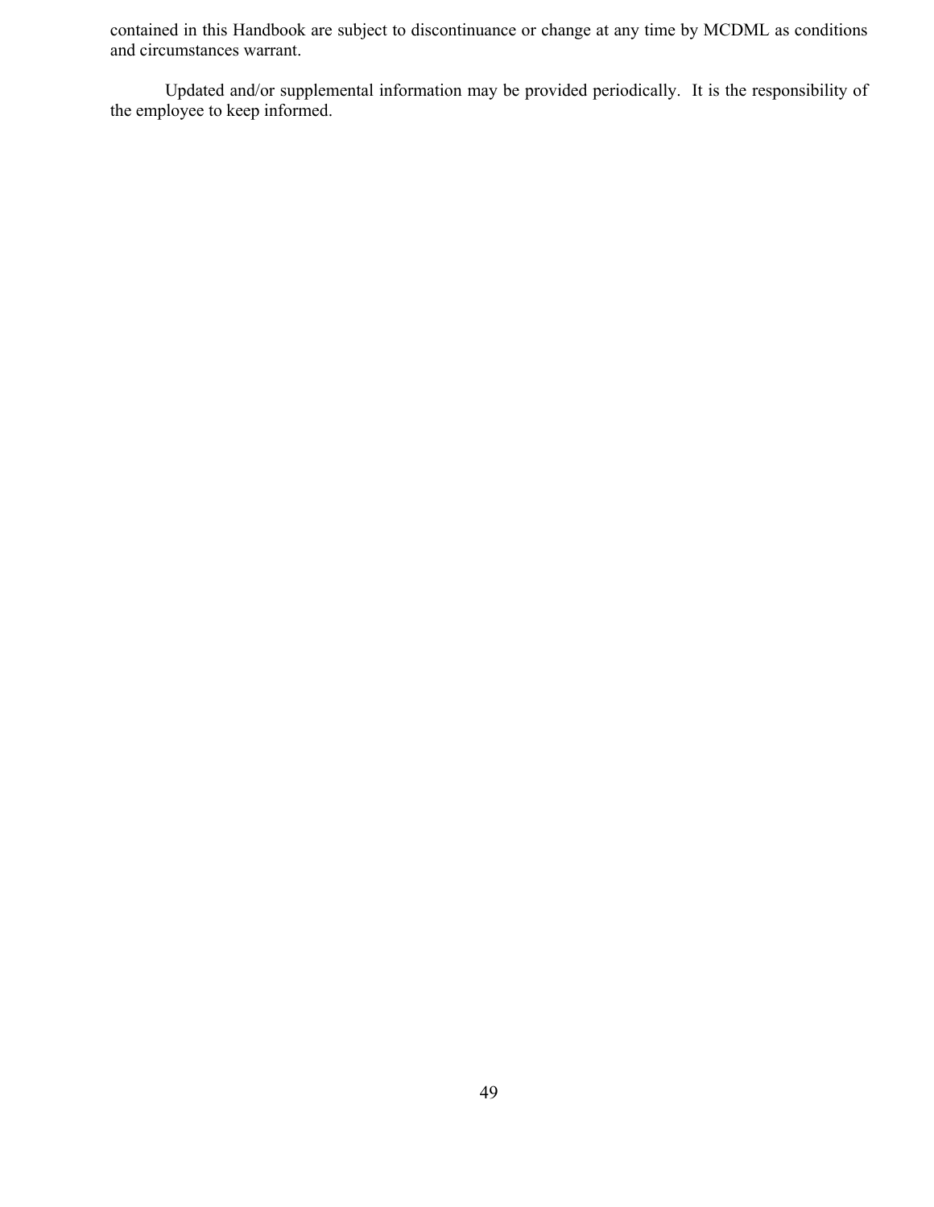contained in this Handbook are subject to discontinuance or change at any time by MCDML as conditions and circumstances warrant.

Updated and/or supplemental information may be provided periodically. It is the responsibility of the employee to keep informed.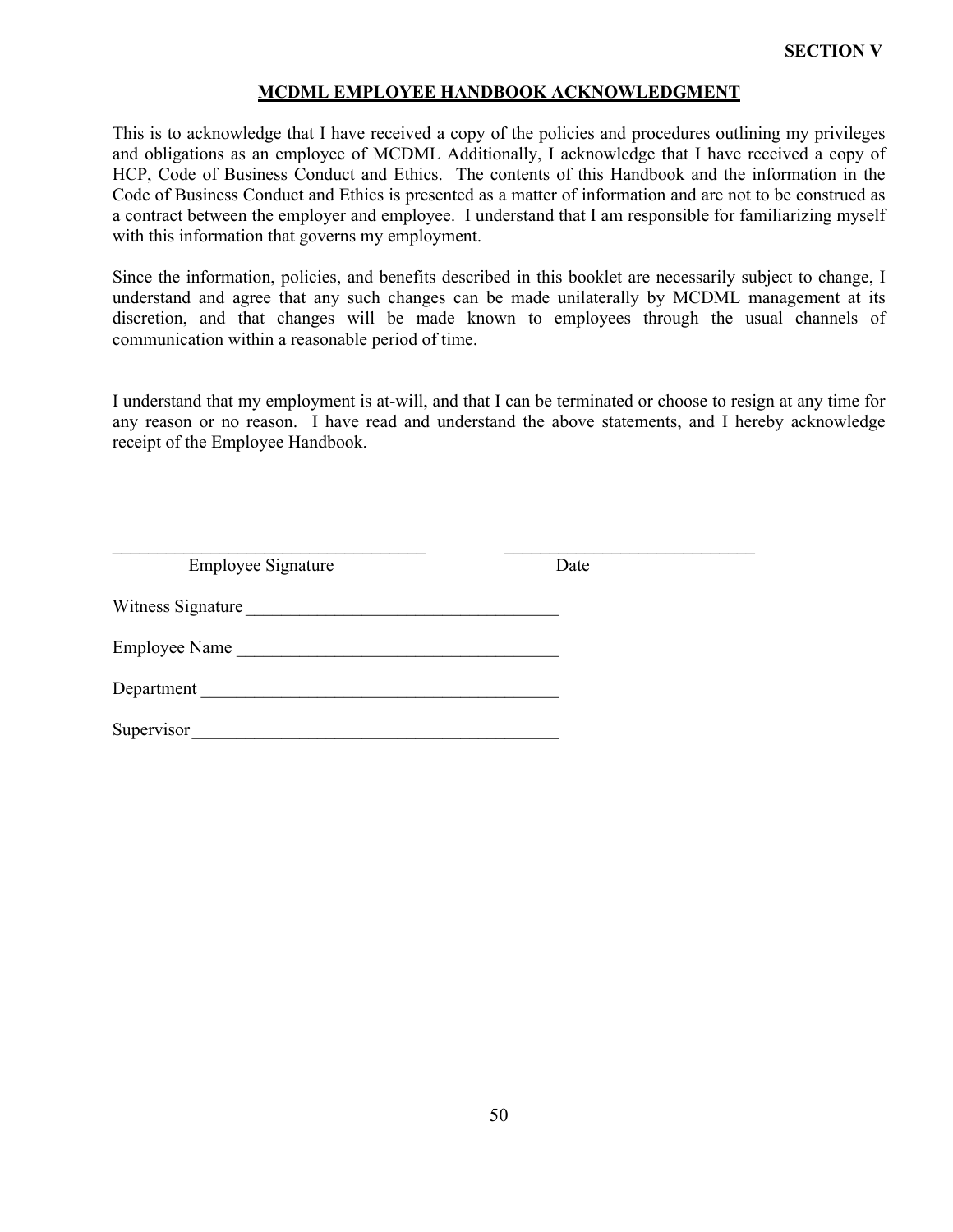**SECTION V**

## MCDML EMPLOYEE HANDBOOK ACKNOWLEDGMENT

This is to acknowledge that I have received a copy of the policies and procedures outlining my privileges and obligations as an employee of MCDML Additionally, I acknowledge that I have received a copy of HCP, Code of Business Conduct and Ethics. The contents of this Handbook and the information in the Code of Business Conduct and Ethics is presented as a matter of information and are not to be construed as a contract between the employer and employee. I understand that I am responsible for familiarizing myself with this information that governs my employment.

Since the information, policies, and benefits described in this booklet are necessarily subject to change, I understand and agree that any such changes can be made unilaterally by MCDML management at its discretion, and that changes will be made known to employees through the usual channels of communication within a reasonable period of time.

I understand that my employment is at-will, and that I can be terminated or choose to resign at any time for any reason or no reason. I have read and understand the above statements, and I hereby acknowledge receipt of the Employee Handbook.

___________________________________ ____________________________
Employee Signature Date

Witness Signature ___________________________________

Employee Name ____________________________________

Department ________________________________________

Supervisor _________________________________________